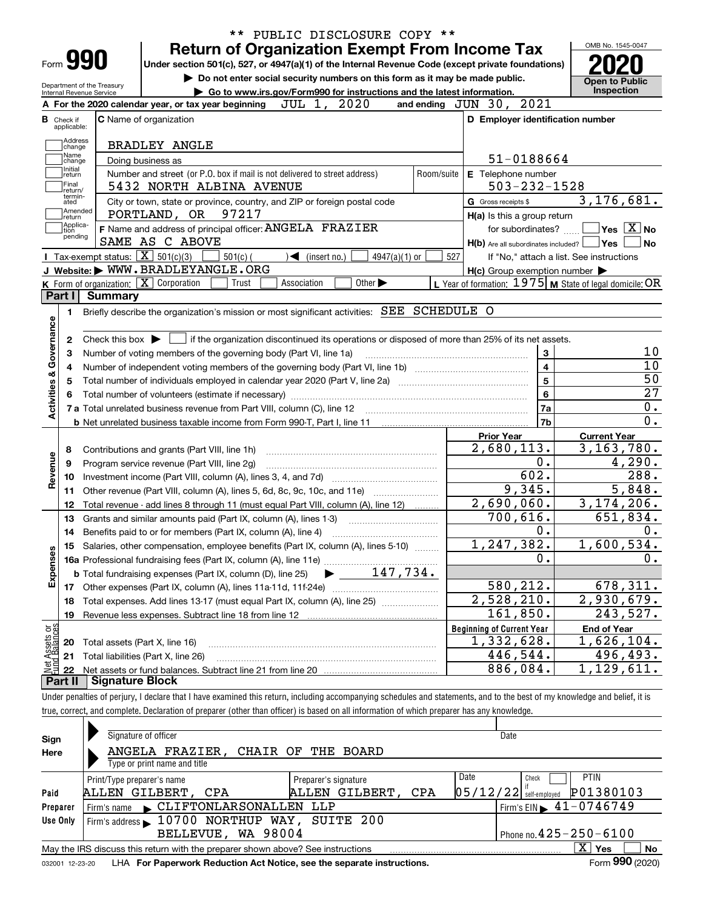\*\* PUBLIC DISCLOSURE COPY \*\*

# Form 990 — Return of Organization Exempt From Income Tax

Under section 501(c), 527, or 4947(a)(1) of the Internal Revenue Code (except private foundations)

▶ Do not enter social security numbers on this form as it may be made public.

▶ Go to www.irs.gov/Form990 for instructions and the latest information.

Department of the Treasury
Internal Revenue Service

OMB No. 1545-0047

**2020**

**Open to Public Inspection**

**A** For the 2020 calendar year, or tax year beginning JUL 1, 2020 and ending JUN 30, 2021

**B** Check if applicable: Address change, Name change, Initial return, Final return/terminated, Amended return, Application pending

**C** Name of organization: BRADLEY ANGLE

Doing business as

Number and street (or P.O. box if mail is not delivered to street address): 5432 NORTH ALBINA AVENUE — Room/suite

City or town, state or province, country, and ZIP or foreign postal code: PORTLAND, OR 97217

**F** Name and address of principal officer: ANGELA FRAZIER, SAME AS C ABOVE

**D** Employer identification number: 51-0188664

**E** Telephone number: 503-232-1528

**G** Gross receipts $ 3,176,681.

**H(a)** Is this a group return for subordinates? Yes [ ] No [X]

**H(b)** Are all subordinates included? Yes [ ] No [ ] If "No," attach a list. See instructions

**H(c)** Group exemption number ▶

**I** Tax-exempt status: [X] 501(c)(3) [ ] 501(c) ( ) ◀ (insert no.) [ ] 4947(a)(1) or [ ] 527

**J** Website: ▶ WWW.BRADLEYANGLE.ORG

**K** Form of organization: [X] Corporation [ ] Trust [ ] Association [ ] Other ▶

**L** Year of formation: 1975 **M** State of legal domicile: OR

## Part I Summary

**Activities & Governance**

1. Briefly describe the organization's mission or most significant activities: SEE SCHEDULE O

2. Check this box ▶ [ ] if the organization discontinued its operations or disposed of more than 25% of its net assets.

| Line | Description | No. | Value |
|---|---|---|---|
| 3 | Number of voting members of the governing body (Part VI, line 1a) | 3 | 10 |
| 4 | Number of independent voting members of the governing body (Part VI, line 1b) | 4 | 10 |
| 5 | Total number of individuals employed in calendar year 2020 (Part V, line 2a) | 5 | 50 |
| 6 | Total number of volunteers (estimate if necessary) | 6 | 27 |
| 7a | Total unrelated business revenue from Part VIII, column (C), line 12 | 7a | 0. |
| 7b | Net unrelated business taxable income from Form 990-T, Part I, line 11 | 7b | 0. |

| Line | Description | Prior Year | Current Year |
|---|---|---|---|
| **Revenue** | | | |
| 8 | Contributions and grants (Part VIII, line 1h) | 2,680,113. | 3,163,780. |
| 9 | Program service revenue (Part VIII, line 2g) | 0. | 4,290. |
| 10 | Investment income (Part VIII, column (A), lines 3, 4, and 7d) | 602. | 288. |
| 11 | Other revenue (Part VIII, column (A), lines 5, 6d, 8c, 9c, 10c, and 11e) | 9,345. | 5,848. |
| 12 | Total revenue - add lines 8 through 11 (must equal Part VIII, column (A), line 12) | 2,690,060. | 3,174,206. |
| **Expenses** | | | |
| 13 | Grants and similar amounts paid (Part IX, column (A), lines 1-3) | 700,616. | 651,834. |
| 14 | Benefits paid to or for members (Part IX, column (A), line 4) | 0. | 0. |
| 15 | Salaries, other compensation, employee benefits (Part IX, column (A), lines 5-10) | 1,247,382. | 1,600,534. |
| 16a | Professional fundraising fees (Part IX, column (A), line 11e) | 0. | 0. |
| b | Total fundraising expenses (Part IX, column (D), line 25) ▶ 147,734. | | |
| 17 | Other expenses (Part IX, column (A), lines 11a-11d, 11f-24e) | 580,212. | 678,311. |
| 18 | Total expenses. Add lines 13-17 (must equal Part IX, column (A), line 25) | 2,528,210. | 2,930,679. |
| 19 | Revenue less expenses. Subtract line 18 from line 12 | 161,850. | 243,527. |

| Line | Net Assets or Fund Balances | Beginning of Current Year | End of Year |
|---|---|---|---|
| 20 | Total assets (Part X, line 16) | 1,332,628. | 1,626,104. |
| 21 | Total liabilities (Part X, line 26) | 446,544. | 496,493. |
| 22 | Net assets or fund balances. Subtract line 21 from line 20 | 886,084. | 1,129,611. |

## Part II Signature Block

Under penalties of perjury, I declare that I have examined this return, including accompanying schedules and statements, and to the best of my knowledge and belief, it is true, correct, and complete. Declaration of preparer (other than officer) is based on all information of which preparer has any knowledge.

**Sign Here**

Signature of officer — Date

ANGELA FRAZIER, CHAIR OF THE BOARD
Type or print name and title

**Paid Preparer Use Only**

| Print/Type preparer's name | Preparer's signature | Date | Check if self-employed | PTIN |
|---|---|---|---|---|
| ALLEN GILBERT, CPA | ALLEN GILBERT, CPA | 05/12/22 | [ ] | P01380103 |

Firm's name ▶ CLIFTONLARSONALLEN LLP — Firm's EIN ▶ 41-0746749

Firm's address ▶ 10700 NORTHUP WAY, SUITE 200, BELLEVUE, WA 98004 — Phone no. 425-250-6100

May the IRS discuss this return with the preparer shown above? See instructions [X] Yes [ ] No

032001 12-23-20 LHA For Paperwork Reduction Act Notice, see the separate instructions. Form 990 (2020)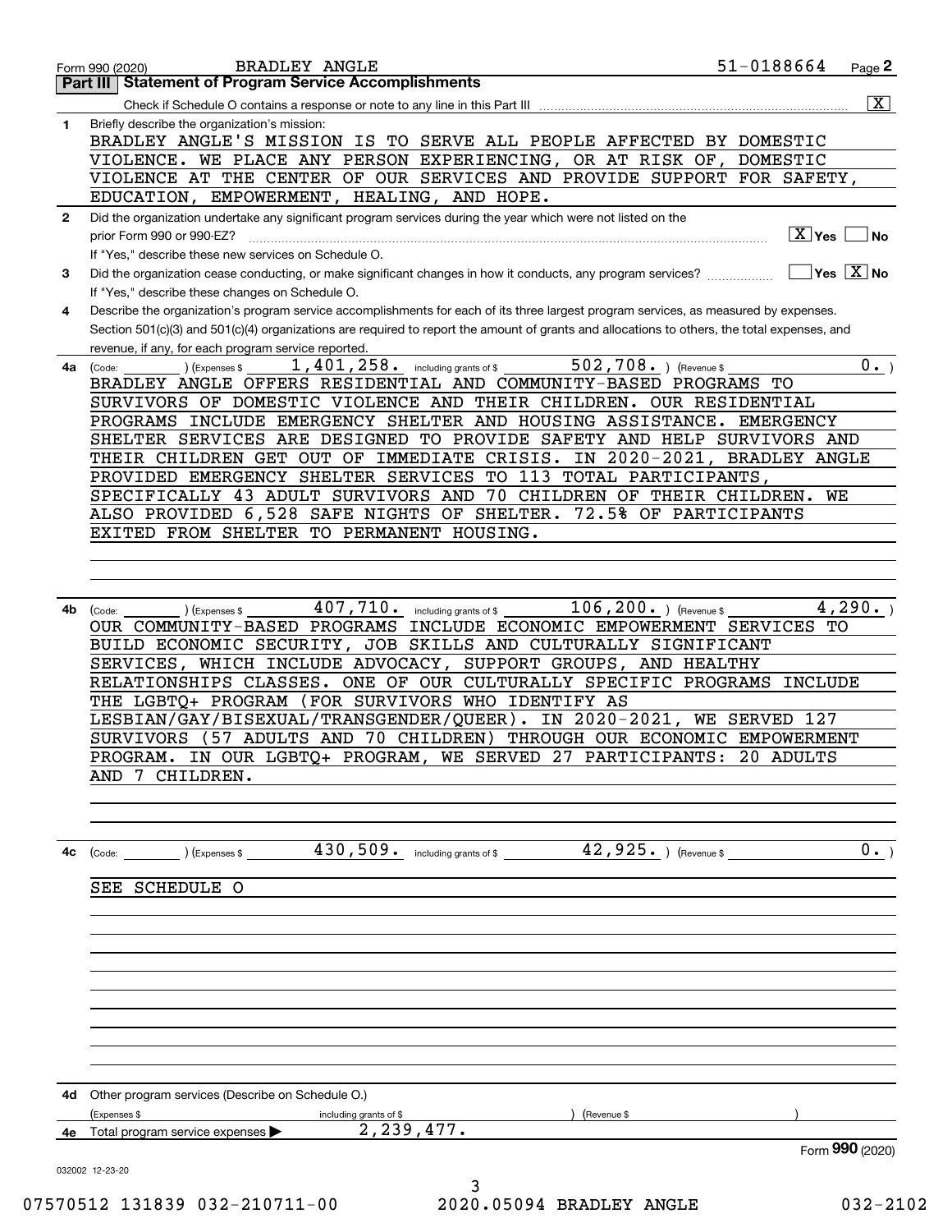Form 990 (2020) BRADLEY ANGLE 51-0188664 Page 2

## Part III Statement of Program Service Accomplishments

Check if Schedule O contains a response or note to any line in this Part III [X]

**1** Briefly describe the organization's mission:

BRADLEY ANGLE'S MISSION IS TO SERVE ALL PEOPLE AFFECTED BY DOMESTIC VIOLENCE. WE PLACE ANY PERSON EXPERIENCING, OR AT RISK OF, DOMESTIC VIOLENCE AT THE CENTER OF OUR SERVICES AND PROVIDE SUPPORT FOR SAFETY, EDUCATION, EMPOWERMENT, HEALING, AND HOPE.

**2** Did the organization undertake any significant program services during the year which were not listed on the prior Form 990 or 990-EZ? [X] Yes [ ] No

If "Yes," describe these new services on Schedule O.

**3** Did the organization cease conducting, or make significant changes in how it conducts, any program services? [ ] Yes [X] No

If "Yes," describe these changes on Schedule O.

**4** Describe the organization's program service accomplishments for each of its three largest program services, as measured by expenses. Section 501(c)(3) and 501(c)(4) organizations are required to report the amount of grants and allocations to others, the total expenses, and revenue, if any, for each program service reported.

**4a** (Code: ) (Expenses $ 1,401,258. including grants of $ 502,708. ) (Revenue $ 0. )

BRADLEY ANGLE OFFERS RESIDENTIAL AND COMMUNITY-BASED PROGRAMS TO SURVIVORS OF DOMESTIC VIOLENCE AND THEIR CHILDREN. OUR RESIDENTIAL PROGRAMS INCLUDE EMERGENCY SHELTER AND HOUSING ASSISTANCE. EMERGENCY SHELTER SERVICES ARE DESIGNED TO PROVIDE SAFETY AND HELP SURVIVORS AND THEIR CHILDREN GET OUT OF IMMEDIATE CRISIS. IN 2020-2021, BRADLEY ANGLE PROVIDED EMERGENCY SHELTER SERVICES TO 113 TOTAL PARTICIPANTS, SPECIFICALLY 43 ADULT SURVIVORS AND 70 CHILDREN OF THEIR CHILDREN. WE ALSO PROVIDED 6,528 SAFE NIGHTS OF SHELTER. 72.5% OF PARTICIPANTS EXITED FROM SHELTER TO PERMANENT HOUSING.

**4b** (Code: ) (Expenses $ 407,710. including grants of $ 106,200. ) (Revenue $ 4,290. )

OUR COMMUNITY-BASED PROGRAMS INCLUDE ECONOMIC EMPOWERMENT SERVICES TO BUILD ECONOMIC SECURITY, JOB SKILLS AND CULTURALLY SIGNIFICANT SERVICES, WHICH INCLUDE ADVOCACY, SUPPORT GROUPS, AND HEALTHY RELATIONSHIPS CLASSES. ONE OF OUR CULTURALLY SPECIFIC PROGRAMS INCLUDE THE LGBTQ+ PROGRAM (FOR SURVIVORS WHO IDENTIFY AS LESBIAN/GAY/BISEXUAL/TRANSGENDER/QUEER). IN 2020-2021, WE SERVED 127 SURVIVORS (57 ADULTS AND 70 CHILDREN) THROUGH OUR ECONOMIC EMPOWERMENT PROGRAM. IN OUR LGBTQ+ PROGRAM, WE SERVED 27 PARTICIPANTS: 20 ADULTS AND 7 CHILDREN.

**4c** (Code: ) (Expenses $ 430,509. including grants of $ 42,925. ) (Revenue $ 0. )

SEE SCHEDULE O

**4d** Other program services (Describe on Schedule O.)

(Expenses $ including grants of $ ) (Revenue $ )

**4e** Total program service expenses ▶ 2,239,477.

Form **990** (2020)

032002 12-23-20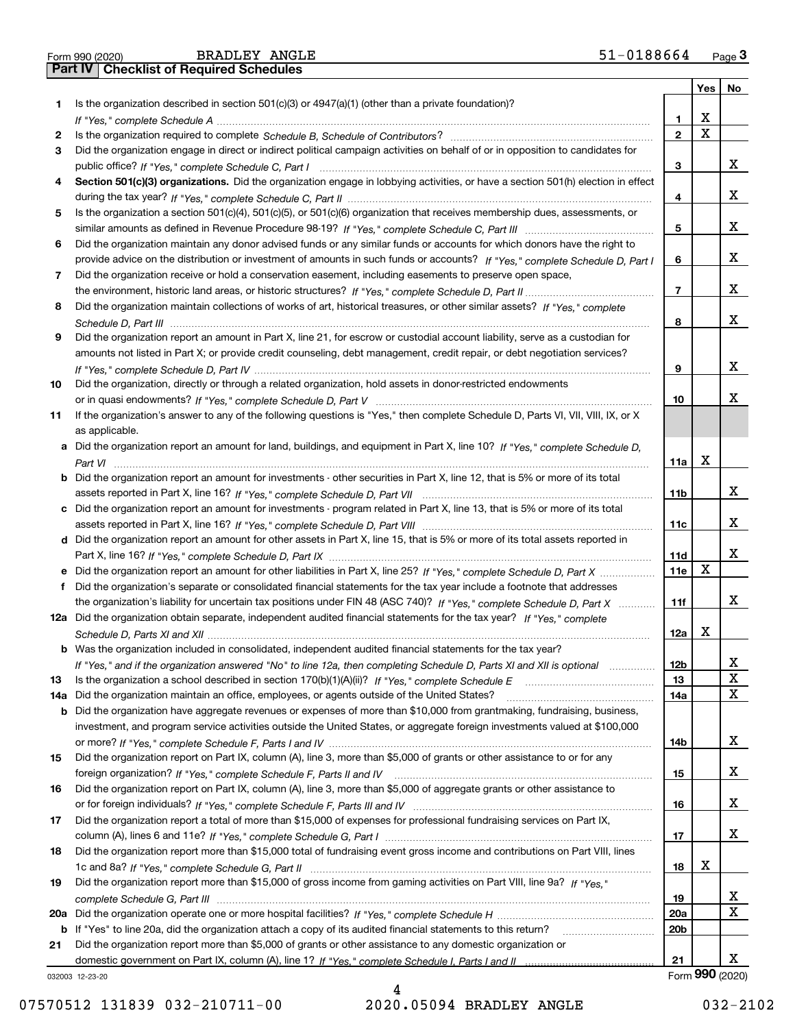Form 990 (2020) BRADLEY ANGLE 51-0188664 Page 3

## Part IV Checklist of Required Schedules

| | | | Yes | No |
|---|---|---|---|---|
| 1 | Is the organization described in section 501(c)(3) or 4947(a)(1) (other than a private foundation)? *If "Yes," complete Schedule A* | 1 | X | |
| 2 | Is the organization required to complete *Schedule B, Schedule of Contributors*? | 2 | X | |
| 3 | Did the organization engage in direct or indirect political campaign activities on behalf of or in opposition to candidates for public office? *If "Yes," complete Schedule C, Part I* | 3 | | X |
| 4 | **Section 501(c)(3) organizations.** Did the organization engage in lobbying activities, or have a section 501(h) election in effect during the tax year? *If "Yes," complete Schedule C, Part II* | 4 | | X |
| 5 | Is the organization a section 501(c)(4), 501(c)(5), or 501(c)(6) organization that receives membership dues, assessments, or similar amounts as defined in Revenue Procedure 98-19? *If "Yes," complete Schedule C, Part III* | 5 | | X |
| 6 | Did the organization maintain any donor advised funds or any similar funds or accounts for which donors have the right to provide advice on the distribution or investment of amounts in such funds or accounts? *If "Yes," complete Schedule D, Part I* | 6 | | X |
| 7 | Did the organization receive or hold a conservation easement, including easements to preserve open space, the environment, historic land areas, or historic structures? *If "Yes," complete Schedule D, Part II* | 7 | | X |
| 8 | Did the organization maintain collections of works of art, historical treasures, or other similar assets? *If "Yes," complete Schedule D, Part III* | 8 | | X |
| 9 | Did the organization report an amount in Part X, line 21, for escrow or custodial account liability, serve as a custodian for amounts not listed in Part X; or provide credit counseling, debt management, credit repair, or debt negotiation services? *If "Yes," complete Schedule D, Part IV* | 9 | | X |
| 10 | Did the organization, directly or through a related organization, hold assets in donor-restricted endowments or in quasi endowments? *If "Yes," complete Schedule D, Part V* | 10 | | X |
| 11 | If the organization's answer to any of the following questions is "Yes," then complete Schedule D, Parts VI, VII, VIII, IX, or X as applicable. | | | |
| a | Did the organization report an amount for land, buildings, and equipment in Part X, line 10? *If "Yes," complete Schedule D, Part VI* | 11a | X | |
| b | Did the organization report an amount for investments - other securities in Part X, line 12, that is 5% or more of its total assets reported in Part X, line 16? *If "Yes," complete Schedule D, Part VII* | 11b | | X |
| c | Did the organization report an amount for investments - program related in Part X, line 13, that is 5% or more of its total assets reported in Part X, line 16? *If "Yes," complete Schedule D, Part VIII* | 11c | | X |
| d | Did the organization report an amount for other assets in Part X, line 15, that is 5% or more of its total assets reported in Part X, line 16? *If "Yes," complete Schedule D, Part IX* | 11d | | X |
| e | Did the organization report an amount for other liabilities in Part X, line 25? *If "Yes," complete Schedule D, Part X* | 11e | X | |
| f | Did the organization's separate or consolidated financial statements for the tax year include a footnote that addresses the organization's liability for uncertain tax positions under FIN 48 (ASC 740)? *If "Yes," complete Schedule D, Part X* | 11f | | X |
| 12a | Did the organization obtain separate, independent audited financial statements for the tax year? *If "Yes," complete Schedule D, Parts XI and XII* | 12a | X | |
| b | Was the organization included in consolidated, independent audited financial statements for the tax year? *If "Yes," and if the organization answered "No" to line 12a, then completing Schedule D, Parts XI and XII is optional* | 12b | | X |
| 13 | Is the organization a school described in section 170(b)(1)(A)(ii)? *If "Yes," complete Schedule E* | 13 | | X |
| 14a | Did the organization maintain an office, employees, or agents outside of the United States? | 14a | | X |
| b | Did the organization have aggregate revenues or expenses of more than $10,000 from grantmaking, fundraising, business, investment, and program service activities outside the United States, or aggregate foreign investments valued at $100,000 or more? *If "Yes," complete Schedule F, Parts I and IV* | 14b | | X |
| 15 | Did the organization report on Part IX, column (A), line 3, more than $5,000 of grants or other assistance to or for any foreign organization? *If "Yes," complete Schedule F, Parts II and IV* | 15 | | X |
| 16 | Did the organization report on Part IX, column (A), line 3, more than $5,000 of aggregate grants or other assistance to or for foreign individuals? *If "Yes," complete Schedule F, Parts III and IV* | 16 | | X |
| 17 | Did the organization report a total of more than $15,000 of expenses for professional fundraising services on Part IX, column (A), lines 6 and 11e? *If "Yes," complete Schedule G, Part I* | 17 | | X |
| 18 | Did the organization report more than $15,000 total of fundraising event gross income and contributions on Part VIII, lines 1c and 8a? *If "Yes," complete Schedule G, Part II* | 18 | X | |
| 19 | Did the organization report more than $15,000 of gross income from gaming activities on Part VIII, line 9a? *If "Yes," complete Schedule G, Part III* | 19 | | X |
| 20a | Did the organization operate one or more hospital facilities? *If "Yes," complete Schedule H* | 20a | | X |
| b | If "Yes" to line 20a, did the organization attach a copy of its audited financial statements to this return? | 20b | | |
| 21 | Did the organization report more than $5,000 of grants or other assistance to any domestic organization or domestic government on Part IX, column (A), line 1? *If "Yes," complete Schedule I, Parts I and II* | 21 | | X |

032003 12-23-20 Form 990 (2020)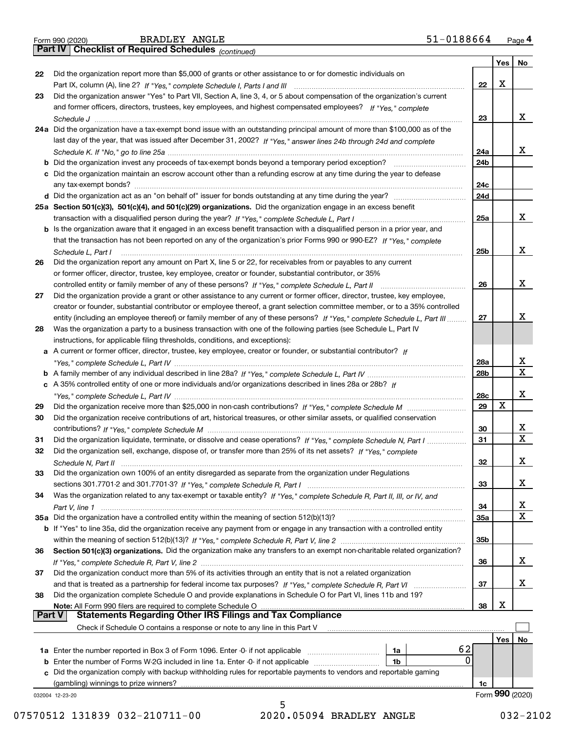Form 990 (2020) BRADLEY ANGLE 51-0188664 Page 4

## Part IV Checklist of Required Schedules *(continued)*

| | | | Yes | No |
|---|---|---|---|---|
| 22 | Did the organization report more than $5,000 of grants or other assistance to or for domestic individuals on Part IX, column (A), line 2? *If "Yes," complete Schedule I, Parts I and III* | 22 | X | |
| 23 | Did the organization answer "Yes" to Part VII, Section A, line 3, 4, or 5 about compensation of the organization's current and former officers, directors, trustees, key employees, and highest compensated employees? *If "Yes," complete Schedule J* | 23 | | X |
| 24a | Did the organization have a tax-exempt bond issue with an outstanding principal amount of more than $100,000 as of the last day of the year, that was issued after December 31, 2002? *If "Yes," answer lines 24b through 24d and complete Schedule K. If "No," go to line 25a* | 24a | | X |
| b | Did the organization invest any proceeds of tax-exempt bonds beyond a temporary period exception? | 24b | | |
| c | Did the organization maintain an escrow account other than a refunding escrow at any time during the year to defease any tax-exempt bonds? | 24c | | |
| d | Did the organization act as an "on behalf of" issuer for bonds outstanding at any time during the year? | 24d | | |
| 25a | **Section 501(c)(3), 501(c)(4), and 501(c)(29) organizations.** Did the organization engage in an excess benefit transaction with a disqualified person during the year? *If "Yes," complete Schedule L, Part I* | 25a | | X |
| b | Is the organization aware that it engaged in an excess benefit transaction with a disqualified person in a prior year, and that the transaction has not been reported on any of the organization's prior Forms 990 or 990-EZ? *If "Yes," complete Schedule L, Part I* | 25b | | X |
| 26 | Did the organization report any amount on Part X, line 5 or 22, for receivables from or payables to any current or former officer, director, trustee, key employee, creator or founder, substantial contributor, or 35% controlled entity or family member of any of these persons? *If "Yes," complete Schedule L, Part II* | 26 | | X |
| 27 | Did the organization provide a grant or other assistance to any current or former officer, director, trustee, key employee, creator or founder, substantial contributor or employee thereof, a grant selection committee member, or to a 35% controlled entity (including an employee thereof) or family member of any of these persons? *If "Yes," complete Schedule L, Part III* | 27 | | X |
| 28 | Was the organization a party to a business transaction with one of the following parties (see Schedule L, Part IV instructions, for applicable filing thresholds, conditions, and exceptions): | | | |
| a | A current or former officer, director, trustee, key employee, creator or founder, or substantial contributor? *If "Yes," complete Schedule L, Part IV* | 28a | | X |
| b | A family member of any individual described in line 28a? *If "Yes," complete Schedule L, Part IV* | 28b | | X |
| c | A 35% controlled entity of one or more individuals and/or organizations described in lines 28a or 28b? *If "Yes," complete Schedule L, Part IV* | 28c | | X |
| 29 | Did the organization receive more than $25,000 in non-cash contributions? *If "Yes," complete Schedule M* | 29 | X | |
| 30 | Did the organization receive contributions of art, historical treasures, or other similar assets, or qualified conservation contributions? *If "Yes," complete Schedule M* | 30 | | X |
| 31 | Did the organization liquidate, terminate, or dissolve and cease operations? *If "Yes," complete Schedule N, Part I* | 31 | | X |
| 32 | Did the organization sell, exchange, dispose of, or transfer more than 25% of its net assets? *If "Yes," complete Schedule N, Part II* | 32 | | X |
| 33 | Did the organization own 100% of an entity disregarded as separate from the organization under Regulations sections 301.7701-2 and 301.7701-3? *If "Yes," complete Schedule R, Part I* | 33 | | X |
| 34 | Was the organization related to any tax-exempt or taxable entity? *If "Yes," complete Schedule R, Part II, III, or IV, and Part V, line 1* | 34 | | X |
| 35a | Did the organization have a controlled entity within the meaning of section 512(b)(13)? | 35a | | X |
| b | If "Yes" to line 35a, did the organization receive any payment from or engage in any transaction with a controlled entity within the meaning of section 512(b)(13)? *If "Yes," complete Schedule R, Part V, line 2* | 35b | | |
| 36 | **Section 501(c)(3) organizations.** Did the organization make any transfers to an exempt non-charitable related organization? *If "Yes," complete Schedule R, Part V, line 2* | 36 | | X |
| 37 | Did the organization conduct more than 5% of its activities through an entity that is not a related organization and that is treated as a partnership for federal income tax purposes? *If "Yes," complete Schedule R, Part VI* | 37 | | X |
| 38 | Did the organization complete Schedule O and provide explanations in Schedule O for Part VI, lines 11b and 19? **Note:** All Form 990 filers are required to complete Schedule O | 38 | X | |

## Part V Statements Regarding Other IRS Filings and Tax Compliance

Check if Schedule O contains a response or note to any line in this Part V ☐

| | | | | | Yes | No |
|---|---|---|---|---|---|---|
| 1a | Enter the number reported in Box 3 of Form 1096. Enter -0- if not applicable | 1a | 62 | | | |
| b | Enter the number of Forms W-2G included in line 1a. Enter -0- if not applicable | 1b | 0 | | | |
| c | Did the organization comply with backup withholding rules for reportable payments to vendors and reportable gaming (gambling) winnings to prize winners? | | | 1c | | |

032004 12-23-20 Form **990** (2020)

07570512 131839 032-210711-00 2020.05094 BRADLEY ANGLE 032-2102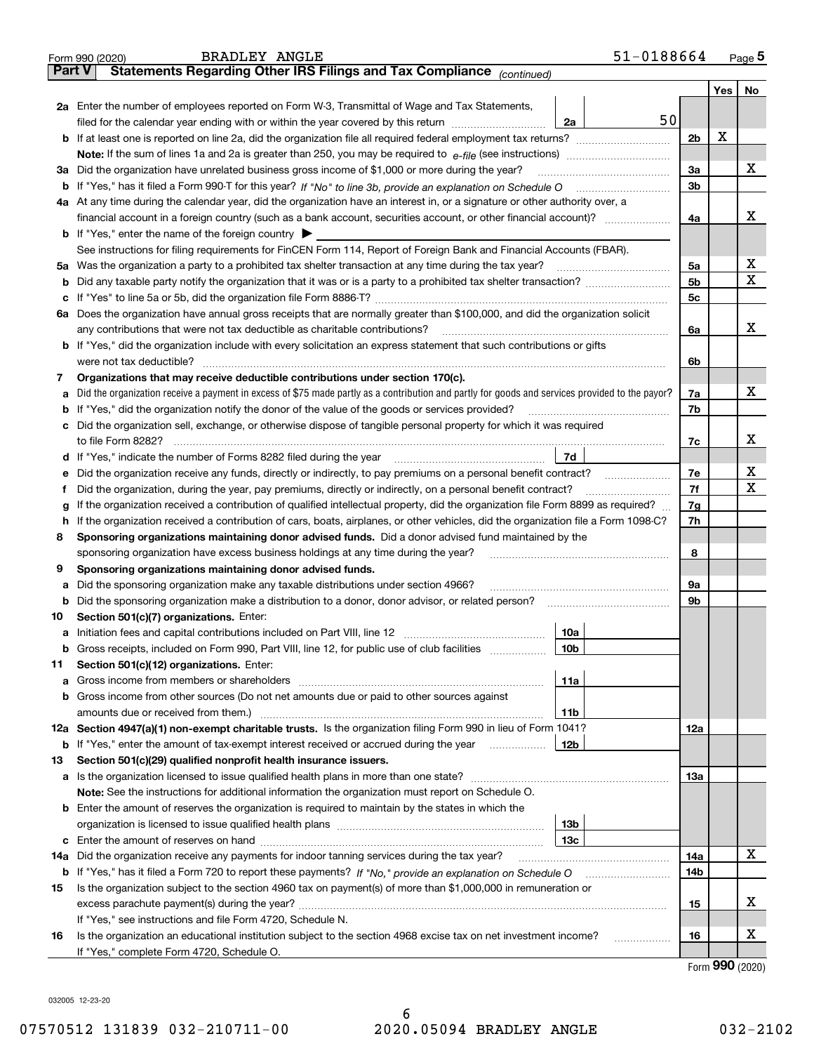Form 990 (2020) BRADLEY ANGLE 51-0188664 Page 5

**Part V Statements Regarding Other IRS Filings and Tax Compliance** *(continued)*

| | | | | | Yes | No |
|---|---|---|---|---|---|---|
| **2a** | Enter the number of employees reported on Form W-3, Transmittal of Wage and Tax Statements, filed for the calendar year ending with or within the year covered by this return | 2a | 50 | | | |
| **b** | If at least one is reported on line 2a, did the organization file all required federal employment tax returns? | | | 2b | X | |
| | **Note:** If the sum of lines 1a and 2a is greater than 250, you may be required to *e-file* (see instructions) | | | | | |
| **3a** | Did the organization have unrelated business gross income of $1,000 or more during the year? | | | 3a | | X |
| **b** | If "Yes," has it filed a Form 990-T for this year? *If "No" to line 3b, provide an explanation on Schedule O* | | | 3b | | |
| **4a** | At any time during the calendar year, did the organization have an interest in, or a signature or other authority over, a financial account in a foreign country (such as a bank account, securities account, or other financial account)? | | | 4a | | X |
| **b** | If "Yes," enter the name of the foreign country ▶ | | | | | |
| | See instructions for filing requirements for FinCEN Form 114, Report of Foreign Bank and Financial Accounts (FBAR). | | | | | |
| **5a** | Was the organization a party to a prohibited tax shelter transaction at any time during the tax year? | | | 5a | | X |
| **b** | Did any taxable party notify the organization that it was or is a party to a prohibited tax shelter transaction? | | | 5b | | X |
| **c** | If "Yes" to line 5a or 5b, did the organization file Form 8886-T? | | | 5c | | |
| **6a** | Does the organization have annual gross receipts that are normally greater than $100,000, and did the organization solicit any contributions that were not tax deductible as charitable contributions? | | | 6a | | X |
| **b** | If "Yes," did the organization include with every solicitation an express statement that such contributions or gifts were not tax deductible? | | | 6b | | |
| **7** | **Organizations that may receive deductible contributions under section 170(c).** | | | | | |
| **a** | Did the organization receive a payment in excess of $75 made partly as a contribution and partly for goods and services provided to the payor? | | | 7a | | X |
| **b** | If "Yes," did the organization notify the donor of the value of the goods or services provided? | | | 7b | | |
| **c** | Did the organization sell, exchange, or otherwise dispose of tangible personal property for which it was required to file Form 8282? | | | 7c | | X |
| **d** | If "Yes," indicate the number of Forms 8282 filed during the year | 7d | | | | |
| **e** | Did the organization receive any funds, directly or indirectly, to pay premiums on a personal benefit contract? | | | 7e | | X |
| **f** | Did the organization, during the year, pay premiums, directly or indirectly, on a personal benefit contract? | | | 7f | | X |
| **g** | If the organization received a contribution of qualified intellectual property, did the organization file Form 8899 as required? | | | 7g | | |
| **h** | If the organization received a contribution of cars, boats, airplanes, or other vehicles, did the organization file a Form 1098-C? | | | 7h | | |
| **8** | **Sponsoring organizations maintaining donor advised funds.** Did a donor advised fund maintained by the sponsoring organization have excess business holdings at any time during the year? | | | 8 | | |
| **9** | **Sponsoring organizations maintaining donor advised funds.** | | | | | |
| **a** | Did the sponsoring organization make any taxable distributions under section 4966? | | | 9a | | |
| **b** | Did the sponsoring organization make a distribution to a donor, donor advisor, or related person? | | | 9b | | |
| **10** | **Section 501(c)(7) organizations.** Enter: | | | | | |
| **a** | Initiation fees and capital contributions included on Part VIII, line 12 | 10a | | | | |
| **b** | Gross receipts, included on Form 990, Part VIII, line 12, for public use of club facilities | 10b | | | | |
| **11** | **Section 501(c)(12) organizations.** Enter: | | | | | |
| **a** | Gross income from members or shareholders | 11a | | | | |
| **b** | Gross income from other sources (Do not net amounts due or paid to other sources against amounts due or received from them.) | 11b | | | | |
| **12a** | **Section 4947(a)(1) non-exempt charitable trusts.** Is the organization filing Form 990 in lieu of Form 1041? | | | 12a | | |
| **b** | If "Yes," enter the amount of tax-exempt interest received or accrued during the year | 12b | | | | |
| **13** | **Section 501(c)(29) qualified nonprofit health insurance issuers.** | | | | | |
| **a** | Is the organization licensed to issue qualified health plans in more than one state? | | | 13a | | |
| | **Note:** See the instructions for additional information the organization must report on Schedule O. | | | | | |
| **b** | Enter the amount of reserves the organization is required to maintain by the states in which the organization is licensed to issue qualified health plans | 13b | | | | |
| **c** | Enter the amount of reserves on hand | 13c | | | | |
| **14a** | Did the organization receive any payments for indoor tanning services during the tax year? | | | 14a | | X |
| **b** | If "Yes," has it filed a Form 720 to report these payments? *If "No," provide an explanation on Schedule O* | | | 14b | | |
| **15** | Is the organization subject to the section 4960 tax on payment(s) of more than $1,000,000 in remuneration or excess parachute payment(s) during the year? | | | 15 | | X |
| | If "Yes," see instructions and file Form 4720, Schedule N. | | | | | |
| **16** | Is the organization an educational institution subject to the section 4968 excise tax on net investment income? | | | 16 | | X |
| | If "Yes," complete Form 4720, Schedule O. | | | | | |

Form **990** (2020)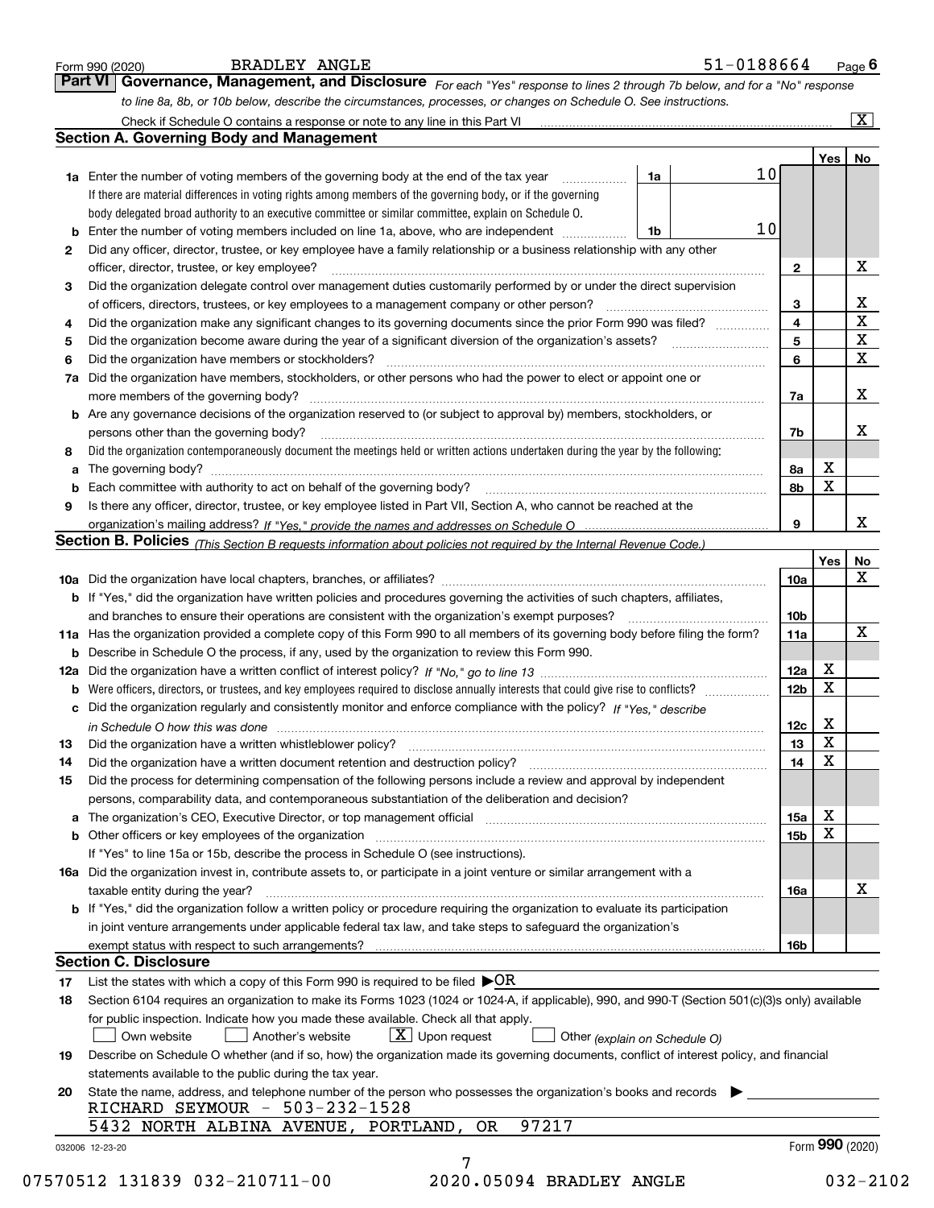Form 990 (2020) BRADLEY ANGLE 51-0188664 Page 6

## Part VI Governance, Management, and Disclosure

*For each "Yes" response to lines 2 through 7b below, and for a "No" response to line 8a, 8b, or 10b below, describe the circumstances, processes, or changes on Schedule O. See instructions.*

Check if Schedule O contains a response or note to any line in this Part VI [X]

### Section A. Governing Body and Management

| | | | | Yes | No |
|---|---|---|---|---|---|
| **1a** | Enter the number of voting members of the governing body at the end of the tax year. If there are material differences in voting rights among members of the governing body, or if the governing body delegated broad authority to an executive committee or similar committee, explain on Schedule O. | 1a | 10 | | |
| **b** | Enter the number of voting members included on line 1a, above, who are independent | 1b | 10 | | |
| **2** | Did any officer, director, trustee, or key employee have a family relationship or a business relationship with any other officer, director, trustee, or key employee? | 2 | | | X |
| **3** | Did the organization delegate control over management duties customarily performed by or under the direct supervision of officers, directors, trustees, or key employees to a management company or other person? | 3 | | | X |
| **4** | Did the organization make any significant changes to its governing documents since the prior Form 990 was filed? | 4 | | | X |
| **5** | Did the organization become aware during the year of a significant diversion of the organization's assets? | 5 | | | X |
| **6** | Did the organization have members or stockholders? | 6 | | | X |
| **7a** | Did the organization have members, stockholders, or other persons who had the power to elect or appoint one or more members of the governing body? | 7a | | | X |
| **b** | Are any governance decisions of the organization reserved to (or subject to approval by) members, stockholders, or persons other than the governing body? | 7b | | | X |
| **8** | Did the organization contemporaneously document the meetings held or written actions undertaken during the year by the following: | | | | |
| **a** | The governing body? | 8a | | X | |
| **b** | Each committee with authority to act on behalf of the governing body? | 8b | | X | |
| **9** | Is there any officer, director, trustee, or key employee listed in Part VII, Section A, who cannot be reached at the organization's mailing address? *If "Yes," provide the names and addresses on Schedule O* | 9 | | | X |

### Section B. Policies *(This Section B requests information about policies not required by the Internal Revenue Code.)*

| | | | Yes | No |
|---|---|---|---|---|
| **10a** | Did the organization have local chapters, branches, or affiliates? | 10a | | X |
| **b** | If "Yes," did the organization have written policies and procedures governing the activities of such chapters, affiliates, and branches to ensure their operations are consistent with the organization's exempt purposes? | 10b | | |
| **11a** | Has the organization provided a complete copy of this Form 990 to all members of its governing body before filing the form? | 11a | | X |
| **b** | Describe in Schedule O the process, if any, used by the organization to review this Form 990. | | | |
| **12a** | Did the organization have a written conflict of interest policy? *If "No," go to line 13* | 12a | X | |
| **b** | Were officers, directors, or trustees, and key employees required to disclose annually interests that could give rise to conflicts? | 12b | X | |
| **c** | Did the organization regularly and consistently monitor and enforce compliance with the policy? *If "Yes," describe in Schedule O how this was done* | 12c | X | |
| **13** | Did the organization have a written whistleblower policy? | 13 | X | |
| **14** | Did the organization have a written document retention and destruction policy? | 14 | X | |
| **15** | Did the process for determining compensation of the following persons include a review and approval by independent persons, comparability data, and contemporaneous substantiation of the deliberation and decision? | | | |
| **a** | The organization's CEO, Executive Director, or top management official | 15a | X | |
| **b** | Other officers or key employees of the organization | 15b | X | |
| | If "Yes" to line 15a or 15b, describe the process in Schedule O (see instructions). | | | |
| **16a** | Did the organization invest in, contribute assets to, or participate in a joint venture or similar arrangement with a taxable entity during the year? | 16a | | X |
| **b** | If "Yes," did the organization follow a written policy or procedure requiring the organization to evaluate its participation in joint venture arrangements under applicable federal tax law, and take steps to safeguard the organization's exempt status with respect to such arrangements? | 16b | | |

### Section C. Disclosure

**17** List the states with which a copy of this Form 990 is required to be filed ▶ OR

**18** Section 6104 requires an organization to make its Forms 1023 (1024 or 1024-A, if applicable), 990, and 990-T (Section 501(c)(3)s only) available for public inspection. Indicate how you made these available. Check all that apply.

[ ] Own website [ ] Another's website [X] Upon request [ ] Other *(explain on Schedule O)*

**19** Describe on Schedule O whether (and if so, how) the organization made its governing documents, conflict of interest policy, and financial statements available to the public during the tax year.

**20** State the name, address, and telephone number of the person who possesses the organization's books and records ▶

RICHARD SEYMOUR - 503-232-1528
5432 NORTH ALBINA AVENUE, PORTLAND, OR 97217

032006 12-23-20 Form **990** (2020)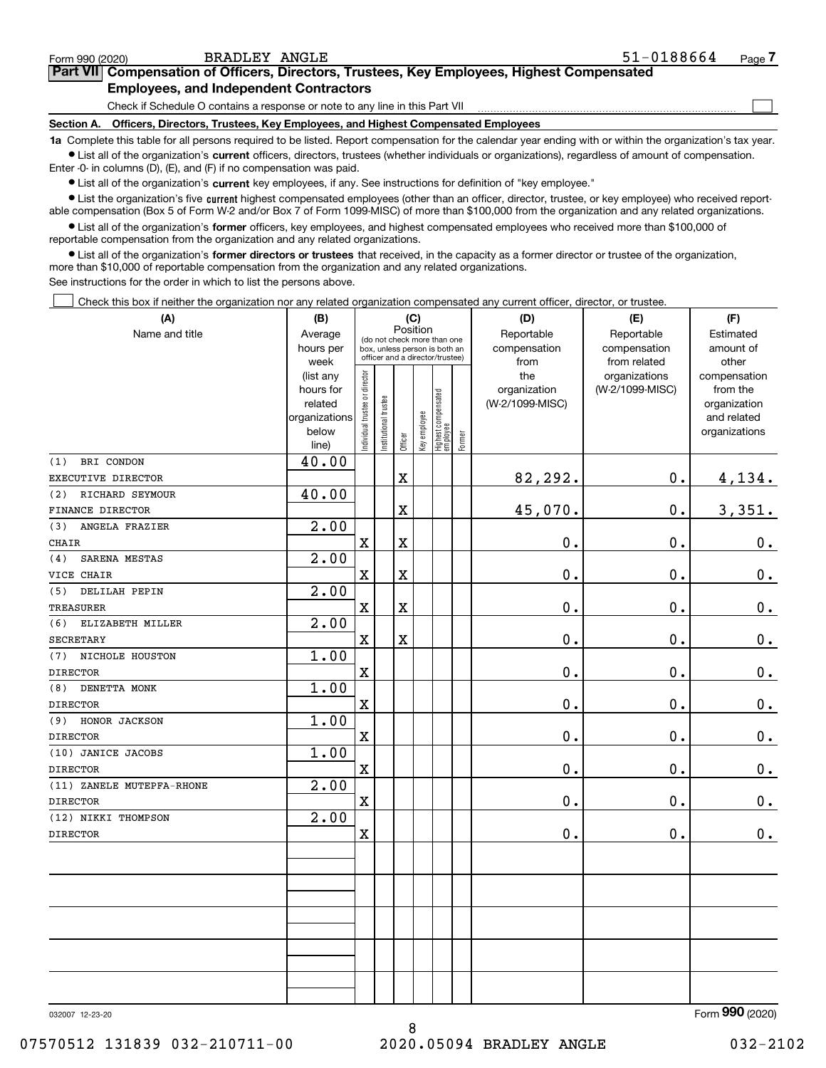Form 990 (2020) BRADLEY ANGLE 51-0188664

## Part VII Compensation of Officers, Directors, Trustees, Key Employees, Highest Compensated Employees, and Independent Contractors

Check if Schedule O contains a response or note to any line in this Part VII ☐

**Section A. Officers, Directors, Trustees, Key Employees, and Highest Compensated Employees**

**1a** Complete this table for all persons required to be listed. Report compensation for the calendar year ending with or within the organization's tax year.

- List all of the organization's **current** officers, directors, trustees (whether individuals or organizations), regardless of amount of compensation. Enter -0- in columns (D), (E), and (F) if no compensation was paid.
- List all of the organization's **current** key employees, if any. See instructions for definition of "key employee."
- List the organization's five **current** highest compensated employees (other than an officer, director, trustee, or key employee) who received reportable compensation (Box 5 of Form W-2 and/or Box 7 of Form 1099-MISC) of more than $100,000 from the organization and any related organizations.
- List all of the organization's **former** officers, key employees, and highest compensated employees who received more than $100,000 of reportable compensation from the organization and any related organizations.
- List all of the organization's **former directors or trustees** that received, in the capacity as a former director or trustee of the organization, more than $10,000 of reportable compensation from the organization and any related organizations.

See instructions for the order in which to list the persons above.

☐ Check this box if neither the organization nor any related organization compensated any current officer, director, or trustee.

| (A) Name and title | (B) Average hours per week (list any hours for related organizations below line) | (C) Position: Individual trustee or director | Institutional trustee | Officer | Key employee | Highest compensated employee | Former | (D) Reportable compensation from the organization (W-2/1099-MISC) | (E) Reportable compensation from related organizations (W-2/1099-MISC) | (F) Estimated amount of other compensation from the organization and related organizations |
|---|---|---|---|---|---|---|---|---|---|---|
| (1) BRI CONDON<br>EXECUTIVE DIRECTOR | 40.00 | | | X | | | | 82,292. | 0. | 4,134. |
| (2) RICHARD SEYMOUR<br>FINANCE DIRECTOR | 40.00 | | | X | | | | 45,070. | 0. | 3,351. |
| (3) ANGELA FRAZIER<br>CHAIR | 2.00 | X | | X | | | | 0. | 0. | 0. |
| (4) SARENA MESTAS<br>VICE CHAIR | 2.00 | X | | X | | | | 0. | 0. | 0. |
| (5) DELILAH PEPIN<br>TREASURER | 2.00 | X | | X | | | | 0. | 0. | 0. |
| (6) ELIZABETH MILLER<br>SECRETARY | 2.00 | X | | X | | | | 0. | 0. | 0. |
| (7) NICHOLE HOUSTON<br>DIRECTOR | 1.00 | X | | | | | | 0. | 0. | 0. |
| (8) DENETTA MONK<br>DIRECTOR | 1.00 | X | | | | | | 0. | 0. | 0. |
| (9) HONOR JACKSON<br>DIRECTOR | 1.00 | X | | | | | | 0. | 0. | 0. |
| (10) JANICE JACOBS<br>DIRECTOR | 1.00 | X | | | | | | 0. | 0. | 0. |
| (11) ZANELE MUTEPFA-RHONE<br>DIRECTOR | 2.00 | X | | | | | | 0. | 0. | 0. |
| (12) NIKKI THOMPSON<br>DIRECTOR | 2.00 | X | | | | | | 0. | 0. | 0. |

032007 12-23-20 Form 990 (2020)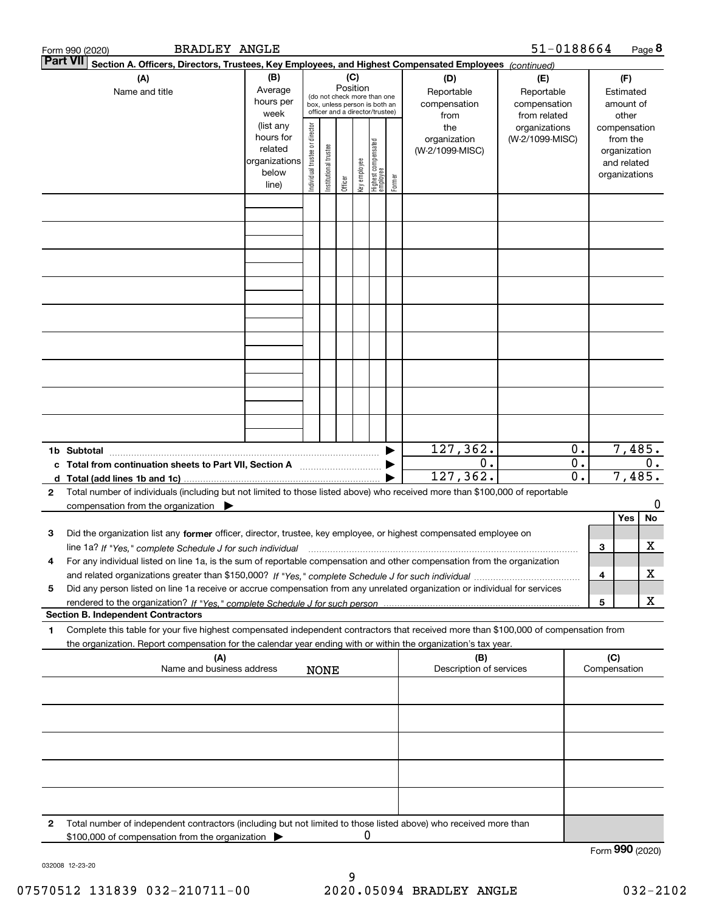Form 990 (2020) BRADLEY ANGLE 51-0188664 Page **8**

**Part VII** **Section A. Officers, Directors, Trustees, Key Employees, and Highest Compensated Employees** *(continued)*

| (A) Name and title | (B) Average hours per week (list any hours for related organizations below line) | (C) Position: Individual trustee or director | Institutional trustee | Officer | Key employee | Highest compensated employee | Former | (D) Reportable compensation from the organization (W-2/1099-MISC) | (E) Reportable compensation from related organizations (W-2/1099-MISC) | (F) Estimated amount of other compensation from the organization and related organizations |
|---|---|---|---|---|---|---|---|---|---|---|
| | | | | | | | | | | |
| | | | | | | | | | | |
| | | | | | | | | | | |
| | | | | | | | | | | |
| | | | | | | | | | | |
| | | | | | | | | | | |
| | | | | | | | | | | |
| | | | | | | | | | | |
| | | | | | | | | | | |
| **1b Subtotal** | | | | | | | | 127,362. | 0. | 7,485. |
| **c Total from continuation sheets to Part VII, Section A** | | | | | | | | 0. | 0. | 0. |
| **d Total (add lines 1b and 1c)** | | | | | | | | 127,362. | 0. | 7,485. |

**2** Total number of individuals (including but not limited to those listed above) who received more than $100,000 of reportable compensation from the organization ▶ 0

| | | | Yes | No |
|---|---|---|---|---|
| **3** | Did the organization list any **former** officer, director, trustee, key employee, or highest compensated employee on line 1a? *If "Yes," complete Schedule J for such individual* | 3 | | X |
| **4** | For any individual listed on line 1a, is the sum of reportable compensation and other compensation from the organization and related organizations greater than $150,000? *If "Yes," complete Schedule J for such individual* | 4 | | X |
| **5** | Did any person listed on line 1a receive or accrue compensation from any unrelated organization or individual for services rendered to the organization? *If "Yes," complete Schedule J for such person* | 5 | | X |

**Section B. Independent Contractors**

**1** Complete this table for your five highest compensated independent contractors that received more than $100,000 of compensation from the organization. Report compensation for the calendar year ending with or within the organization's tax year.

| (A) Name and business address NONE | (B) Description of services | (C) Compensation |
|---|---|---|
| | | |
| | | |
| | | |
| | | |
| | | |

**2** Total number of independent contractors (including but not limited to those listed above) who received more than $100,000 of compensation from the organization ▶ 0

Form **990** (2020)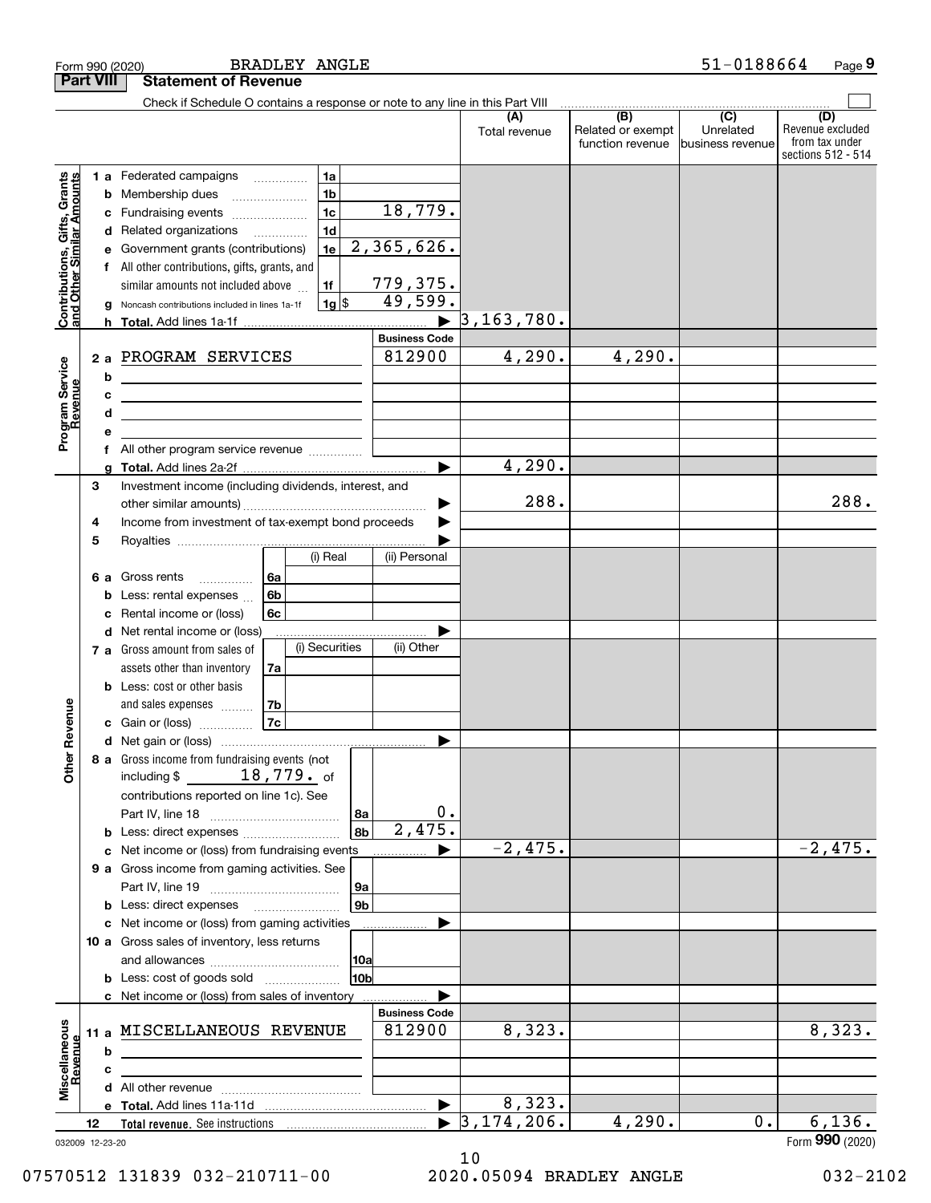Form 990 (2020) BRADLEY ANGLE 51-0188664 Page 9

## Part VIII Statement of Revenue

Check if Schedule O contains a response or note to any line in this Part VIII

| | | | (A) Total revenue | (B) Related or exempt function revenue | (C) Unrelated business revenue | (D) Revenue excluded from tax under sections 512 - 514 |
|---|---|---|---|---|---|---|
| **Contributions, Gifts, Grants and Other Similar Amounts** | 1a Federated campaigns | 1a | | | | |
| | b Membership dues | 1b | | | | |
| | c Fundraising events | 1c 18,779. | | | | |
| | d Related organizations | 1d | | | | |
| | e Government grants (contributions) | 1e 2,365,626. | | | | |
| | f All other contributions, gifts, grants, and similar amounts not included above | 1f 779,375. | | | | |
| | g Noncash contributions included in lines 1a-1f | 1g $ 49,599. | | | | |
| | h Total. Add lines 1a-1f | | 3,163,780. | | | |
| **Program Service Revenue** | | Business Code | | | | |
| | 2a PROGRAM SERVICES | 812900 | 4,290. | 4,290. | | |
| | b | | | | | |
| | c | | | | | |
| | d | | | | | |
| | e | | | | | |
| | f All other program service revenue | | | | | |
| | g Total. Add lines 2a-2f | | 4,290. | | | |
| **Other Revenue** | 3 Investment income (including dividends, interest, and other similar amounts) | | 288. | | | 288. |
| | 4 Income from investment of tax-exempt bond proceeds | | | | | |
| | 5 Royalties | | | | | |
| | 6a Gross rents — 6a (i) Real / (ii) Personal | | | | | |
| | b Less: rental expenses — 6b | | | | | |
| | c Rental income or (loss) — 6c | | | | | |
| | d Net rental income or (loss) | | | | | |
| | 7a Gross amount from sales of assets other than inventory — 7a (i) Securities / (ii) Other | | | | | |
| | b Less: cost or other basis and sales expenses — 7b | | | | | |
| | c Gain or (loss) — 7c | | | | | |
| | d Net gain or (loss) | | | | | |
| | 8a Gross income from fundraising events (not including $ 18,779. of contributions reported on line 1c). See Part IV, line 18 | 8a 0. | | | | |
| | b Less: direct expenses | 8b 2,475. | | | | |
| | c Net income or (loss) from fundraising events | | -2,475. | | | -2,475. |
| | 9a Gross income from gaming activities. See Part IV, line 19 | 9a | | | | |
| | b Less: direct expenses | 9b | | | | |
| | c Net income or (loss) from gaming activities | | | | | |
| | 10a Gross sales of inventory, less returns and allowances | 10a | | | | |
| | b Less: cost of goods sold | 10b | | | | |
| | c Net income or (loss) from sales of inventory | | | | | |
| **Miscellaneous Revenue** | | Business Code | | | | |
| | 11a MISCELLANEOUS REVENUE | 812900 | 8,323. | | | 8,323. |
| | b | | | | | |
| | c | | | | | |
| | d All other revenue | | | | | |
| | e Total. Add lines 11a-11d | | 8,323. | | | |
| | 12 Total revenue. See instructions | | 3,174,206. | 4,290. | 0. | 6,136. |

032009 12-23-20 Form 990 (2020)

07570512 131839 032-210711-00 2020.05094 BRADLEY ANGLE 032-2102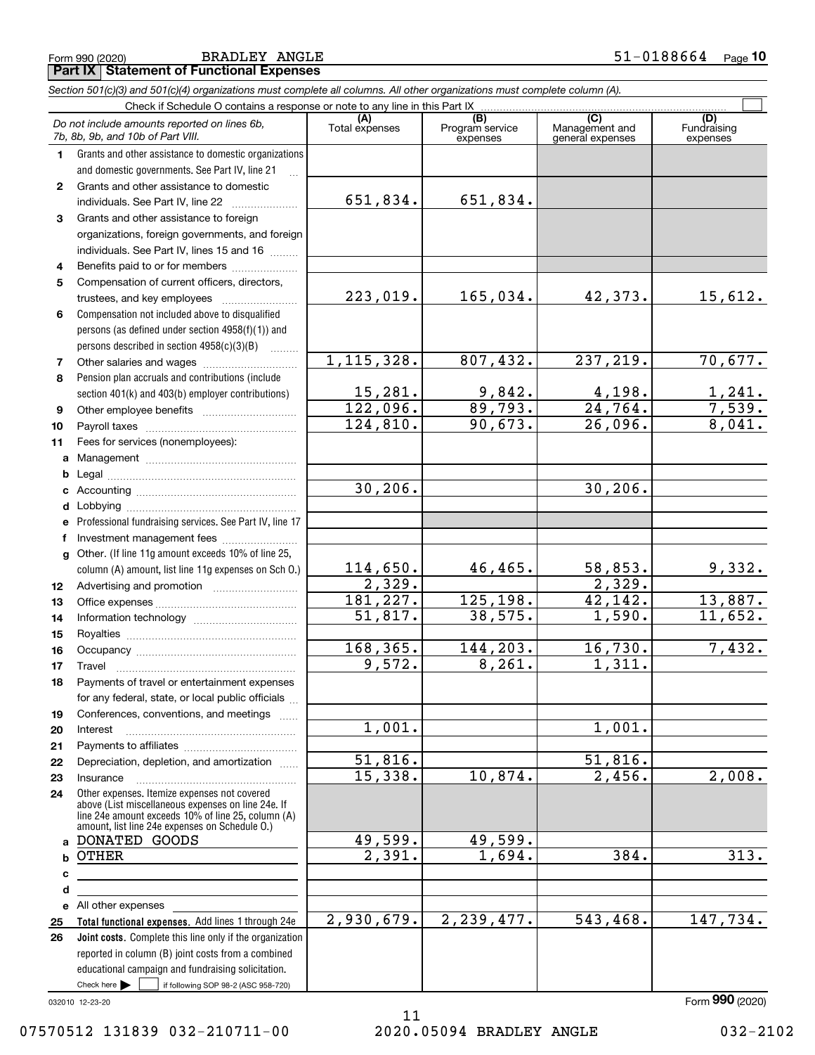Form 990 (2020) BRADLEY ANGLE 51-0188664 Page 10

## Part IX Statement of Functional Expenses

*Section 501(c)(3) and 501(c)(4) organizations must complete all columns. All other organizations must complete column (A).*

Check if Schedule O contains a response or note to any line in this Part IX

| *Do not include amounts reported on lines 6b, 7b, 8b, 9b, and 10b of Part VIII.* | (A) Total expenses | (B) Program service expenses | (C) Management and general expenses | (D) Fundraising expenses |
|---|---|---|---|---|
| 1 Grants and other assistance to domestic organizations and domestic governments. See Part IV, line 21 | | | | |
| 2 Grants and other assistance to domestic individuals. See Part IV, line 22 | 651,834. | 651,834. | | |
| 3 Grants and other assistance to foreign organizations, foreign governments, and foreign individuals. See Part IV, lines 15 and 16 | | | | |
| 4 Benefits paid to or for members | | | | |
| 5 Compensation of current officers, directors, trustees, and key employees | 223,019. | 165,034. | 42,373. | 15,612. |
| 6 Compensation not included above to disqualified persons (as defined under section 4958(f)(1)) and persons described in section 4958(c)(3)(B) | | | | |
| 7 Other salaries and wages | 1,115,328. | 807,432. | 237,219. | 70,677. |
| 8 Pension plan accruals and contributions (include section 401(k) and 403(b) employer contributions) | 15,281. | 9,842. | 4,198. | 1,241. |
| 9 Other employee benefits | 122,096. | 89,793. | 24,764. | 7,539. |
| 10 Payroll taxes | 124,810. | 90,673. | 26,096. | 8,041. |
| 11 Fees for services (nonemployees): | | | | |
| a Management | | | | |
| b Legal | | | | |
| c Accounting | 30,206. | | 30,206. | |
| d Lobbying | | | | |
| e Professional fundraising services. See Part IV, line 17 | | | | |
| f Investment management fees | | | | |
| g Other. (If line 11g amount exceeds 10% of line 25, column (A) amount, list line 11g expenses on Sch O.) | 114,650. | 46,465. | 58,853. | 9,332. |
| 12 Advertising and promotion | 2,329. | | 2,329. | |
| 13 Office expenses | 181,227. | 125,198. | 42,142. | 13,887. |
| 14 Information technology | 51,817. | 38,575. | 1,590. | 11,652. |
| 15 Royalties | | | | |
| 16 Occupancy | 168,365. | 144,203. | 16,730. | 7,432. |
| 17 Travel | 9,572. | 8,261. | 1,311. | |
| 18 Payments of travel or entertainment expenses for any federal, state, or local public officials | | | | |
| 19 Conferences, conventions, and meetings | | | | |
| 20 Interest | 1,001. | | 1,001. | |
| 21 Payments to affiliates | | | | |
| 22 Depreciation, depletion, and amortization | 51,816. | | 51,816. | |
| 23 Insurance | 15,338. | 10,874. | 2,456. | 2,008. |
| 24 Other expenses. Itemize expenses not covered above (List miscellaneous expenses on line 24e. If line 24e amount exceeds 10% of line 25, column (A) amount, list line 24e expenses on Schedule O.) | | | | |
| a DONATED GOODS | 49,599. | 49,599. | | |
| b OTHER | 2,391. | 1,694. | 384. | 313. |
| c | | | | |
| d | | | | |
| e All other expenses | | | | |
| **25 Total functional expenses.** Add lines 1 through 24e | 2,930,679. | 2,239,477. | 543,468. | 147,734. |
| **26 Joint costs.** Complete this line only if the organization reported in column (B) joint costs from a combined educational campaign and fundraising solicitation. Check here ☐ if following SOP 98-2 (ASC 958-720) | | | | |

032010 12-23-20 Form **990** (2020)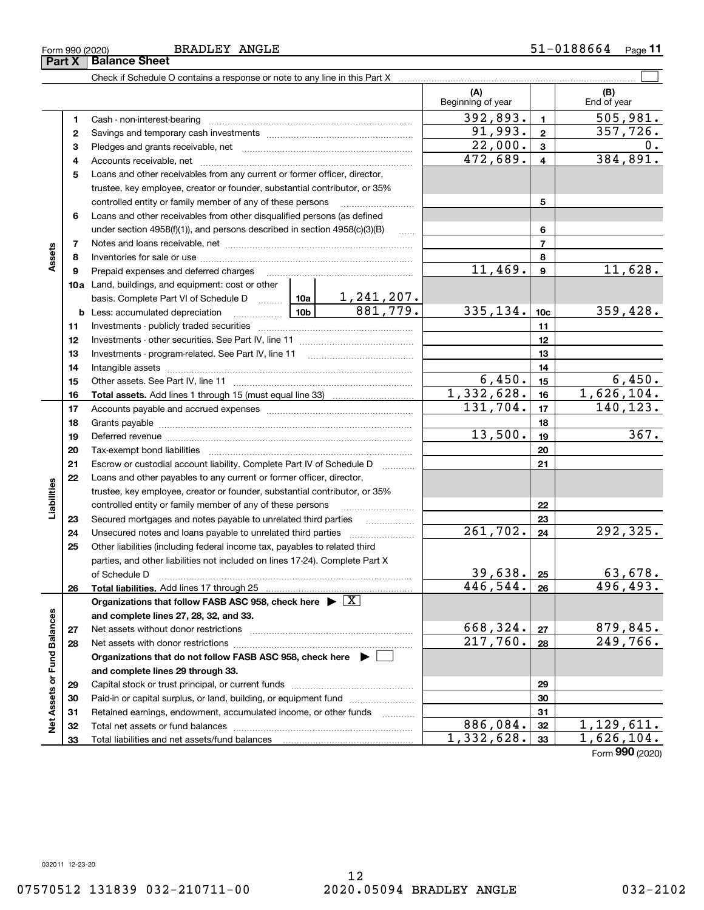Form 990 (2020) BRADLEY ANGLE 51-0188664

## Part X Balance Sheet

Check if Schedule O contains a response or note to any line in this Part X

| | | | | (A) Beginning of year | | (B) End of year |
|---|---|---|---|---|---|---|
| **Assets** | 1 | Cash - non-interest-bearing | | 392,893. | 1 | 505,981. |
| | 2 | Savings and temporary cash investments | | 91,993. | 2 | 357,726. |
| | 3 | Pledges and grants receivable, net | | 22,000. | 3 | 0. |
| | 4 | Accounts receivable, net | | 472,689. | 4 | 384,891. |
| | 5 | Loans and other receivables from any current or former officer, director, trustee, key employee, creator or founder, substantial contributor, or 35% controlled entity or family member of any of these persons | | | 5 | |
| | 6 | Loans and other receivables from other disqualified persons (as defined under section 4958(f)(1)), and persons described in section 4958(c)(3)(B) | | | 6 | |
| | 7 | Notes and loans receivable, net | | | 7 | |
| | 8 | Inventories for sale or use | | | 8 | |
| | 9 | Prepaid expenses and deferred charges | | 11,469. | 9 | 11,628. |
| | 10a | Land, buildings, and equipment: cost or other basis. Complete Part VI of Schedule D | 10a 1,241,207. | | | |
| | b | Less: accumulated depreciation | 10b 881,779. | 335,134. | 10c | 359,428. |
| | 11 | Investments - publicly traded securities | | | 11 | |
| | 12 | Investments - other securities. See Part IV, line 11 | | | 12 | |
| | 13 | Investments - program-related. See Part IV, line 11 | | | 13 | |
| | 14 | Intangible assets | | | 14 | |
| | 15 | Other assets. See Part IV, line 11 | | 6,450. | 15 | 6,450. |
| | 16 | **Total assets.** Add lines 1 through 15 (must equal line 33) | | 1,332,628. | 16 | 1,626,104. |
| **Liabilities** | 17 | Accounts payable and accrued expenses | | 131,704. | 17 | 140,123. |
| | 18 | Grants payable | | | 18 | |
| | 19 | Deferred revenue | | 13,500. | 19 | 367. |
| | 20 | Tax-exempt bond liabilities | | | 20 | |
| | 21 | Escrow or custodial account liability. Complete Part IV of Schedule D | | | 21 | |
| | 22 | Loans and other payables to any current or former officer, director, trustee, key employee, creator or founder, substantial contributor, or 35% controlled entity or family member of any of these persons | | | 22 | |
| | 23 | Secured mortgages and notes payable to unrelated third parties | | | 23 | |
| | 24 | Unsecured notes and loans payable to unrelated third parties | | 261,702. | 24 | 292,325. |
| | 25 | Other liabilities (including federal income tax, payables to related third parties, and other liabilities not included on lines 17-24). Complete Part X of Schedule D | | 39,638. | 25 | 63,678. |
| | 26 | **Total liabilities.** Add lines 17 through 25 | | 446,544. | 26 | 496,493. |
| **Net Assets or Fund Balances** | | **Organizations that follow FASB ASC 958, check here** ▶ [X] **and complete lines 27, 28, 32, and 33.** | | | | |
| | 27 | Net assets without donor restrictions | | 668,324. | 27 | 879,845. |
| | 28 | Net assets with donor restrictions | | 217,760. | 28 | 249,766. |
| | | **Organizations that do not follow FASB ASC 958, check here** ▶ [ ] **and complete lines 29 through 33.** | | | | |
| | 29 | Capital stock or trust principal, or current funds | | | 29 | |
| | 30 | Paid-in or capital surplus, or land, building, or equipment fund | | | 30 | |
| | 31 | Retained earnings, endowment, accumulated income, or other funds | | | 31 | |
| | 32 | Total net assets or fund balances | | 886,084. | 32 | 1,129,611. |
| | 33 | Total liabilities and net assets/fund balances | | 1,332,628. | 33 | 1,626,104. |

Form **990** (2020)

032011 12-23-20

07570512 131839 032-210711-00 2020.05094 BRADLEY ANGLE 032-2102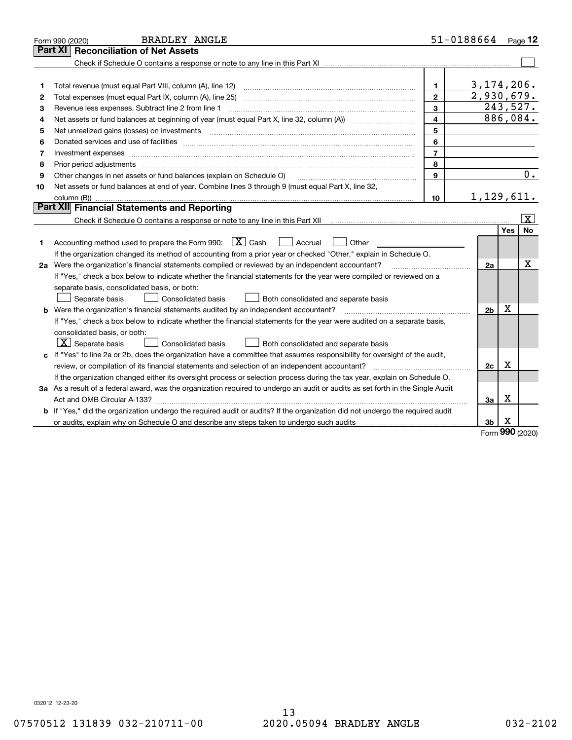Form 990 (2020) BRADLEY ANGLE 51-0188664 Page **12**

## Part XI Reconciliation of Net Assets

Check if Schedule O contains a response or note to any line in this Part XI ☐

| | | | |
|---|---|---|---|
| 1 | Total revenue (must equal Part VIII, column (A), line 12) | 1 | 3,174,206. |
| 2 | Total expenses (must equal Part IX, column (A), line 25) | 2 | 2,930,679. |
| 3 | Revenue less expenses. Subtract line 2 from line 1 | 3 | 243,527. |
| 4 | Net assets or fund balances at beginning of year (must equal Part X, line 32, column (A)) | 4 | 886,084. |
| 5 | Net unrealized gains (losses) on investments | 5 | |
| 6 | Donated services and use of facilities | 6 | |
| 7 | Investment expenses | 7 | |
| 8 | Prior period adjustments | 8 | |
| 9 | Other changes in net assets or fund balances (explain on Schedule O) | 9 | 0. |
| 10 | Net assets or fund balances at end of year. Combine lines 3 through 9 (must equal Part X, line 32, column (B)) | 10 | 1,129,611. |

## Part XII Financial Statements and Reporting

Check if Schedule O contains a response or note to any line in this Part XII ☒

| | | | Yes | No |
|---|---|---|---|---|
| 1 | Accounting method used to prepare the Form 990: ☒ Cash ☐ Accrual ☐ Other<br>If the organization changed its method of accounting from a prior year or checked "Other," explain in Schedule O. | | | |
| 2a | Were the organization's financial statements compiled or reviewed by an independent accountant?<br>If "Yes," check a box below to indicate whether the financial statements for the year were compiled or reviewed on a separate basis, consolidated basis, or both:<br>☐ Separate basis ☐ Consolidated basis ☐ Both consolidated and separate basis | 2a | | X |
| b | Were the organization's financial statements audited by an independent accountant?<br>If "Yes," check a box below to indicate whether the financial statements for the year were audited on a separate basis, consolidated basis, or both:<br>☒ Separate basis ☐ Consolidated basis ☐ Both consolidated and separate basis | 2b | X | |
| c | If "Yes" to line 2a or 2b, does the organization have a committee that assumes responsibility for oversight of the audit, review, or compilation of its financial statements and selection of an independent accountant?<br>If the organization changed either its oversight process or selection process during the tax year, explain on Schedule O. | 2c | X | |
| 3a | As a result of a federal award, was the organization required to undergo an audit or audits as set forth in the Single Audit Act and OMB Circular A-133? | 3a | X | |
| b | If "Yes," did the organization undergo the required audit or audits? If the organization did not undergo the required audit or audits, explain why on Schedule O and describe any steps taken to undergo such audits | 3b | X | |

Form **990** (2020)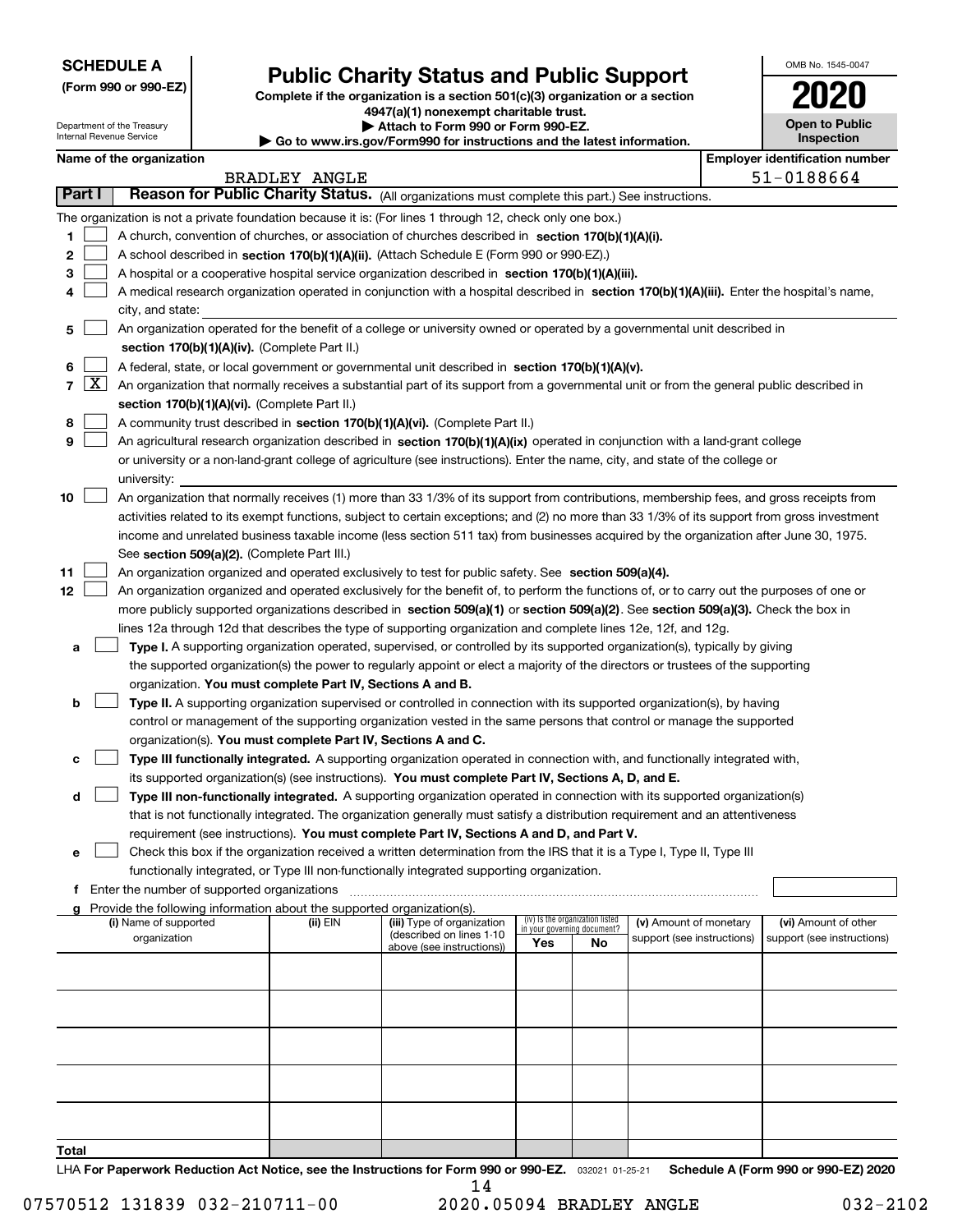**SCHEDULE A**
**(Form 990 or 990-EZ)**

Department of the Treasury
Internal Revenue Service

# Public Charity Status and Public Support

**Complete if the organization is a section 501(c)(3) organization or a section 4947(a)(1) nonexempt charitable trust.**
**▶ Attach to Form 990 or Form 990-EZ.**
**▶ Go to www.irs.gov/Form990 for instructions and the latest information.**

OMB No. 1545-0047
**2020**
**Open to Public Inspection**

**Name of the organization:** BRADLEY ANGLE
**Employer identification number:** 51-0188664

## Part I Reason for Public Charity Status. (All organizations must complete this part.) See instructions.

The organization is not a private foundation because it is: (For lines 1 through 12, check only one box.)

1. [ ] A church, convention of churches, or association of churches described in **section 170(b)(1)(A)(i).**
2. [ ] A school described in **section 170(b)(1)(A)(ii).** (Attach Schedule E (Form 990 or 990-EZ).)
3. [ ] A hospital or a cooperative hospital service organization described in **section 170(b)(1)(A)(iii).**
4. [ ] A medical research organization operated in conjunction with a hospital described in **section 170(b)(1)(A)(iii).** Enter the hospital's name, city, and state:
5. [ ] An organization operated for the benefit of a college or university owned or operated by a governmental unit described in **section 170(b)(1)(A)(iv).** (Complete Part II.)
6. [ ] A federal, state, or local government or governmental unit described in **section 170(b)(1)(A)(v).**
7. [X] An organization that normally receives a substantial part of its support from a governmental unit or from the general public described in **section 170(b)(1)(A)(vi).** (Complete Part II.)
8. [ ] A community trust described in **section 170(b)(1)(A)(vi).** (Complete Part II.)
9. [ ] An agricultural research organization described in **section 170(b)(1)(A)(ix)** operated in conjunction with a land-grant college or university or a non-land-grant college of agriculture (see instructions). Enter the name, city, and state of the college or university:
10. [ ] An organization that normally receives (1) more than 33 1/3% of its support from contributions, membership fees, and gross receipts from activities related to its exempt functions, subject to certain exceptions; and (2) no more than 33 1/3% of its support from gross investment income and unrelated business taxable income (less section 511 tax) from businesses acquired by the organization after June 30, 1975. See **section 509(a)(2).** (Complete Part III.)
11. [ ] An organization organized and operated exclusively to test for public safety. See **section 509(a)(4).**
12. [ ] An organization organized and operated exclusively for the benefit of, to perform the functions of, or to carry out the purposes of one or more publicly supported organizations described in **section 509(a)(1)** or **section 509(a)(2).** See **section 509(a)(3).** Check the box in lines 12a through 12d that describes the type of supporting organization and complete lines 12e, 12f, and 12g.
   - **a** [ ] **Type I.** A supporting organization operated, supervised, or controlled by its supported organization(s), typically by giving the supported organization(s) the power to regularly appoint or elect a majority of the directors or trustees of the supporting organization. **You must complete Part IV, Sections A and B.**
   - **b** [ ] **Type II.** A supporting organization supervised or controlled in connection with its supported organization(s), by having control or management of the supporting organization vested in the same persons that control or manage the supported organization(s). **You must complete Part IV, Sections A and C.**
   - **c** [ ] **Type III functionally integrated.** A supporting organization operated in connection with, and functionally integrated with, its supported organization(s) (see instructions). **You must complete Part IV, Sections A, D, and E.**
   - **d** [ ] **Type III non-functionally integrated.** A supporting organization operated in connection with its supported organization(s) that is not functionally integrated. The organization generally must satisfy a distribution requirement and an attentiveness requirement (see instructions). **You must complete Part IV, Sections A and D, and Part V.**
   - **e** [ ] Check this box if the organization received a written determination from the IRS that it is a Type I, Type II, Type III functionally integrated, or Type III non-functionally integrated supporting organization.
   - **f** Enter the number of supported organizations
   - **g** Provide the following information about the supported organization(s).

| (i) Name of supported organization | (ii) EIN | (iii) Type of organization (described on lines 1-10 above (see instructions)) | (iv) Is the organization listed in your governing document? Yes | No | (v) Amount of monetary support (see instructions) | (vi) Amount of other support (see instructions) |
|---|---|---|---|---|---|---|
| | | | | | | |
| | | | | | | |
| | | | | | | |
| | | | | | | |
| | | | | | | |
| **Total** | | | | | | |

LHA **For Paperwork Reduction Act Notice, see the Instructions for Form 990 or 990-EZ.** 032021 01-25-21 **Schedule A (Form 990 or 990-EZ) 2020**

07570512 131839 032-210711-00 2020.05094 BRADLEY ANGLE 032-2102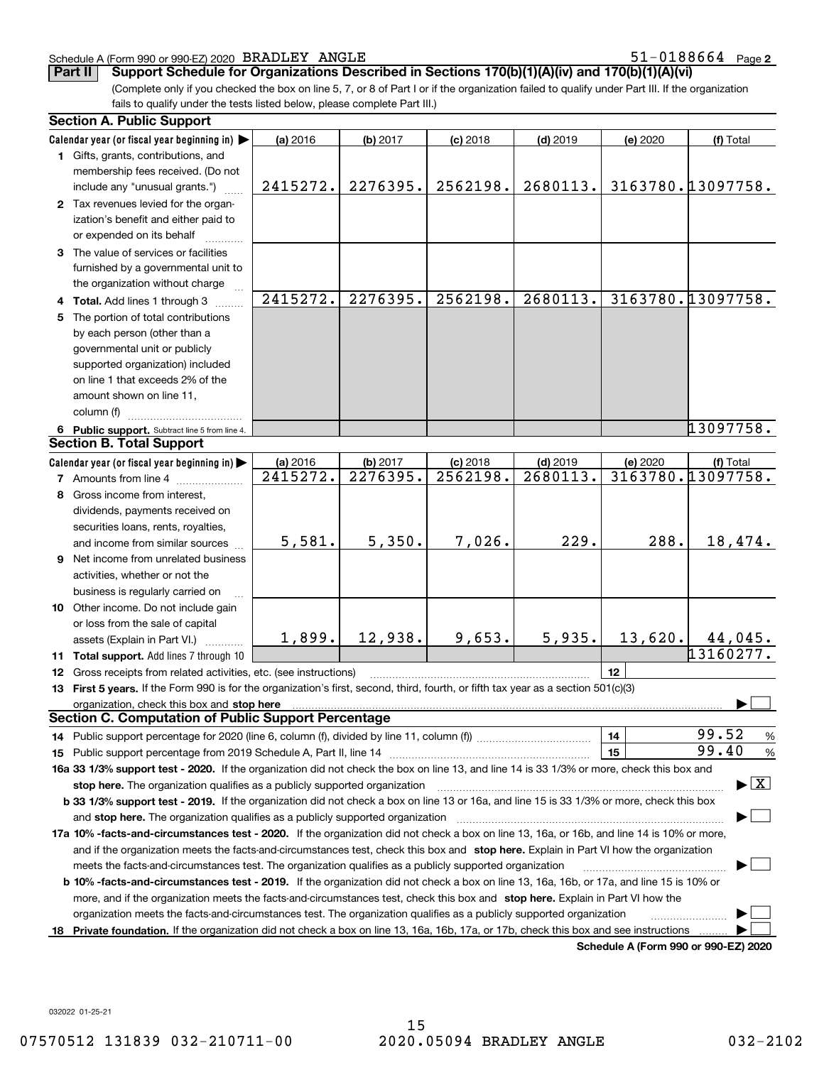Schedule A (Form 990 or 990-EZ) 2020 BRADLEY ANGLE 51-0188664 Page 2

**Part II Support Schedule for Organizations Described in Sections 170(b)(1)(A)(iv) and 170(b)(1)(A)(vi)**

(Complete only if you checked the box on line 5, 7, or 8 of Part I or if the organization failed to qualify under Part III. If the organization fails to qualify under the tests listed below, please complete Part III.)

**Section A. Public Support**

| Calendar year (or fiscal year beginning in) ▶ | (a) 2016 | (b) 2017 | (c) 2018 | (d) 2019 | (e) 2020 | (f) Total |
|---|---|---|---|---|---|---|
| 1 Gifts, grants, contributions, and membership fees received. (Do not include any "unusual grants.") | 2415272. | 2276395. | 2562198. | 2680113. | 3163780. | 13097758. |
| 2 Tax revenues levied for the organization's benefit and either paid to or expended on its behalf | | | | | | |
| 3 The value of services or facilities furnished by a governmental unit to the organization without charge | | | | | | |
| 4 Total. Add lines 1 through 3 | 2415272. | 2276395. | 2562198. | 2680113. | 3163780. | 13097758. |
| 5 The portion of total contributions by each person (other than a governmental unit or publicly supported organization) included on line 1 that exceeds 2% of the amount shown on line 11, column (f) | | | | | | |
| 6 Public support. Subtract line 5 from line 4. | | | | | | 13097758. |

**Section B. Total Support**

| Calendar year (or fiscal year beginning in) ▶ | (a) 2016 | (b) 2017 | (c) 2018 | (d) 2019 | (e) 2020 | (f) Total |
|---|---|---|---|---|---|---|
| 7 Amounts from line 4 | 2415272. | 2276395. | 2562198. | 2680113. | 3163780. | 13097758. |
| 8 Gross income from interest, dividends, payments received on securities loans, rents, royalties, and income from similar sources | 5,581. | 5,350. | 7,026. | 229. | 288. | 18,474. |
| 9 Net income from unrelated business activities, whether or not the business is regularly carried on | | | | | | |
| 10 Other income. Do not include gain or loss from the sale of capital assets (Explain in Part VI.) | 1,899. | 12,938. | 9,653. | 5,935. | 13,620. | 44,045. |
| 11 Total support. Add lines 7 through 10 | | | | | | 13160277. |

12 Gross receipts from related activities, etc. (see instructions) | 12 |

13 **First 5 years.** If the Form 990 is for the organization's first, second, third, fourth, or fifth tax year as a section 501(c)(3) organization, check this box and **stop here** ▶ ☐

**Section C. Computation of Public Support Percentage**

14 Public support percentage for 2020 (line 6, column (f), divided by line 11, column (f)) | 14 | 99.52 %

15 Public support percentage from 2019 Schedule A, Part II, line 14 | 15 | 99.40 %

**16a 33 1/3% support test - 2020.** If the organization did not check the box on line 13, and line 14 is 33 1/3% or more, check this box and **stop here.** The organization qualifies as a publicly supported organization ▶ ☒

**b 33 1/3% support test - 2019.** If the organization did not check a box on line 13 or 16a, and line 15 is 33 1/3% or more, check this box and **stop here.** The organization qualifies as a publicly supported organization ▶ ☐

**17a 10% -facts-and-circumstances test - 2020.** If the organization did not check a box on line 13, 16a, or 16b, and line 14 is 10% or more, and if the organization meets the facts-and-circumstances test, check this box and **stop here.** Explain in Part VI how the organization meets the facts-and-circumstances test. The organization qualifies as a publicly supported organization ▶ ☐

**b 10% -facts-and-circumstances test - 2019.** If the organization did not check a box on line 13, 16a, 16b, or 17a, and line 15 is 10% or more, and if the organization meets the facts-and-circumstances test, check this box and **stop here.** Explain in Part VI how the organization meets the facts-and-circumstances test. The organization qualifies as a publicly supported organization ▶ ☐

**18 Private foundation.** If the organization did not check a box on line 13, 16a, 16b, 17a, or 17b, check this box and see instructions ▶ ☐

**Schedule A (Form 990 or 990-EZ) 2020**

032022 01-25-21

07570512 131839 032-210711-00 2020.05094 BRADLEY ANGLE 032-2102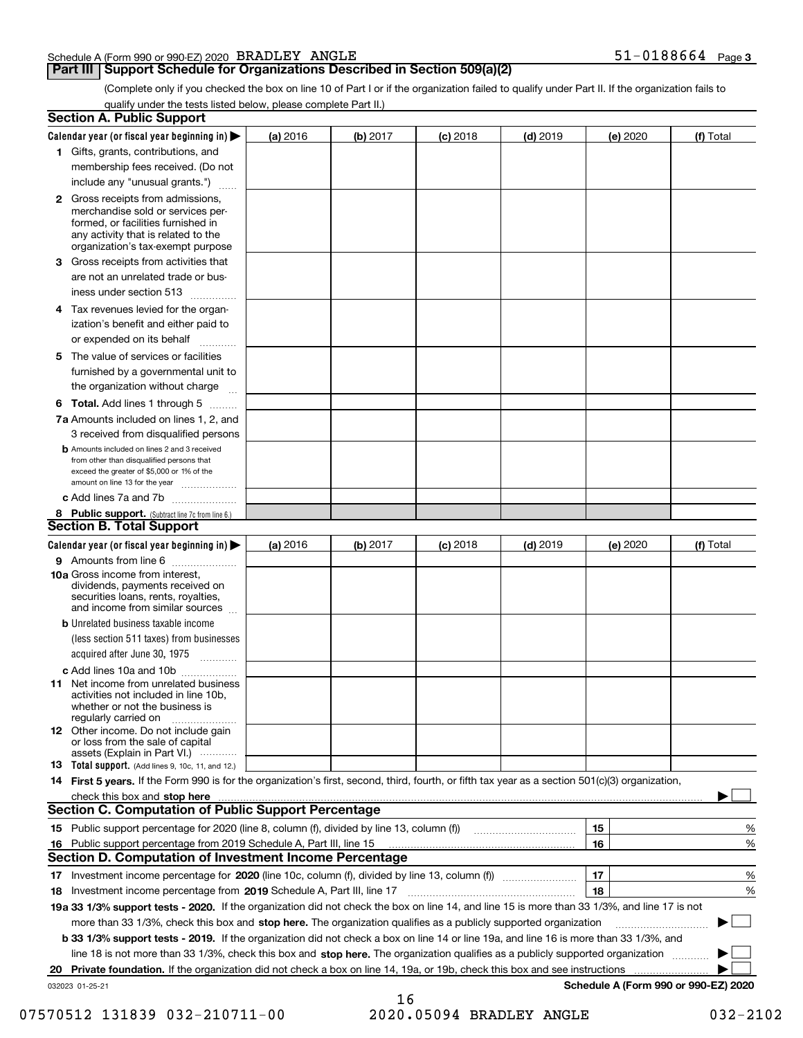Schedule A (Form 990 or 990-EZ) 2020 BRADLEY ANGLE 51-0188664 Page 3

## Part III Support Schedule for Organizations Described in Section 509(a)(2)

(Complete only if you checked the box on line 10 of Part I or if the organization failed to qualify under Part II. If the organization fails to qualify under the tests listed below, please complete Part II.)

### Section A. Public Support

| Calendar year (or fiscal year beginning in) ▶ | (a) 2016 | (b) 2017 | (c) 2018 | (d) 2019 | (e) 2020 | (f) Total |
|---|---|---|---|---|---|---|
| 1 Gifts, grants, contributions, and membership fees received. (Do not include any "unusual grants.") | | | | | | |
| 2 Gross receipts from admissions, merchandise sold or services performed, or facilities furnished in any activity that is related to the organization's tax-exempt purpose | | | | | | |
| 3 Gross receipts from activities that are not an unrelated trade or business under section 513 | | | | | | |
| 4 Tax revenues levied for the organization's benefit and either paid to or expended on its behalf | | | | | | |
| 5 The value of services or facilities furnished by a governmental unit to the organization without charge | | | | | | |
| 6 **Total.** Add lines 1 through 5 | | | | | | |
| 7a Amounts included on lines 1, 2, and 3 received from disqualified persons | | | | | | |
| b Amounts included on lines 2 and 3 received from other than disqualified persons that exceed the greater of $5,000 or 1% of the amount on line 13 for the year | | | | | | |
| c Add lines 7a and 7b | | | | | | |
| 8 **Public support.** (Subtract line 7c from line 6.) | | | | | | |

### Section B. Total Support

| Calendar year (or fiscal year beginning in) ▶ | (a) 2016 | (b) 2017 | (c) 2018 | (d) 2019 | (e) 2020 | (f) Total |
|---|---|---|---|---|---|---|
| 9 Amounts from line 6 | | | | | | |
| 10a Gross income from interest, dividends, payments received on securities loans, rents, royalties, and income from similar sources | | | | | | |
| b Unrelated business taxable income (less section 511 taxes) from businesses acquired after June 30, 1975 | | | | | | |
| c Add lines 10a and 10b | | | | | | |
| 11 Net income from unrelated business activities not included in line 10b, whether or not the business is regularly carried on | | | | | | |
| 12 Other income. Do not include gain or loss from the sale of capital assets (Explain in Part VI.) | | | | | | |
| 13 **Total support.** (Add lines 9, 10c, 11, and 12.) | | | | | | |

14 **First 5 years.** If the Form 990 is for the organization's first, second, third, fourth, or fifth tax year as a section 501(c)(3) organization, check this box and **stop here** ▶ ☐

### Section C. Computation of Public Support Percentage

| | | | |
|---|---|---|---|
| 15 | Public support percentage for 2020 (line 8, column (f), divided by line 13, column (f)) | 15 | % |
| 16 | Public support percentage from 2019 Schedule A, Part III, line 15 | 16 | % |

### Section D. Computation of Investment Income Percentage

| | | | |
|---|---|---|---|
| 17 | Investment income percentage for **2020** (line 10c, column (f), divided by line 13, column (f)) | 17 | % |
| 18 | Investment income percentage from **2019** Schedule A, Part III, line 17 | 18 | % |

**19a 33 1/3% support tests - 2020.** If the organization did not check the box on line 14, and line 15 is more than 33 1/3%, and line 17 is not more than 33 1/3%, check this box and **stop here.** The organization qualifies as a publicly supported organization ▶ ☐

**b 33 1/3% support tests - 2019.** If the organization did not check a box on line 14 or line 19a, and line 16 is more than 33 1/3%, and line 18 is not more than 33 1/3%, check this box and **stop here.** The organization qualifies as a publicly supported organization ▶ ☐

**20 Private foundation.** If the organization did not check a box on line 14, 19a, or 19b, check this box and see instructions ▶ ☐

032023 01-25-21 **Schedule A (Form 990 or 990-EZ) 2020**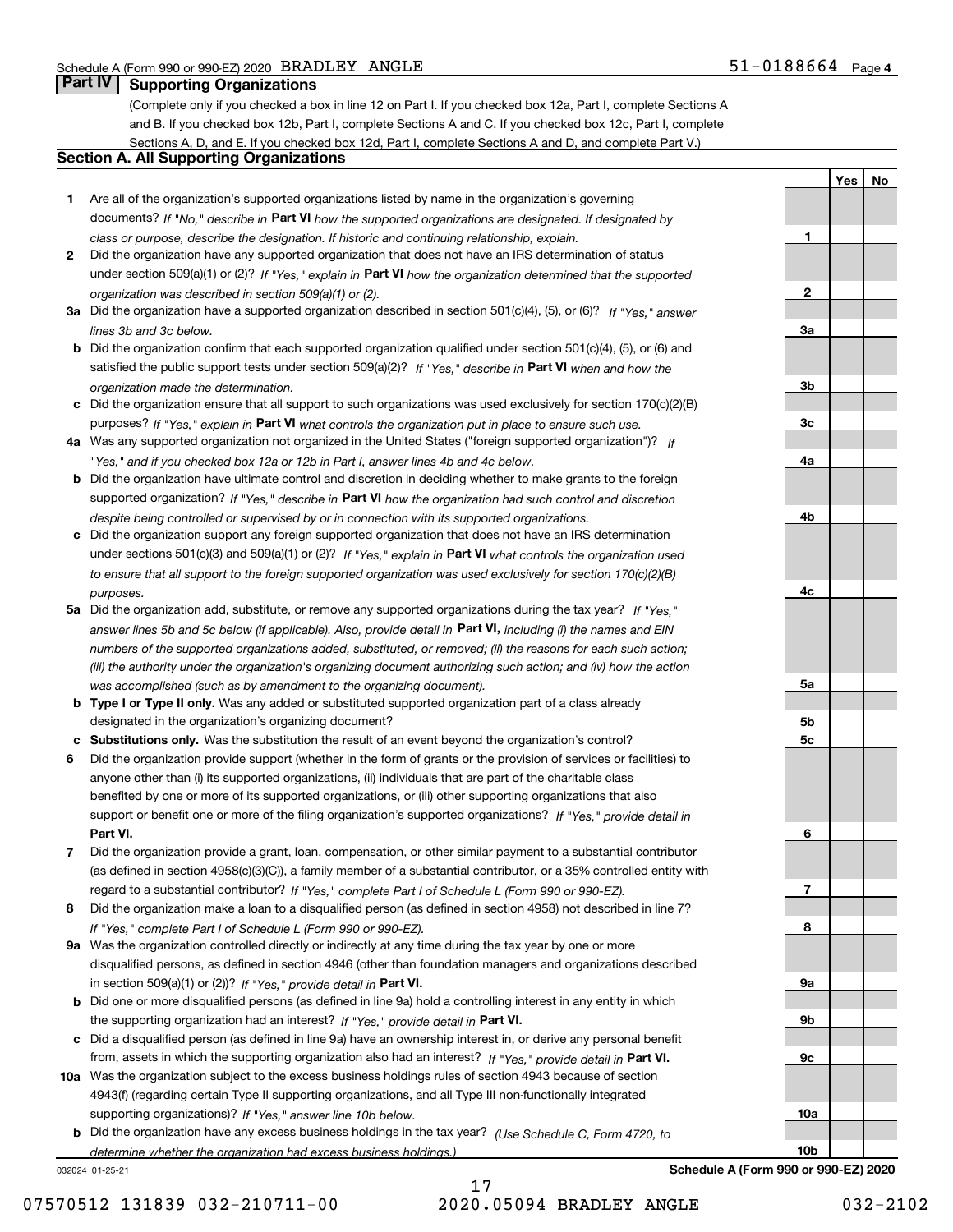Schedule A (Form 990 or 990-EZ) 2020 BRADLEY ANGLE 51-0188664 Page 4

## Part IV Supporting Organizations

(Complete only if you checked a box in line 12 on Part I. If you checked box 12a, Part I, complete Sections A and B. If you checked box 12b, Part I, complete Sections A and C. If you checked box 12c, Part I, complete Sections A, D, and E. If you checked box 12d, Part I, complete Sections A and D, and complete Part V.)

### Section A. All Supporting Organizations

| | | | Yes | No |
|---|---|---|---|---|
| 1 | Are all of the organization's supported organizations listed by name in the organization's governing documents? *If "No," describe in* **Part VI** *how the supported organizations are designated. If designated by class or purpose, describe the designation. If historic and continuing relationship, explain.* | 1 | | |
| 2 | Did the organization have any supported organization that does not have an IRS determination of status under section 509(a)(1) or (2)? *If "Yes," explain in* **Part VI** *how the organization determined that the supported organization was described in section 509(a)(1) or (2).* | 2 | | |
| 3a | Did the organization have a supported organization described in section 501(c)(4), (5), or (6)? *If "Yes," answer lines 3b and 3c below.* | 3a | | |
| b | Did the organization confirm that each supported organization qualified under section 501(c)(4), (5), or (6) and satisfied the public support tests under section 509(a)(2)? *If "Yes," describe in* **Part VI** *when and how the organization made the determination.* | 3b | | |
| c | Did the organization ensure that all support to such organizations was used exclusively for section 170(c)(2)(B) purposes? *If "Yes," explain in* **Part VI** *what controls the organization put in place to ensure such use.* | 3c | | |
| 4a | Was any supported organization not organized in the United States ("foreign supported organization")? *If "Yes," and if you checked box 12a or 12b in Part I, answer lines 4b and 4c below.* | 4a | | |
| b | Did the organization have ultimate control and discretion in deciding whether to make grants to the foreign supported organization? *If "Yes," describe in* **Part VI** *how the organization had such control and discretion despite being controlled or supervised by or in connection with its supported organizations.* | 4b | | |
| c | Did the organization support any foreign supported organization that does not have an IRS determination under sections 501(c)(3) and 509(a)(1) or (2)? *If "Yes," explain in* **Part VI** *what controls the organization used to ensure that all support to the foreign supported organization was used exclusively for section 170(c)(2)(B) purposes.* | 4c | | |
| 5a | Did the organization add, substitute, or remove any supported organizations during the tax year? *If "Yes," answer lines 5b and 5c below (if applicable). Also, provide detail in* **Part VI,** *including (i) the names and EIN numbers of the supported organizations added, substituted, or removed; (ii) the reasons for each such action; (iii) the authority under the organization's organizing document authorizing such action; and (iv) how the action was accomplished (such as by amendment to the organizing document).* | 5a | | |
| b | **Type I or Type II only.** Was any added or substituted supported organization part of a class already designated in the organization's organizing document? | 5b | | |
| c | **Substitutions only.** Was the substitution the result of an event beyond the organization's control? | 5c | | |
| 6 | Did the organization provide support (whether in the form of grants or the provision of services or facilities) to anyone other than (i) its supported organizations, (ii) individuals that are part of the charitable class benefited by one or more of its supported organizations, or (iii) other supporting organizations that also support or benefit one or more of the filing organization's supported organizations? *If "Yes," provide detail in* **Part VI.** | 6 | | |
| 7 | Did the organization provide a grant, loan, compensation, or other similar payment to a substantial contributor (as defined in section 4958(c)(3)(C)), a family member of a substantial contributor, or a 35% controlled entity with regard to a substantial contributor? *If "Yes," complete Part I of Schedule L (Form 990 or 990-EZ).* | 7 | | |
| 8 | Did the organization make a loan to a disqualified person (as defined in section 4958) not described in line 7? *If "Yes," complete Part I of Schedule L (Form 990 or 990-EZ).* | 8 | | |
| 9a | Was the organization controlled directly or indirectly at any time during the tax year by one or more disqualified persons, as defined in section 4946 (other than foundation managers and organizations described in section 509(a)(1) or (2))? *If "Yes," provide detail in* **Part VI.** | 9a | | |
| b | Did one or more disqualified persons (as defined in line 9a) hold a controlling interest in any entity in which the supporting organization had an interest? *If "Yes," provide detail in* **Part VI.** | 9b | | |
| c | Did a disqualified person (as defined in line 9a) have an ownership interest in, or derive any personal benefit from, assets in which the supporting organization also had an interest? *If "Yes," provide detail in* **Part VI.** | 9c | | |
| 10a | Was the organization subject to the excess business holdings rules of section 4943 because of section 4943(f) (regarding certain Type II supporting organizations, and all Type III non-functionally integrated supporting organizations)? *If "Yes," answer line 10b below.* | 10a | | |
| b | Did the organization have any excess business holdings in the tax year? *(Use Schedule C, Form 4720, to determine whether the organization had excess business holdings.)* | 10b | | |

032024 01-25-21 **Schedule A (Form 990 or 990-EZ) 2020**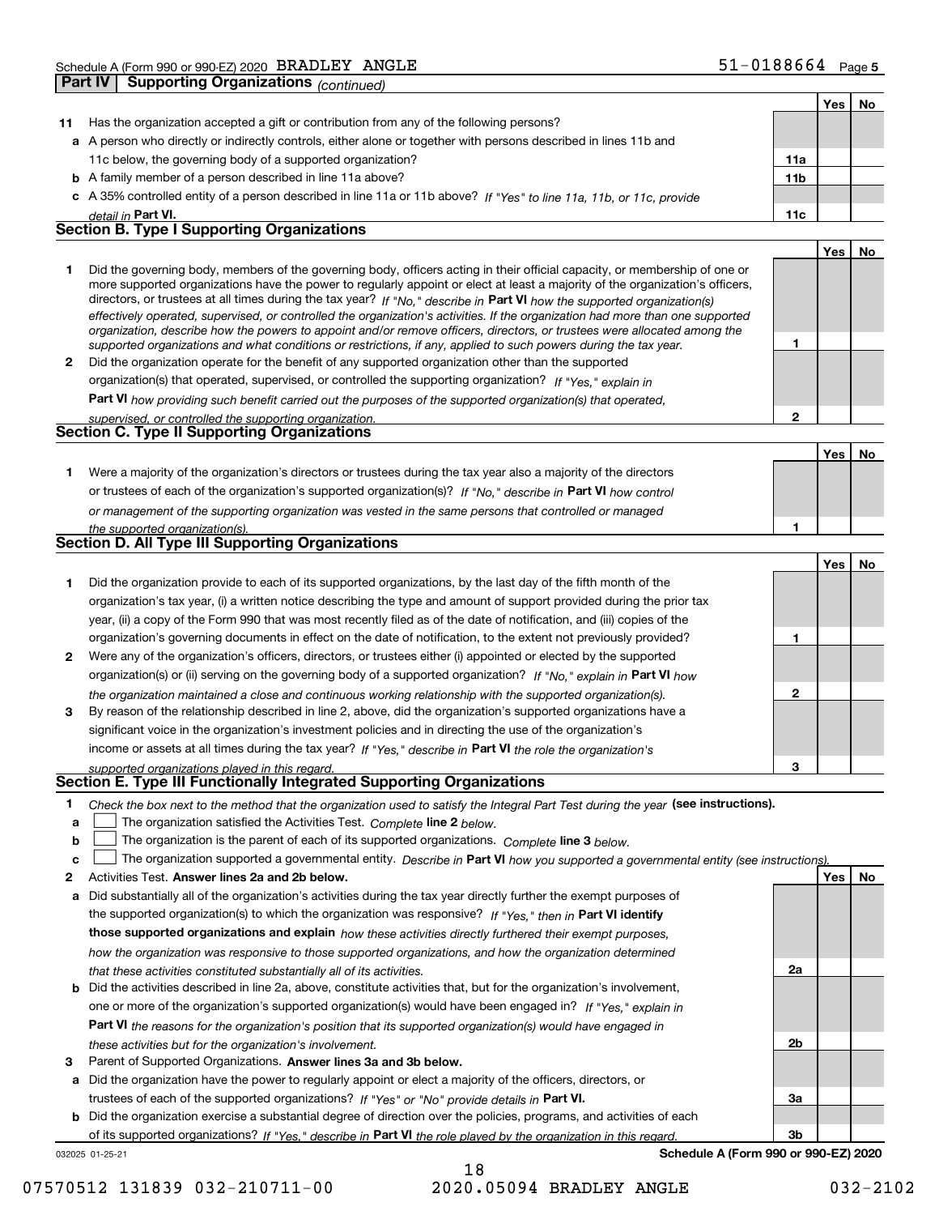Schedule A (Form 990 or 990-EZ) 2020 BRADLEY ANGLE 51-0188664 Page 5

**Part IV | Supporting Organizations** *(continued)*

| | | | Yes | No |
|---|---|---|---|---|
| **11** | Has the organization accepted a gift or contribution from any of the following persons? | | | |
| **a** | A person who directly or indirectly controls, either alone or together with persons described in lines 11b and 11c below, the governing body of a supported organization? | **11a** | | |
| **b** | A family member of a person described in line 11a above? | **11b** | | |
| **c** | A 35% controlled entity of a person described in line 11a or 11b above? *If "Yes" to line 11a, 11b, or 11c, provide detail in* **Part VI.** | **11c** | | |

## Section B. Type I Supporting Organizations

| | | | Yes | No |
|---|---|---|---|---|
| **1** | Did the governing body, members of the governing body, officers acting in their official capacity, or membership of one or more supported organizations have the power to regularly appoint or elect at least a majority of the organization's officers, directors, or trustees at all times during the tax year? *If "No," describe in* **Part VI** *how the supported organization(s) effectively operated, supervised, or controlled the organization's activities. If the organization had more than one supported organization, describe how the powers to appoint and/or remove officers, directors, or trustees were allocated among the supported organizations and what conditions or restrictions, if any, applied to such powers during the tax year.* | **1** | | |
| **2** | Did the organization operate for the benefit of any supported organization other than the supported organization(s) that operated, supervised, or controlled the supporting organization? *If "Yes," explain in* **Part VI** *how providing such benefit carried out the purposes of the supported organization(s) that operated, supervised, or controlled the supporting organization.* | **2** | | |

## Section C. Type II Supporting Organizations

| | | | Yes | No |
|---|---|---|---|---|
| **1** | Were a majority of the organization's directors or trustees during the tax year also a majority of the directors or trustees of each of the organization's supported organization(s)? *If "No," describe in* **Part VI** *how control or management of the supporting organization was vested in the same persons that controlled or managed the supported organization(s).* | **1** | | |

## Section D. All Type III Supporting Organizations

| | | | Yes | No |
|---|---|---|---|---|
| **1** | Did the organization provide to each of its supported organizations, by the last day of the fifth month of the organization's tax year, (i) a written notice describing the type and amount of support provided during the prior tax year, (ii) a copy of the Form 990 that was most recently filed as of the date of notification, and (iii) copies of the organization's governing documents in effect on the date of notification, to the extent not previously provided? | **1** | | |
| **2** | Were any of the organization's officers, directors, or trustees either (i) appointed or elected by the supported organization(s) or (ii) serving on the governing body of a supported organization? *If "No," explain in* **Part VI** *how the organization maintained a close and continuous working relationship with the supported organization(s).* | **2** | | |
| **3** | By reason of the relationship described in line 2, above, did the organization's supported organizations have a significant voice in the organization's investment policies and in directing the use of the organization's income or assets at all times during the tax year? *If "Yes," describe in* **Part VI** *the role the organization's supported organizations played in this regard.* | **3** | | |

## Section E. Type III Functionally Integrated Supporting Organizations

**1** *Check the box next to the method that the organization used to satisfy the Integral Part Test during the year* **(see instructions).**

**a** ☐ The organization satisfied the Activities Test. *Complete* **line 2** *below.*

**b** ☐ The organization is the parent of each of its supported organizations. *Complete* **line 3** *below.*

**c** ☐ The organization supported a governmental entity. *Describe in* **Part VI** *how you supported a governmental entity (see instructions).*

| | | | Yes | No |
|---|---|---|---|---|
| **2** | Activities Test. **Answer lines 2a and 2b below.** | | | |
| **a** | Did substantially all of the organization's activities during the tax year directly further the exempt purposes of the supported organization(s) to which the organization was responsive? *If "Yes," then in* **Part VI identify those supported organizations and explain** *how these activities directly furthered their exempt purposes, how the organization was responsive to those supported organizations, and how the organization determined that these activities constituted substantially all of its activities.* | **2a** | | |
| **b** | Did the activities described in line 2a, above, constitute activities that, but for the organization's involvement, one or more of the organization's supported organization(s) would have been engaged in? *If "Yes," explain in* **Part VI** *the reasons for the organization's position that its supported organization(s) would have engaged in these activities but for the organization's involvement.* | **2b** | | |
| **3** | Parent of Supported Organizations. **Answer lines 3a and 3b below.** | | | |
| **a** | Did the organization have the power to regularly appoint or elect a majority of the officers, directors, or trustees of each of the supported organizations? *If "Yes" or "No" provide details in* **Part VI.** | **3a** | | |
| **b** | Did the organization exercise a substantial degree of direction over the policies, programs, and activities of each of its supported organizations? *If "Yes," describe in* **Part VI** *the role played by the organization in this regard.* | **3b** | | |

032025 01-25-21 **Schedule A (Form 990 or 990-EZ) 2020**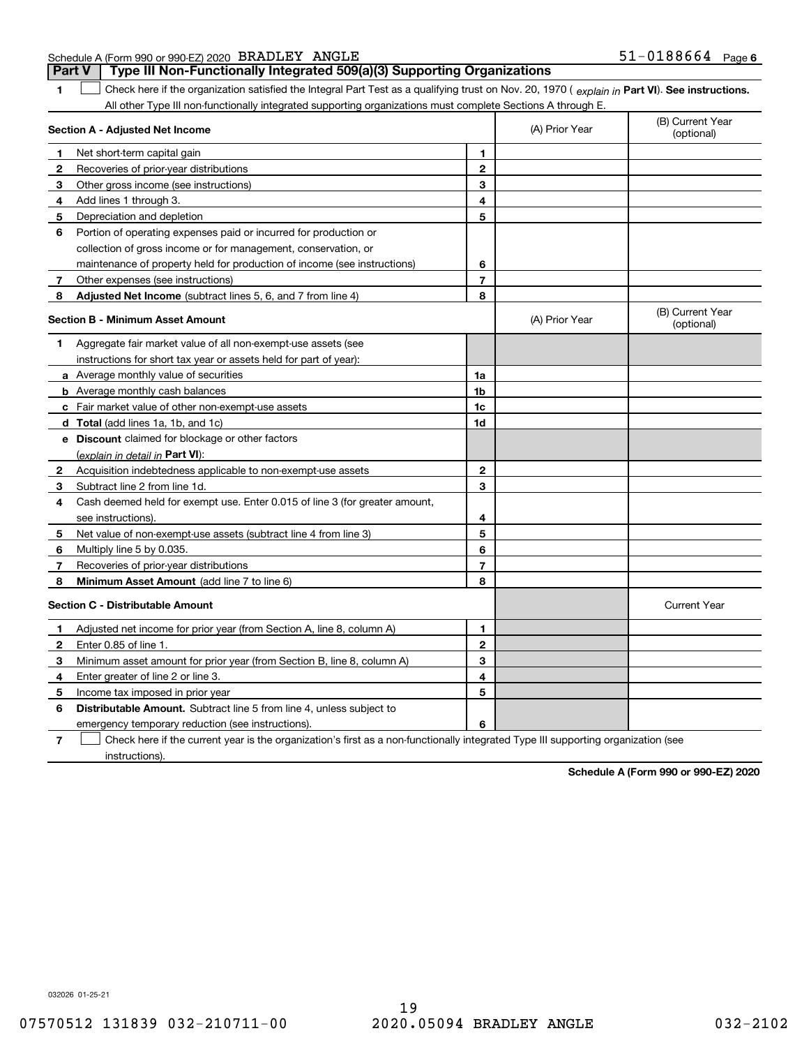Schedule A (Form 990 or 990-EZ) 2020 BRADLEY ANGLE 51-0188664 Page 6

## Part V Type III Non-Functionally Integrated 509(a)(3) Supporting Organizations

**1** ☐ Check here if the organization satisfied the Integral Part Test as a qualifying trust on Nov. 20, 1970 ( *explain in* **Part VI**). **See instructions.** All other Type III non-functionally integrated supporting organizations must complete Sections A through E.

| **Section A - Adjusted Net Income** | | | (A) Prior Year | (B) Current Year (optional) |
|---|---|---|---|---|
| **1** | Net short-term capital gain | **1** | | |
| **2** | Recoveries of prior-year distributions | **2** | | |
| **3** | Other gross income (see instructions) | **3** | | |
| **4** | Add lines 1 through 3. | **4** | | |
| **5** | Depreciation and depletion | **5** | | |
| **6** | Portion of operating expenses paid or incurred for production or collection of gross income or for management, conservation, or maintenance of property held for production of income (see instructions) | **6** | | |
| **7** | Other expenses (see instructions) | **7** | | |
| **8** | **Adjusted Net Income** (subtract lines 5, 6, and 7 from line 4) | **8** | | |

| **Section B - Minimum Asset Amount** | | | (A) Prior Year | (B) Current Year (optional) |
|---|---|---|---|---|
| **1** | Aggregate fair market value of all non-exempt-use assets (see instructions for short tax year or assets held for part of year): | | | |
| **a** | Average monthly value of securities | **1a** | | |
| **b** | Average monthly cash balances | **1b** | | |
| **c** | Fair market value of other non-exempt-use assets | **1c** | | |
| **d** | **Total** (add lines 1a, 1b, and 1c) | **1d** | | |
| **e** | **Discount** claimed for blockage or other factors (*explain in detail in* **Part VI**): | | | |
| **2** | Acquisition indebtedness applicable to non-exempt-use assets | **2** | | |
| **3** | Subtract line 2 from line 1d. | **3** | | |
| **4** | Cash deemed held for exempt use. Enter 0.015 of line 3 (for greater amount, see instructions). | **4** | | |
| **5** | Net value of non-exempt-use assets (subtract line 4 from line 3) | **5** | | |
| **6** | Multiply line 5 by 0.035. | **6** | | |
| **7** | Recoveries of prior-year distributions | **7** | | |
| **8** | **Minimum Asset Amount** (add line 7 to line 6) | **8** | | |

| **Section C - Distributable Amount** | | | | Current Year |
|---|---|---|---|---|
| **1** | Adjusted net income for prior year (from Section A, line 8, column A) | **1** | | |
| **2** | Enter 0.85 of line 1. | **2** | | |
| **3** | Minimum asset amount for prior year (from Section B, line 8, column A) | **3** | | |
| **4** | Enter greater of line 2 or line 3. | **4** | | |
| **5** | Income tax imposed in prior year | **5** | | |
| **6** | **Distributable Amount.** Subtract line 5 from line 4, unless subject to emergency temporary reduction (see instructions). | **6** | | |

**7** ☐ Check here if the current year is the organization's first as a non-functionally integrated Type III supporting organization (see instructions).

**Schedule A (Form 990 or 990-EZ) 2020**

032026 01-25-21

07570512 131839 032-210711-00 2020.05094 BRADLEY ANGLE 032-2102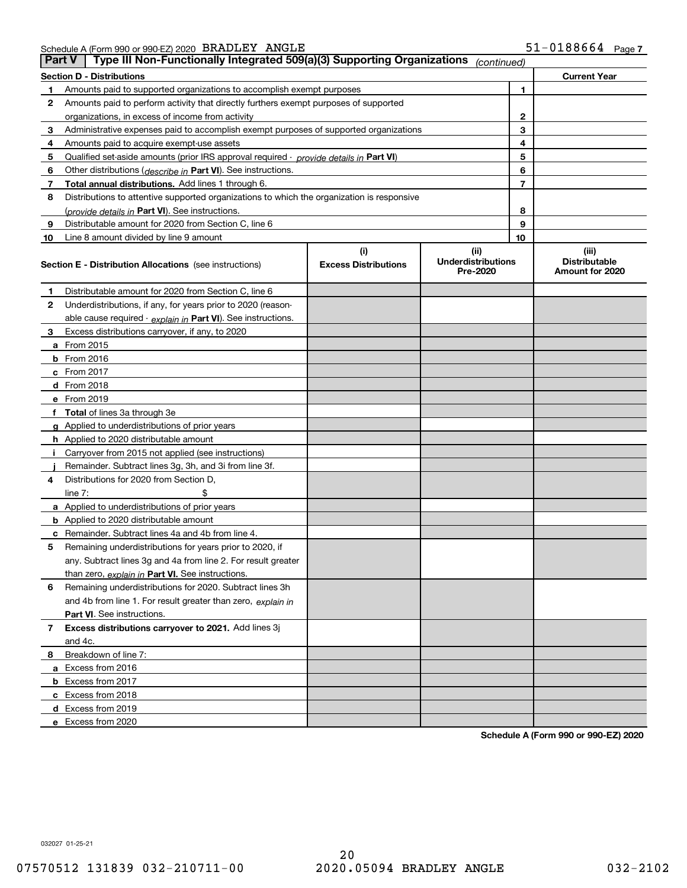Schedule A (Form 990 or 990-EZ) 2020 BRADLEY ANGLE 51-0188664 Page 7

**Part V** | **Type III Non-Functionally Integrated 509(a)(3) Supporting Organizations** *(continued)*

| **Section D - Distributions** | | **Current Year** |
|---|---|---|
| **1** Amounts paid to supported organizations to accomplish exempt purposes | 1 | |
| **2** Amounts paid to perform activity that directly furthers exempt purposes of supported organizations, in excess of income from activity | 2 | |
| **3** Administrative expenses paid to accomplish exempt purposes of supported organizations | 3 | |
| **4** Amounts paid to acquire exempt-use assets | 4 | |
| **5** Qualified set-aside amounts (prior IRS approval required - *provide details in* **Part VI**) | 5 | |
| **6** Other distributions (*describe in* **Part VI**). See instructions. | 6 | |
| **7** **Total annual distributions.** Add lines 1 through 6. | 7 | |
| **8** Distributions to attentive supported organizations to which the organization is responsive (*provide details in* **Part VI**). See instructions. | 8 | |
| **9** Distributable amount for 2020 from Section C, line 6 | 9 | |
| **10** Line 8 amount divided by line 9 amount | 10 | |

| **Section E - Distribution Allocations** (see instructions) | **(i)** **Excess Distributions** | **(ii)** **Underdistributions Pre-2020** | **(iii)** **Distributable Amount for 2020** |
|---|---|---|---|
| **1** Distributable amount for 2020 from Section C, line 6 | | | |
| **2** Underdistributions, if any, for years prior to 2020 (reasonable cause required - *explain in* **Part VI**). See instructions. | | | |
| **3** Excess distributions carryover, if any, to 2020 | | | |
| **a** From 2015 | | | |
| **b** From 2016 | | | |
| **c** From 2017 | | | |
| **d** From 2018 | | | |
| **e** From 2019 | | | |
| **f** **Total** of lines 3a through 3e | | | |
| **g** Applied to underdistributions of prior years | | | |
| **h** Applied to 2020 distributable amount | | | |
| **i** Carryover from 2015 not applied (see instructions) | | | |
| **j** Remainder. Subtract lines 3g, 3h, and 3i from line 3f. | | | |
| **4** Distributions for 2020 from Section D, line 7: $ | | | |
| **a** Applied to underdistributions of prior years | | | |
| **b** Applied to 2020 distributable amount | | | |
| **c** Remainder. Subtract lines 4a and 4b from line 4. | | | |
| **5** Remaining underdistributions for years prior to 2020, if any. Subtract lines 3g and 4a from line 2. For result greater than zero, *explain in* **Part VI.** See instructions. | | | |
| **6** Remaining underdistributions for 2020. Subtract lines 3h and 4b from line 1. For result greater than zero, *explain in* **Part VI**. See instructions. | | | |
| **7** **Excess distributions carryover to 2021.** Add lines 3j and 4c. | | | |
| **8** Breakdown of line 7: | | | |
| **a** Excess from 2016 | | | |
| **b** Excess from 2017 | | | |
| **c** Excess from 2018 | | | |
| **d** Excess from 2019 | | | |
| **e** Excess from 2020 | | | |

**Schedule A (Form 990 or 990-EZ) 2020**

032027 01-25-21

07570512 131839 032-210711-00 2020.05094 BRADLEY ANGLE 032-2102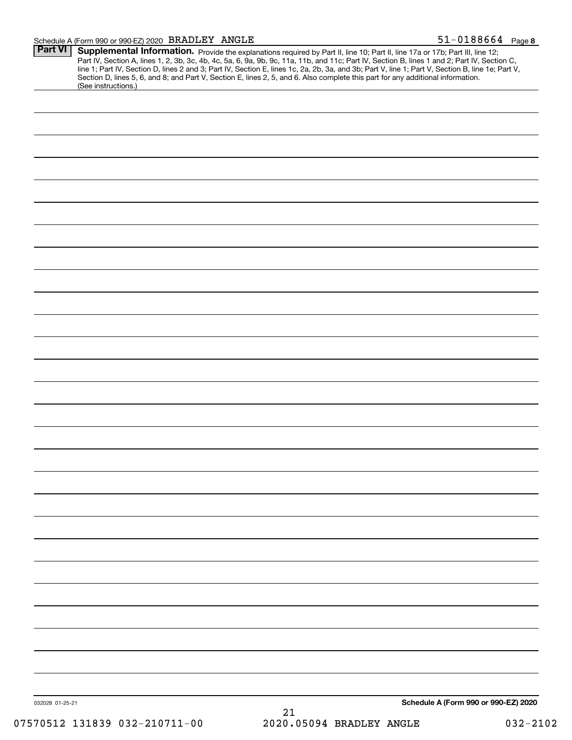Schedule A (Form 990 or 990-EZ) 2020 BRADLEY ANGLE 51-0188664 Page 8

**Part VI** **Supplemental Information.** Provide the explanations required by Part II, line 10; Part II, line 17a or 17b; Part III, line 12; Part IV, Section A, lines 1, 2, 3b, 3c, 4b, 4c, 5a, 6, 9a, 9b, 9c, 11a, 11b, and 11c; Part IV, Section B, lines 1 and 2; Part IV, Section C, line 1; Part IV, Section D, lines 2 and 3; Part IV, Section E, lines 1c, 2a, 2b, 3a, and 3b; Part V, line 1; Part V, Section B, line 1e; Part V, Section D, lines 5, 6, and 8; and Part V, Section E, lines 2, 5, and 6. Also complete this part for any additional information. (See instructions.)

032028 01-25-21 **Schedule A (Form 990 or 990-EZ) 2020**

07570512 131839 032-210711-00 2020.05094 BRADLEY ANGLE 032-2102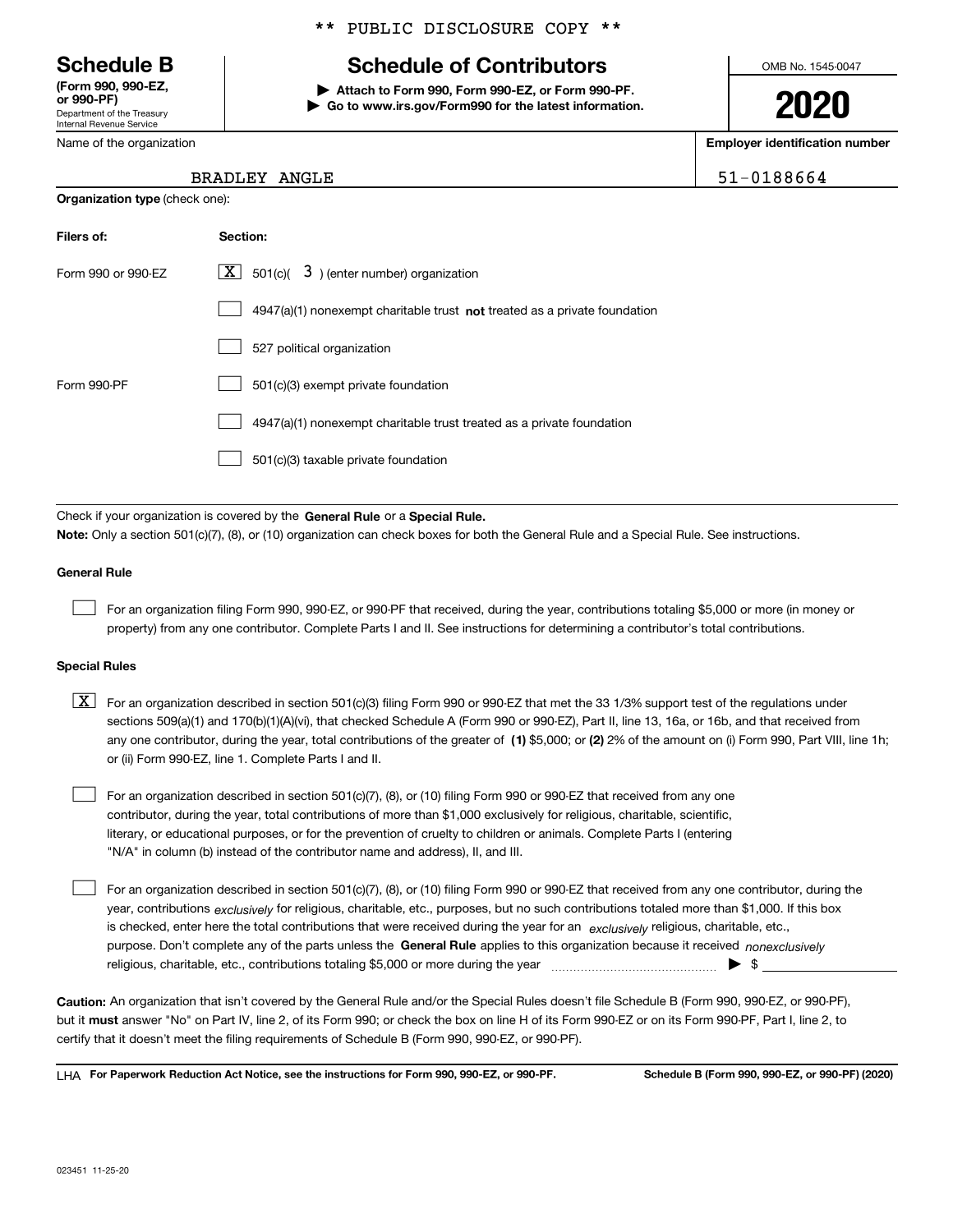** PUBLIC DISCLOSURE COPY **

# Schedule B

**(Form 990, 990-EZ, or 990-PF)**
Department of the Treasury
Internal Revenue Service

## Schedule of Contributors

▶ **Attach to Form 990, Form 990-EZ, or Form 990-PF.**
▶ **Go to www.irs.gov/Form990 for the latest information.**

OMB No. 1545-0047

**2020**

Name of the organization: BRADLEY ANGLE

**Employer identification number:** 51-0188664

**Organization type** (check one):

| Filers of: | Section: |
|---|---|
| Form 990 or 990-EZ | [X] 501(c)( 3 ) (enter number) organization |
| | [ ] 4947(a)(1) nonexempt charitable trust **not** treated as a private foundation |
| | [ ] 527 political organization |
| Form 990-PF | [ ] 501(c)(3) exempt private foundation |
| | [ ] 4947(a)(1) nonexempt charitable trust treated as a private foundation |
| | [ ] 501(c)(3) taxable private foundation |

Check if your organization is covered by the **General Rule** or a **Special Rule.**

**Note:** Only a section 501(c)(7), (8), or (10) organization can check boxes for both the General Rule and a Special Rule. See instructions.

**General Rule**

[ ] For an organization filing Form 990, 990-EZ, or 990-PF that received, during the year, contributions totaling $5,000 or more (in money or property) from any one contributor. Complete Parts I and II. See instructions for determining a contributor's total contributions.

**Special Rules**

[X] For an organization described in section 501(c)(3) filing Form 990 or 990-EZ that met the 33 1/3% support test of the regulations under sections 509(a)(1) and 170(b)(1)(A)(vi), that checked Schedule A (Form 990 or 990-EZ), Part II, line 13, 16a, or 16b, and that received from any one contributor, during the year, total contributions of the greater of **(1)** $5,000; or **(2)** 2% of the amount on (i) Form 990, Part VIII, line 1h; or (ii) Form 990-EZ, line 1. Complete Parts I and II.

[ ] For an organization described in section 501(c)(7), (8), or (10) filing Form 990 or 990-EZ that received from any one contributor, during the year, total contributions of more than $1,000 exclusively for religious, charitable, scientific, literary, or educational purposes, or for the prevention of cruelty to children or animals. Complete Parts I (entering "N/A" in column (b) instead of the contributor name and address), II, and III.

[ ] For an organization described in section 501(c)(7), (8), or (10) filing Form 990 or 990-EZ that received from any one contributor, during the year, contributions *exclusively* for religious, charitable, etc., purposes, but no such contributions totaled more than $1,000. If this box is checked, enter here the total contributions that were received during the year for an *exclusively* religious, charitable, etc., purpose. Don't complete any of the parts unless the **General Rule** applies to this organization because it received *nonexclusively* religious, charitable, etc., contributions totaling $5,000 or more during the year ▶ $ ____________

**Caution:** An organization that isn't covered by the General Rule and/or the Special Rules doesn't file Schedule B (Form 990, 990-EZ, or 990-PF), but it **must** answer "No" on Part IV, line 2, of its Form 990; or check the box on line H of its Form 990-EZ or on its Form 990-PF, Part I, line 2, to certify that it doesn't meet the filing requirements of Schedule B (Form 990, 990-EZ, or 990-PF).

LHA **For Paperwork Reduction Act Notice, see the instructions for Form 990, 990-EZ, or 990-PF.** **Schedule B (Form 990, 990-EZ, or 990-PF) (2020)**

023451 11-25-20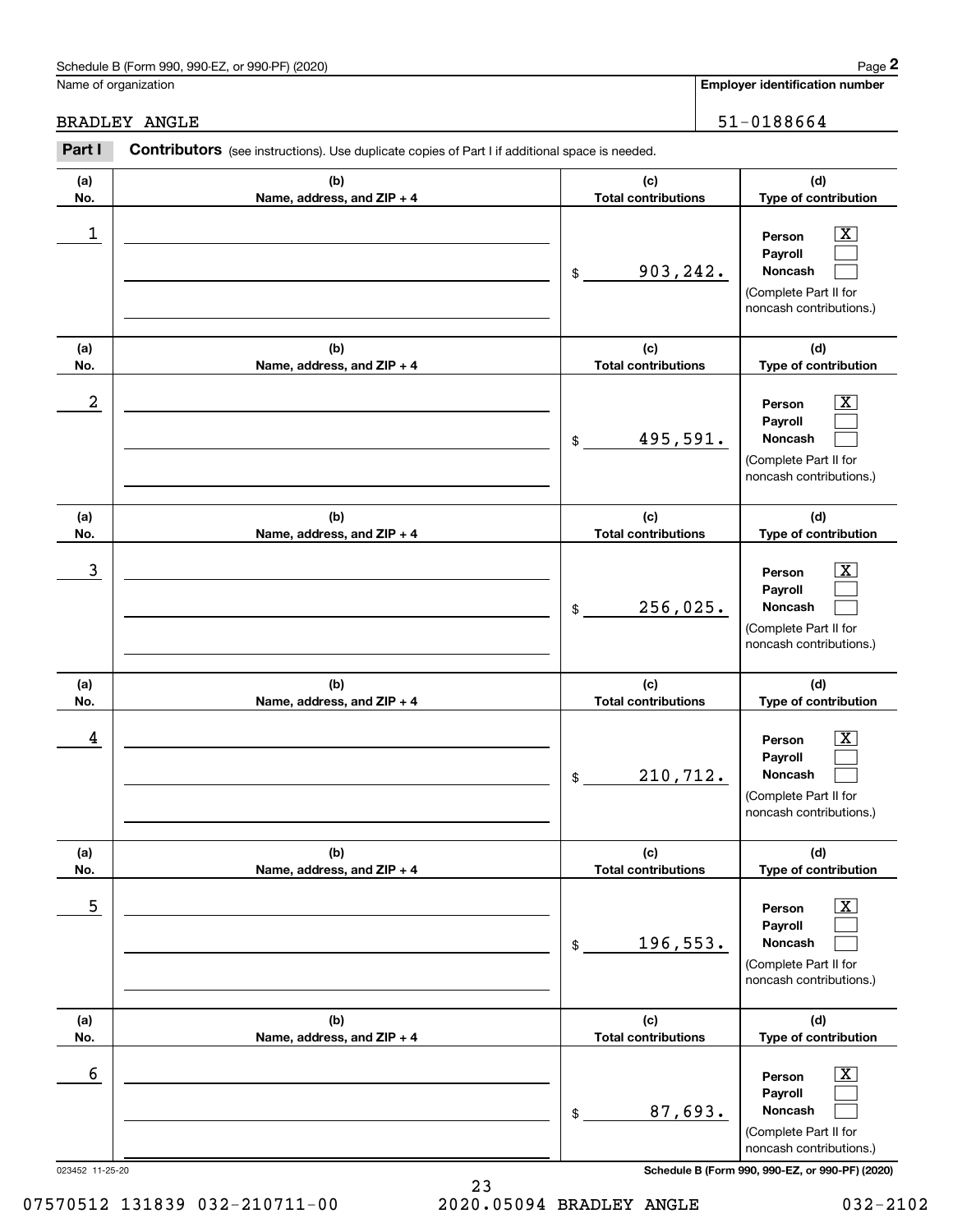Schedule B (Form 990, 990-EZ, or 990-PF) (2020)

Name of organization: BRADLEY ANGLE

Employer identification number: 51-0188664

**Part I** **Contributors** (see instructions). Use duplicate copies of Part I if additional space is needed.

| (a) No. | (b) Name, address, and ZIP + 4 | (c) Total contributions | (d) Type of contribution |
|---|---|---|---|
| 1 | | $ 903,242. | Person [X] Payroll [ ] Noncash [ ] (Complete Part II for noncash contributions.) |
| 2 | | $ 495,591. | Person [X] Payroll [ ] Noncash [ ] (Complete Part II for noncash contributions.) |
| 3 | | $ 256,025. | Person [X] Payroll [ ] Noncash [ ] (Complete Part II for noncash contributions.) |
| 4 | | $ 210,712. | Person [X] Payroll [ ] Noncash [ ] (Complete Part II for noncash contributions.) |
| 5 | | $ 196,553. | Person [X] Payroll [ ] Noncash [ ] (Complete Part II for noncash contributions.) |
| 6 | | $ 87,693. | Person [X] Payroll [ ] Noncash [ ] (Complete Part II for noncash contributions.) |

023452 11-25-20

Schedule B (Form 990, 990-EZ, or 990-PF) (2020)

07570512 131839 032-210711-00 2020.05094 BRADLEY ANGLE 032-2102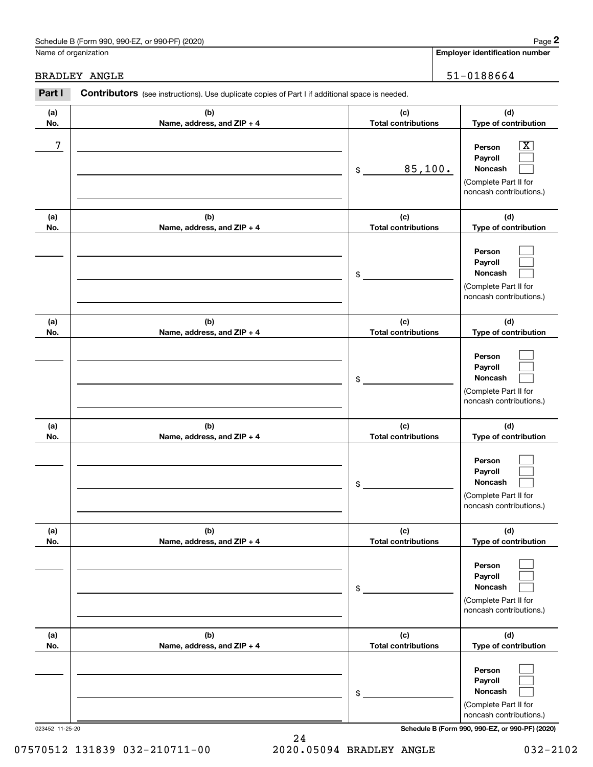Schedule B (Form 990, 990-EZ, or 990-PF) (2020)

Name of organization: BRADLEY ANGLE

Employer identification number: 51-0188664

**Part I** **Contributors** (see instructions). Use duplicate copies of Part I if additional space is needed.

| (a) No. | (b) Name, address, and ZIP + 4 | (c) Total contributions | (d) Type of contribution |
|---|---|---|---|
| 7 | | $ 85,100. | Person [X] Payroll [ ] Noncash [ ] (Complete Part II for noncash contributions.) |
| | | $ | Person [ ] Payroll [ ] Noncash [ ] (Complete Part II for noncash contributions.) |
| | | $ | Person [ ] Payroll [ ] Noncash [ ] (Complete Part II for noncash contributions.) |
| | | $ | Person [ ] Payroll [ ] Noncash [ ] (Complete Part II for noncash contributions.) |
| | | $ | Person [ ] Payroll [ ] Noncash [ ] (Complete Part II for noncash contributions.) |
| | | $ | Person [ ] Payroll [ ] Noncash [ ] (Complete Part II for noncash contributions.) |

023452 11-25-20

Schedule B (Form 990, 990-EZ, or 990-PF) (2020)

07570512 131839 032-210711-00 2020.05094 BRADLEY ANGLE 032-2102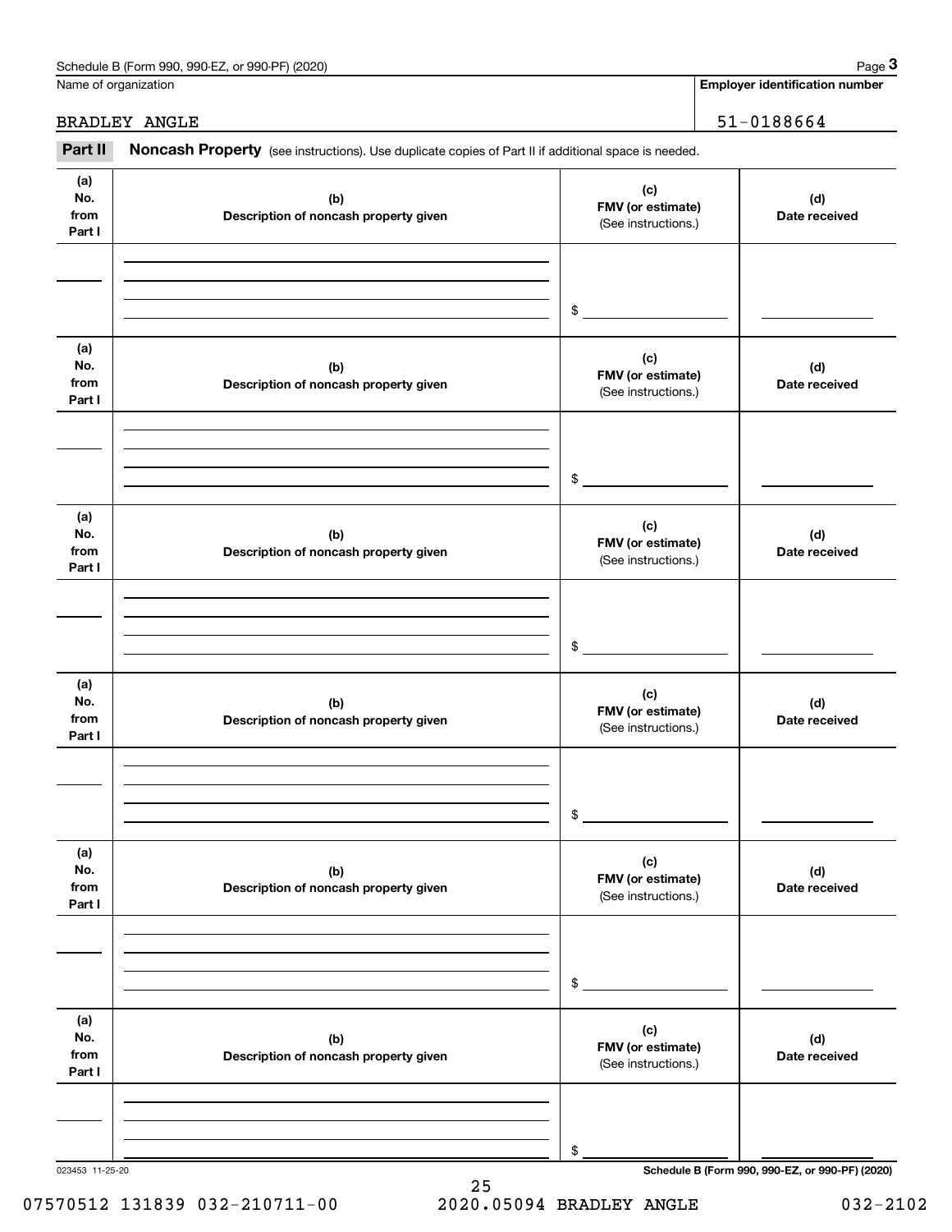Name of organization

BRADLEY ANGLE

**Employer identification number**

51-0188664

**Part II** **Noncash Property** (see instructions). Use duplicate copies of Part II if additional space is needed.

| (a) No. from Part I | (b) Description of noncash property given | (c) FMV (or estimate) (See instructions.) | (d) Date received |
|---|---|---|---|
| | | $ | |

| (a) No. from Part I | (b) Description of noncash property given | (c) FMV (or estimate) (See instructions.) | (d) Date received |
|---|---|---|---|
| | | $ | |

| (a) No. from Part I | (b) Description of noncash property given | (c) FMV (or estimate) (See instructions.) | (d) Date received |
|---|---|---|---|
| | | $ | |

| (a) No. from Part I | (b) Description of noncash property given | (c) FMV (or estimate) (See instructions.) | (d) Date received |
|---|---|---|---|
| | | $ | |

| (a) No. from Part I | (b) Description of noncash property given | (c) FMV (or estimate) (See instructions.) | (d) Date received |
|---|---|---|---|
| | | $ | |

| (a) No. from Part I | (b) Description of noncash property given | (c) FMV (or estimate) (See instructions.) | (d) Date received |
|---|---|---|---|
| | | $ | |

023453 11-25-20

07570512 131839 032-210711-00 2020.05094 BRADLEY ANGLE 032-2102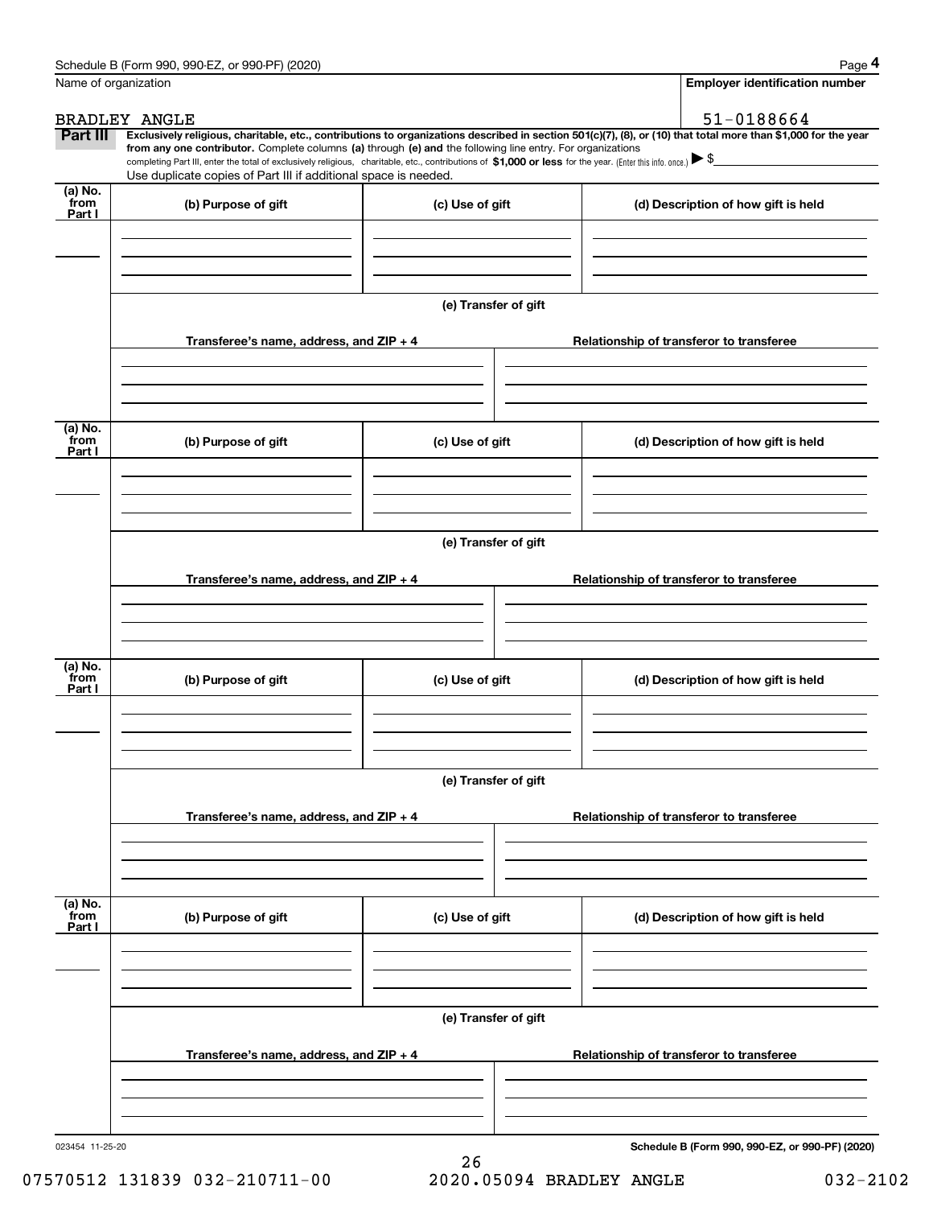Name of organization

BRADLEY ANGLE

**Employer identification number**

51-0188664

**Part III** **Exclusively religious, charitable, etc., contributions to organizations described in section 501(c)(7), (8), or (10) that total more than $1,000 for the year from any one contributor.** Complete columns **(a)** through **(e)** and the following line entry. For organizations completing Part III, enter the total of exclusively religious, charitable, etc., contributions of **$1,000 or less** for the year. (Enter this info. once.) ▶ $

Use duplicate copies of Part III if additional space is needed.

| (a) No. from Part I | (b) Purpose of gift | (c) Use of gift | (d) Description of how gift is held |
|---|---|---|---|
| | | | |

(e) Transfer of gift

| Transferee's name, address, and ZIP + 4 | Relationship of transferor to transferee |
|---|---|
| | |

| (a) No. from Part I | (b) Purpose of gift | (c) Use of gift | (d) Description of how gift is held |
|---|---|---|---|
| | | | |

(e) Transfer of gift

| Transferee's name, address, and ZIP + 4 | Relationship of transferor to transferee |
|---|---|
| | |

| (a) No. from Part I | (b) Purpose of gift | (c) Use of gift | (d) Description of how gift is held |
|---|---|---|---|
| | | | |

(e) Transfer of gift

| Transferee's name, address, and ZIP + 4 | Relationship of transferor to transferee |
|---|---|
| | |

| (a) No. from Part I | (b) Purpose of gift | (c) Use of gift | (d) Description of how gift is held |
|---|---|---|---|
| | | | |

(e) Transfer of gift

| Transferee's name, address, and ZIP + 4 | Relationship of transferor to transferee |
|---|---|
| | |

023454 11-25-20

**Schedule B (Form 990, 990-EZ, or 990-PF) (2020)**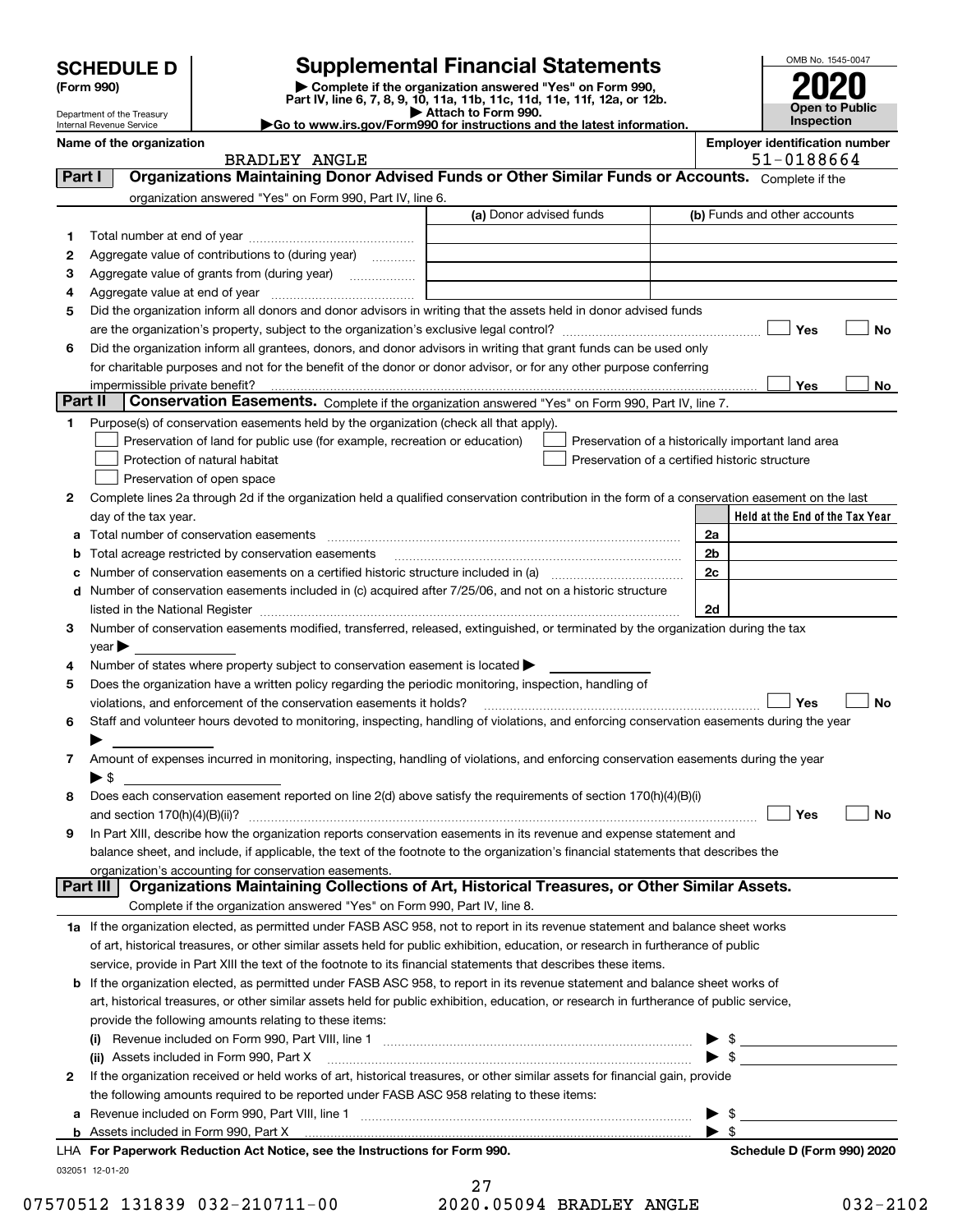# SCHEDULE D (Form 990)

Department of the Treasury
Internal Revenue Service

## Supplemental Financial Statements

▶ Complete if the organization answered "Yes" on Form 990, Part IV, line 6, 7, 8, 9, 10, 11a, 11b, 11c, 11d, 11e, 11f, 12a, or 12b.
▶ Attach to Form 990.
▶Go to www.irs.gov/Form990 for instructions and the latest information.

OMB No. 1545-0047
**2020**
**Open to Public Inspection**

**Name of the organization**
BRADLEY ANGLE

**Employer identification number**
51-0188664

## Part I Organizations Maintaining Donor Advised Funds or Other Similar Funds or Accounts.

Complete if the organization answered "Yes" on Form 990, Part IV, line 6.

| | | (a) Donor advised funds | (b) Funds and other accounts |
|---|---|---|---|
| 1 | Total number at end of year | | |
| 2 | Aggregate value of contributions to (during year) | | |
| 3 | Aggregate value of grants from (during year) | | |
| 4 | Aggregate value at end of year | | |

5 Did the organization inform all donors and donor advisors in writing that the assets held in donor advised funds are the organization's property, subject to the organization's exclusive legal control? ☐ Yes ☐ No

6 Did the organization inform all grantees, donors, and donor advisors in writing that grant funds can be used only for charitable purposes and not for the benefit of the donor or donor advisor, or for any other purpose conferring impermissible private benefit? ☐ Yes ☐ No

## Part II Conservation Easements.

Complete if the organization answered "Yes" on Form 990, Part IV, line 7.

1 Purpose(s) of conservation easements held by the organization (check all that apply).

☐ Preservation of land for public use (for example, recreation or education)
☐ Preservation of a historically important land area
☐ Protection of natural habitat
☐ Preservation of a certified historic structure
☐ Preservation of open space

2 Complete lines 2a through 2d if the organization held a qualified conservation contribution in the form of a conservation easement on the last day of the tax year.

| | | | Held at the End of the Tax Year |
|---|---|---|---|
| a | Total number of conservation easements | 2a | |
| b | Total acreage restricted by conservation easements | 2b | |
| c | Number of conservation easements on a certified historic structure included in (a) | 2c | |
| d | Number of conservation easements included in (c) acquired after 7/25/06, and not on a historic structure listed in the National Register | 2d | |

3 Number of conservation easements modified, transferred, released, extinguished, or terminated by the organization during the tax year ▶

4 Number of states where property subject to conservation easement is located ▶

5 Does the organization have a written policy regarding the periodic monitoring, inspection, handling of violations, and enforcement of the conservation easements it holds? ☐ Yes ☐ No

6 Staff and volunteer hours devoted to monitoring, inspecting, handling of violations, and enforcing conservation easements during the year ▶

7 Amount of expenses incurred in monitoring, inspecting, handling of violations, and enforcing conservation easements during the year ▶ $

8 Does each conservation easement reported on line 2(d) above satisfy the requirements of section 170(h)(4)(B)(i) and section 170(h)(4)(B)(ii)? ☐ Yes ☐ No

9 In Part XIII, describe how the organization reports conservation easements in its revenue and expense statement and balance sheet, and include, if applicable, the text of the footnote to the organization's financial statements that describes the organization's accounting for conservation easements.

## Part III Organizations Maintaining Collections of Art, Historical Treasures, or Other Similar Assets.

Complete if the organization answered "Yes" on Form 990, Part IV, line 8.

1a If the organization elected, as permitted under FASB ASC 958, not to report in its revenue statement and balance sheet works of art, historical treasures, or other similar assets held for public exhibition, education, or research in furtherance of public service, provide in Part XIII the text of the footnote to its financial statements that describes these items.

b If the organization elected, as permitted under FASB ASC 958, to report in its revenue statement and balance sheet works of art, historical treasures, or other similar assets held for public exhibition, education, or research in furtherance of public service, provide the following amounts relating to these items:

(i) Revenue included on Form 990, Part VIII, line 1 ▶ $

(ii) Assets included in Form 990, Part X ▶ $

2 If the organization received or held works of art, historical treasures, or other similar assets for financial gain, provide the following amounts required to be reported under FASB ASC 958 relating to these items:

a Revenue included on Form 990, Part VIII, line 1 ▶ $

b Assets included in Form 990, Part X ▶ $

LHA For Paperwork Reduction Act Notice, see the Instructions for Form 990.

Schedule D (Form 990) 2020

032051 12-01-20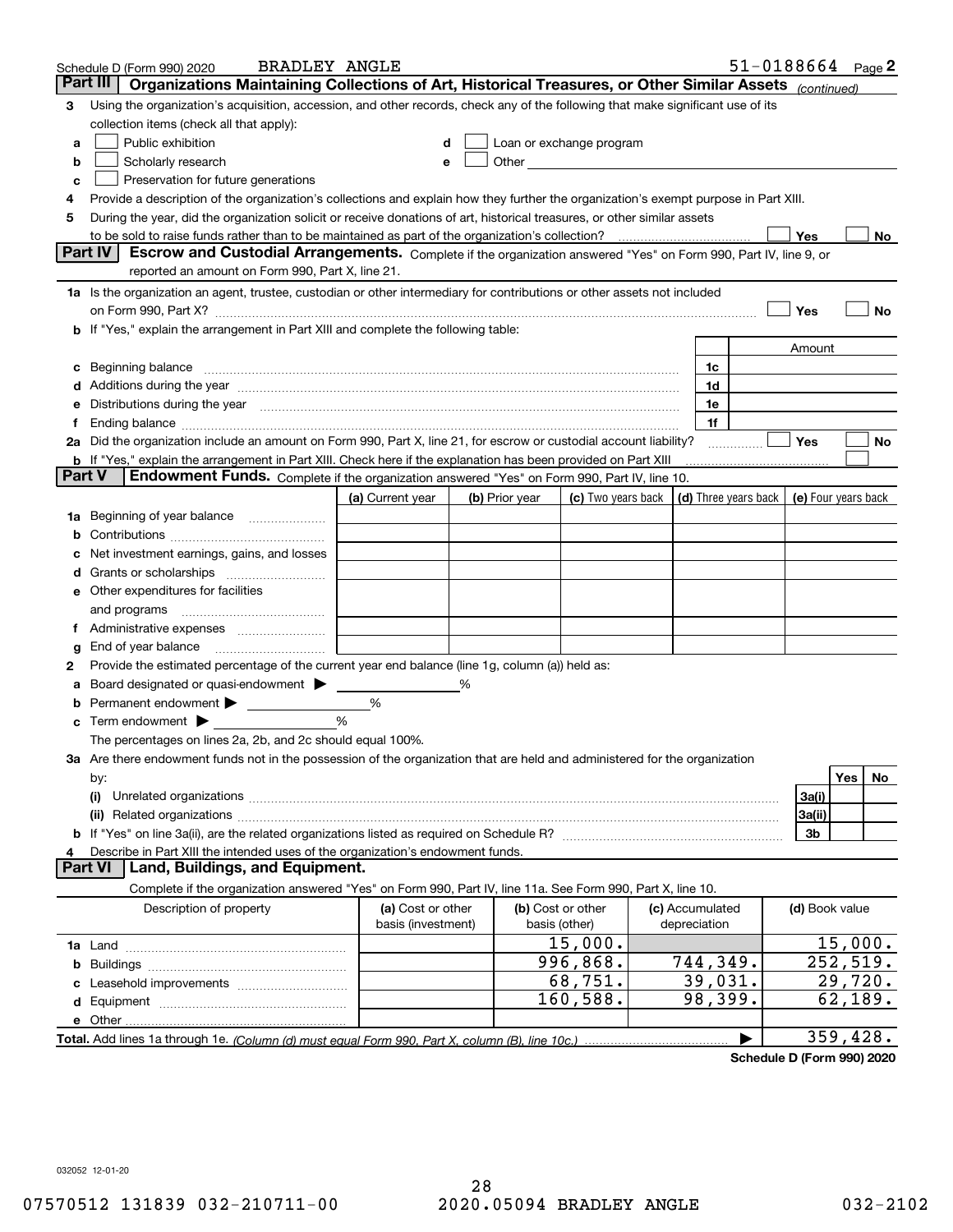Schedule D (Form 990) 2020 BRADLEY ANGLE 51-0188664 Page 2

## Part III Organizations Maintaining Collections of Art, Historical Treasures, or Other Similar Assets *(continued)*

**3** Using the organization's acquisition, accession, and other records, check any of the following that make significant use of its collection items (check all that apply):

- **a** ☐ Public exhibition
- **b** ☐ Scholarly research
- **c** ☐ Preservation for future generations
- **d** ☐ Loan or exchange program
- **e** ☐ Other

**4** Provide a description of the organization's collections and explain how they further the organization's exempt purpose in Part XIII.

**5** During the year, did the organization solicit or receive donations of art, historical treasures, or other similar assets to be sold to raise funds rather than to be maintained as part of the organization's collection? ☐ Yes ☐ No

## Part IV Escrow and Custodial Arrangements.

Complete if the organization answered "Yes" on Form 990, Part IV, line 9, or reported an amount on Form 990, Part X, line 21.

**1a** Is the organization an agent, trustee, custodian or other intermediary for contributions or other assets not included on Form 990, Part X? ☐ Yes ☐ No

**b** If "Yes," explain the arrangement in Part XIII and complete the following table:

| | | Amount |
|---|---|---|
| **c** Beginning balance | 1c | |
| **d** Additions during the year | 1d | |
| **e** Distributions during the year | 1e | |
| **f** Ending balance | 1f | |

**2a** Did the organization include an amount on Form 990, Part X, line 21, for escrow or custodial account liability? ☐ Yes ☐ No

**b** If "Yes," explain the arrangement in Part XIII. Check here if the explanation has been provided on Part XIII ☐

## Part V Endowment Funds.

Complete if the organization answered "Yes" on Form 990, Part IV, line 10.

| | (a) Current year | (b) Prior year | (c) Two years back | (d) Three years back | (e) Four years back |
|---|---|---|---|---|---|
| **1a** Beginning of year balance | | | | | |
| **b** Contributions | | | | | |
| **c** Net investment earnings, gains, and losses | | | | | |
| **d** Grants or scholarships | | | | | |
| **e** Other expenditures for facilities and programs | | | | | |
| **f** Administrative expenses | | | | | |
| **g** End of year balance | | | | | |

**2** Provide the estimated percentage of the current year end balance (line 1g, column (a)) held as:

- **a** Board designated or quasi-endowment ▶ ______ %
- **b** Permanent endowment ▶ ______ %
- **c** Term endowment ▶ ______ %

The percentages on lines 2a, 2b, and 2c should equal 100%.

**3a** Are there endowment funds not in the possession of the organization that are held and administered for the organization by:

| | | Yes | No |
|---|---|---|---|
| **(i)** Unrelated organizations | 3a(i) | | |
| **(ii)** Related organizations | 3a(ii) | | |
| **b** If "Yes" on line 3a(ii), are the related organizations listed as required on Schedule R? | 3b | | |

**4** Describe in Part XIII the intended uses of the organization's endowment funds.

## Part VI Land, Buildings, and Equipment.

Complete if the organization answered "Yes" on Form 990, Part IV, line 11a. See Form 990, Part X, line 10.

| Description of property | (a) Cost or other basis (investment) | (b) Cost or other basis (other) | (c) Accumulated depreciation | (d) Book value |
|---|---|---|---|---|
| **1a** Land | | 15,000. | | 15,000. |
| **b** Buildings | | 996,868. | 744,349. | 252,519. |
| **c** Leasehold improvements | | 68,751. | 39,031. | 29,720. |
| **d** Equipment | | 160,588. | 98,399. | 62,189. |
| **e** Other | | | | |
| **Total.** Add lines 1a through 1e. *(Column (d) must equal Form 990, Part X, column (B), line 10c.)* | | | ▶ | 359,428. |

**Schedule D (Form 990) 2020**

032052 12-01-20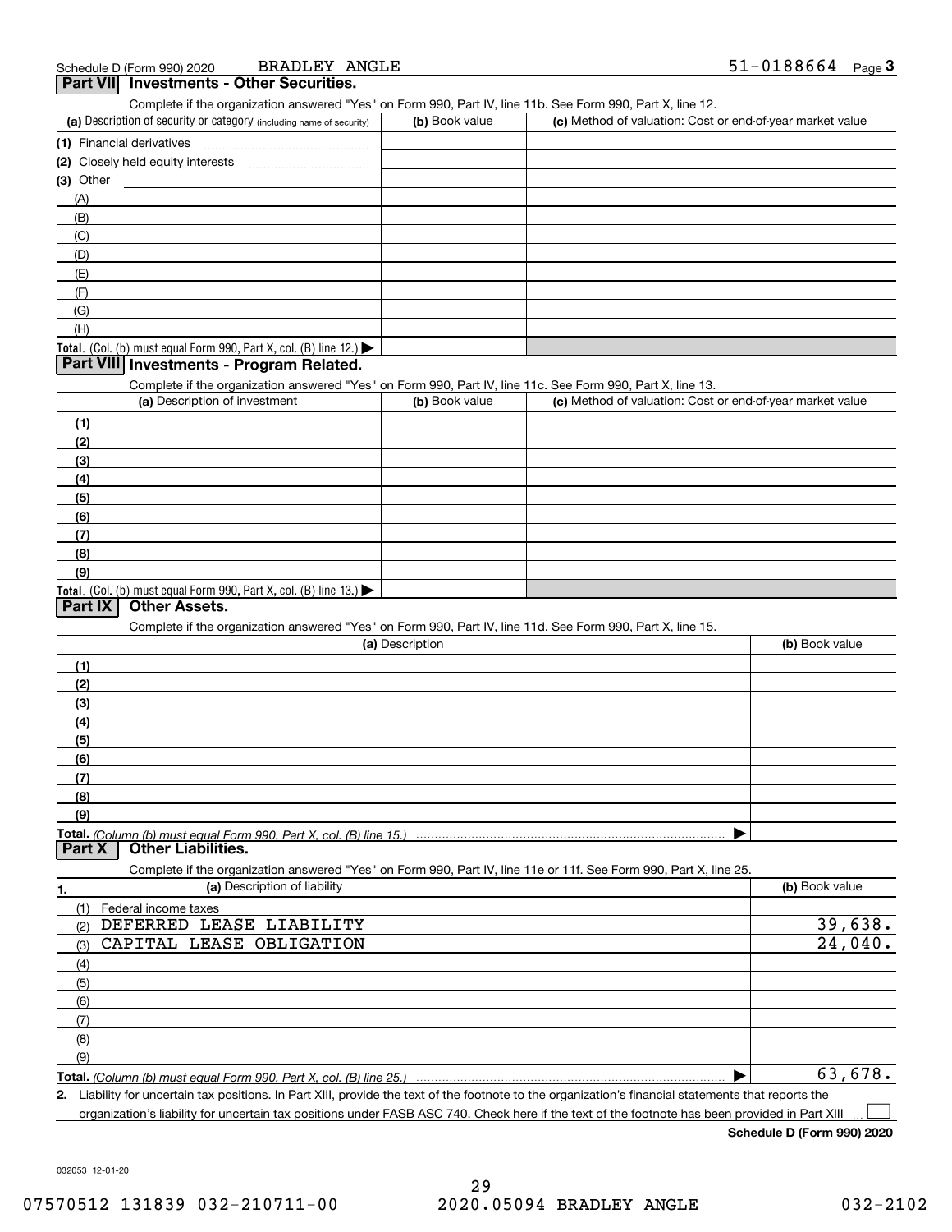Schedule D (Form 990) 2020 BRADLEY ANGLE 51-0188664 Page 3

## Part VII Investments - Other Securities.

Complete if the organization answered "Yes" on Form 990, Part IV, line 11b. See Form 990, Part X, line 12.

| (a) Description of security or category (including name of security) | (b) Book value | (c) Method of valuation: Cost or end-of-year market value |
|---|---|---|
| (1) Financial derivatives | | |
| (2) Closely held equity interests | | |
| (3) Other | | |
| (A) | | |
| (B) | | |
| (C) | | |
| (D) | | |
| (E) | | |
| (F) | | |
| (G) | | |
| (H) | | |
| Total. (Col. (b) must equal Form 990, Part X, col. (B) line 12.) | | |

## Part VIII Investments - Program Related.

Complete if the organization answered "Yes" on Form 990, Part IV, line 11c. See Form 990, Part X, line 13.

| (a) Description of investment | (b) Book value | (c) Method of valuation: Cost or end-of-year market value |
|---|---|---|
| (1) | | |
| (2) | | |
| (3) | | |
| (4) | | |
| (5) | | |
| (6) | | |
| (7) | | |
| (8) | | |
| (9) | | |
| Total. (Col. (b) must equal Form 990, Part X, col. (B) line 13.) | | |

## Part IX Other Assets.

Complete if the organization answered "Yes" on Form 990, Part IV, line 11d. See Form 990, Part X, line 15.

| (a) Description | (b) Book value |
|---|---|
| (1) | |
| (2) | |
| (3) | |
| (4) | |
| (5) | |
| (6) | |
| (7) | |
| (8) | |
| (9) | |
| Total. (Column (b) must equal Form 990, Part X, col. (B) line 15.) | |

## Part X Other Liabilities.

Complete if the organization answered "Yes" on Form 990, Part IV, line 11e or 11f. See Form 990, Part X, line 25.

| 1. (a) Description of liability | (b) Book value |
|---|---|
| (1) Federal income taxes | |
| (2) DEFERRED LEASE LIABILITY | 39,638. |
| (3) CAPITAL LEASE OBLIGATION | 24,040. |
| (4) | |
| (5) | |
| (6) | |
| (7) | |
| (8) | |
| (9) | |
| Total. (Column (b) must equal Form 990, Part X, col. (B) line 25.) | 63,678. |

2. Liability for uncertain tax positions. In Part XIII, provide the text of the footnote to the organization's financial statements that reports the organization's liability for uncertain tax positions under FASB ASC 740. Check here if the text of the footnote has been provided in Part XIII ☐

Schedule D (Form 990) 2020

032053 12-01-20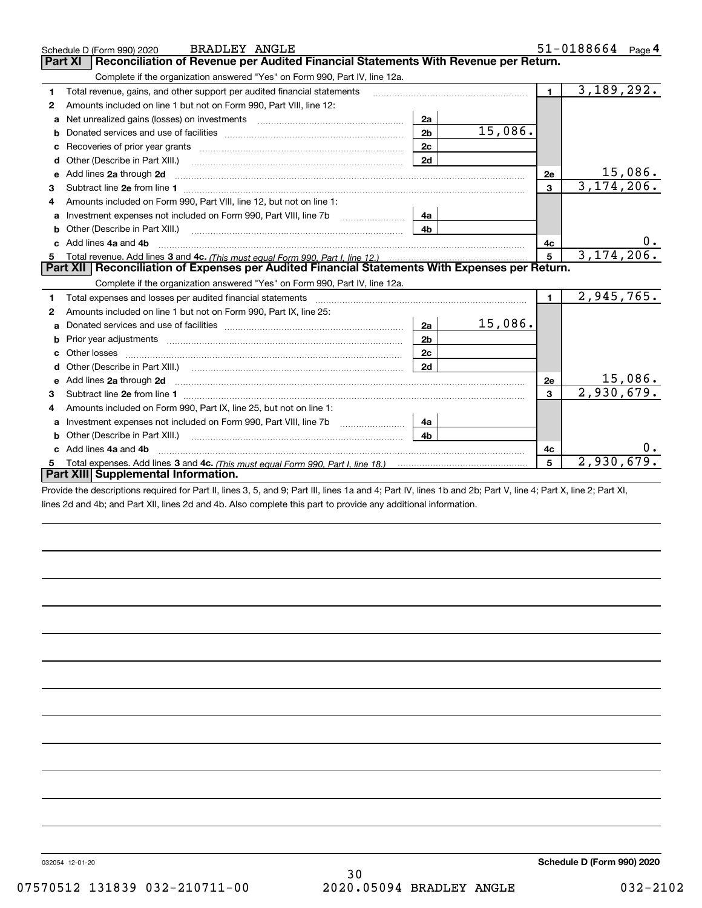Schedule D (Form 990) 2020 BRADLEY ANGLE 51-0188664 Page 4

## Part XI Reconciliation of Revenue per Audited Financial Statements With Revenue per Return.

Complete if the organization answered "Yes" on Form 990, Part IV, line 12a.

| | | | | | |
|---|---|---|---|---|---|
| 1 | Total revenue, gains, and other support per audited financial statements | | | 1 | 3,189,292. |
| 2 | Amounts included on line 1 but not on Form 990, Part VIII, line 12: | | | | |
| a | Net unrealized gains (losses) on investments | 2a | | | |
| b | Donated services and use of facilities | 2b | 15,086. | | |
| c | Recoveries of prior year grants | 2c | | | |
| d | Other (Describe in Part XIII.) | 2d | | | |
| e | Add lines 2a through 2d | | | 2e | 15,086. |
| 3 | Subtract line 2e from line 1 | | | 3 | 3,174,206. |
| 4 | Amounts included on Form 990, Part VIII, line 12, but not on line 1: | | | | |
| a | Investment expenses not included on Form 990, Part VIII, line 7b | 4a | | | |
| b | Other (Describe in Part XIII.) | 4b | | | |
| c | Add lines 4a and 4b | | | 4c | 0. |
| 5 | Total revenue. Add lines 3 and 4c. *(This must equal Form 990, Part I, line 12.)* | | | 5 | 3,174,206. |

## Part XII Reconciliation of Expenses per Audited Financial Statements With Expenses per Return.

Complete if the organization answered "Yes" on Form 990, Part IV, line 12a.

| | | | | | |
|---|---|---|---|---|---|
| 1 | Total expenses and losses per audited financial statements | | | 1 | 2,945,765. |
| 2 | Amounts included on line 1 but not on Form 990, Part IX, line 25: | | | | |
| a | Donated services and use of facilities | 2a | 15,086. | | |
| b | Prior year adjustments | 2b | | | |
| c | Other losses | 2c | | | |
| d | Other (Describe in Part XIII.) | 2d | | | |
| e | Add lines 2a through 2d | | | 2e | 15,086. |
| 3 | Subtract line 2e from line 1 | | | 3 | 2,930,679. |
| 4 | Amounts included on Form 990, Part IX, line 25, but not on line 1: | | | | |
| a | Investment expenses not included on Form 990, Part VIII, line 7b | 4a | | | |
| b | Other (Describe in Part XIII.) | 4b | | | |
| c | Add lines 4a and 4b | | | 4c | 0. |
| 5 | Total expenses. Add lines 3 and 4c. *(This must equal Form 990, Part I, line 18.)* | | | 5 | 2,930,679. |

## Part XIII Supplemental Information.

Provide the descriptions required for Part II, lines 3, 5, and 9; Part III, lines 1a and 4; Part IV, lines 1b and 2b; Part V, line 4; Part X, line 2; Part XI, lines 2d and 4b; and Part XII, lines 2d and 4b. Also complete this part to provide any additional information.

032054 12-01-20 Schedule D (Form 990) 2020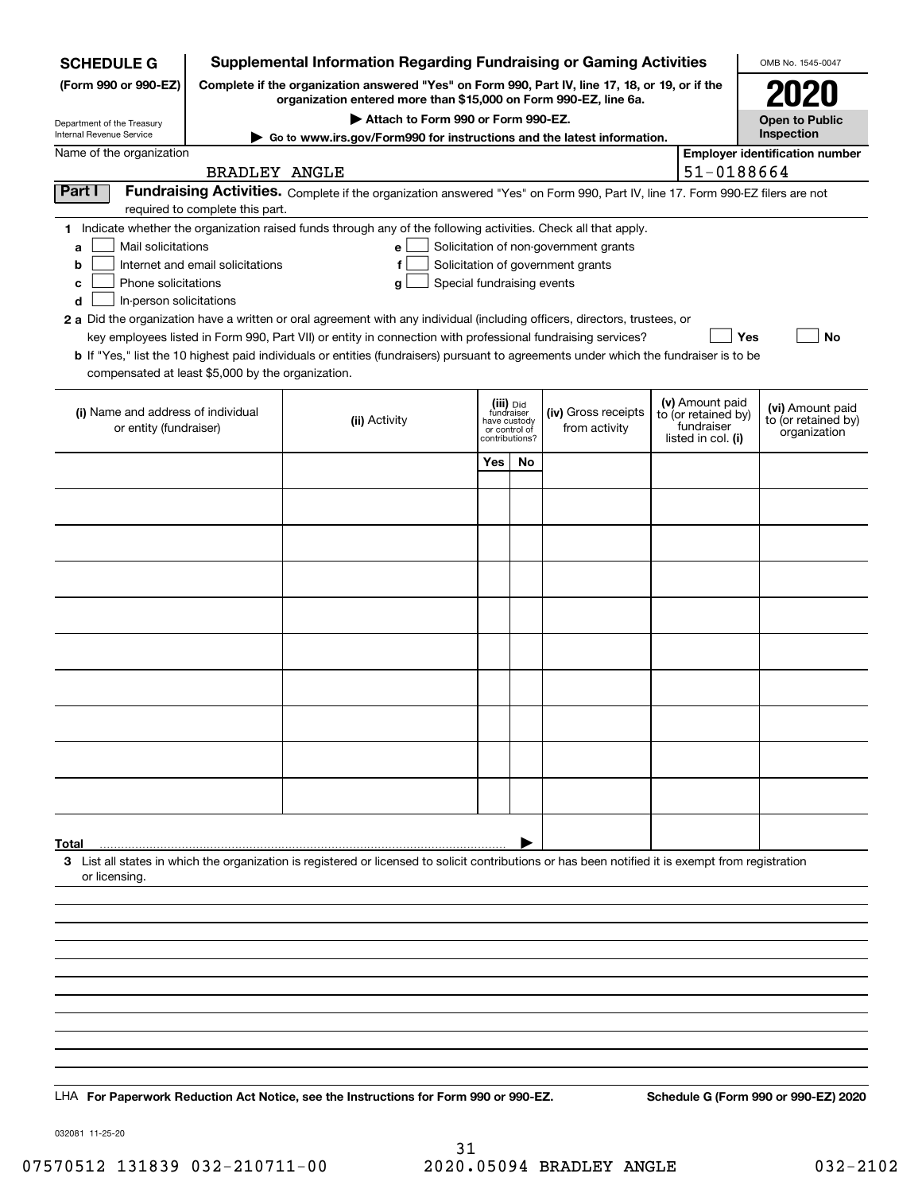**SCHEDULE G**
**(Form 990 or 990-EZ)**

Department of the Treasury
Internal Revenue Service

# Supplemental Information Regarding Fundraising or Gaming Activities

**Complete if the organization answered "Yes" on Form 990, Part IV, line 17, 18, or 19, or if the organization entered more than $15,000 on Form 990-EZ, line 6a.**

**▶ Attach to Form 990 or Form 990-EZ.**

**▶ Go to www.irs.gov/Form990 for instructions and the latest information.**

OMB No. 1545-0047

**2020**

**Open to Public Inspection**

Name of the organization: BRADLEY ANGLE

**Employer identification number:** 51-0188664

**Part I** **Fundraising Activities.** Complete if the organization answered "Yes" on Form 990, Part IV, line 17. Form 990-EZ filers are not required to complete this part.

**1** Indicate whether the organization raised funds through any of the following activities. Check all that apply.

- **a** ☐ Mail solicitations
- **b** ☐ Internet and email solicitations
- **c** ☐ Phone solicitations
- **d** ☐ In-person solicitations
- **e** ☐ Solicitation of non-government grants
- **f** ☐ Solicitation of government grants
- **g** ☐ Special fundraising events

**2 a** Did the organization have a written or oral agreement with any individual (including officers, directors, trustees, or key employees listed in Form 990, Part VII) or entity in connection with professional fundraising services? ☐ **Yes** ☐ **No**

**b** If "Yes," list the 10 highest paid individuals or entities (fundraisers) pursuant to agreements under which the fundraiser is to be compensated at least $5,000 by the organization.

| (i) Name and address of individual or entity (fundraiser) | (ii) Activity | (iii) Did fundraiser have custody or control of contributions? Yes | No | (iv) Gross receipts from activity | (v) Amount paid to (or retained by) fundraiser listed in col. (i) | (vi) Amount paid to (or retained by) organization |
|---|---|---|---|---|---|---|
| | | | | | | |
| | | | | | | |
| | | | | | | |
| | | | | | | |
| | | | | | | |
| | | | | | | |
| | | | | | | |
| | | | | | | |
| | | | | | | |
| | | | | | | |
| **Total** ▶ | | | | | | |

**3** List all states in which the organization is registered or licensed to solicit contributions or has been notified it is exempt from registration or licensing.

LHA **For Paperwork Reduction Act Notice, see the Instructions for Form 990 or 990-EZ.** **Schedule G (Form 990 or 990-EZ) 2020**

032081 11-25-20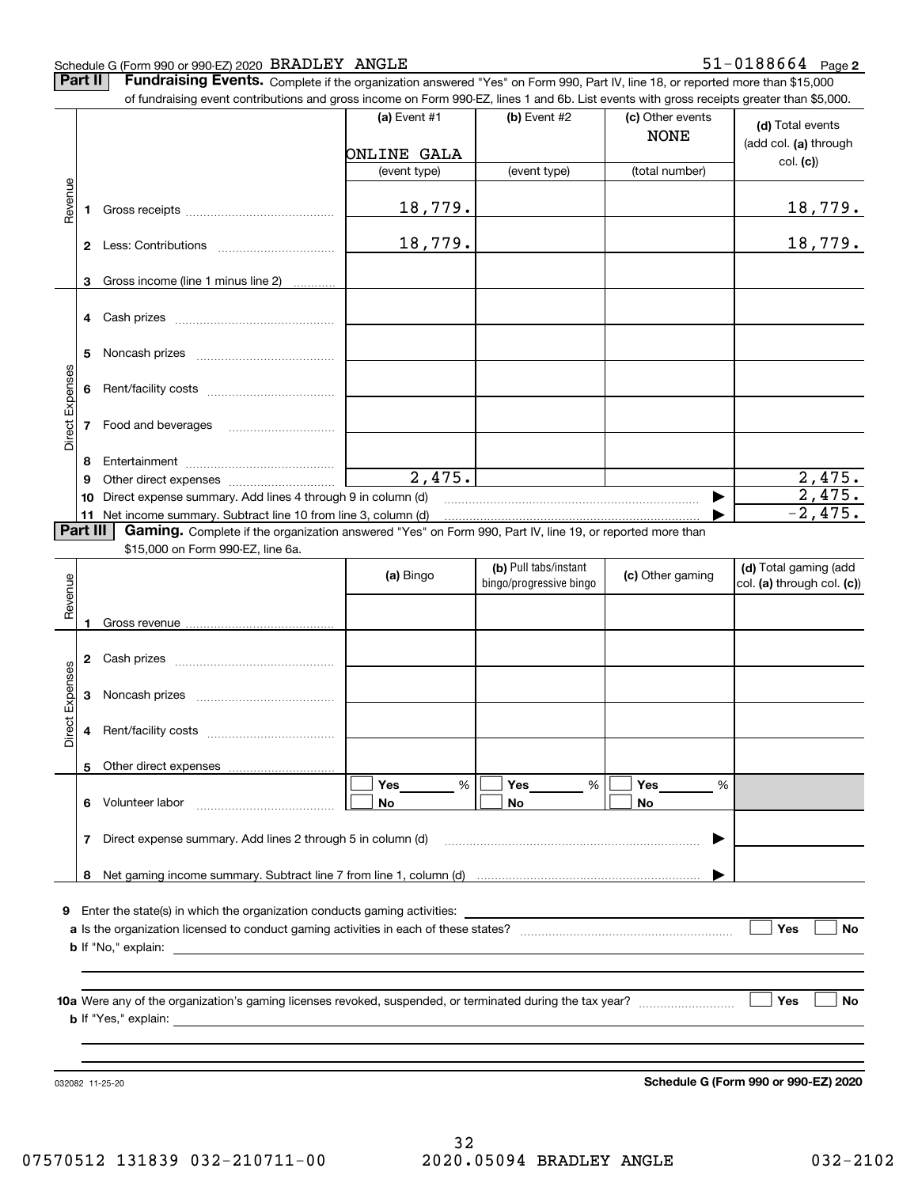Schedule G (Form 990 or 990-EZ) 2020 BRADLEY ANGLE 51-0188664 Page 2

**Part II** **Fundraising Events.** Complete if the organization answered "Yes" on Form 990, Part IV, line 18, or reported more than $15,000 of fundraising event contributions and gross income on Form 990-EZ, lines 1 and 6b. List events with gross receipts greater than $5,000.

| | | (a) Event #1 | (b) Event #2 | (c) Other events | (d) Total events (add col. (a) through col. (c)) |
|---|---|---|---|---|---|
| | | ONLINE GALA | | NONE | |
| | | (event type) | (event type) | (total number) | |
| Revenue | 1 Gross receipts | 18,779. | | | 18,779. |
| | 2 Less: Contributions | 18,779. | | | 18,779. |
| | 3 Gross income (line 1 minus line 2) | | | | |
| Direct Expenses | 4 Cash prizes | | | | |
| | 5 Noncash prizes | | | | |
| | 6 Rent/facility costs | | | | |
| | 7 Food and beverages | | | | |
| | 8 Entertainment | | | | |
| | 9 Other direct expenses | 2,475. | | | 2,475. |
| | 10 Direct expense summary. Add lines 4 through 9 in column (d) | | | ▶ | 2,475. |
| | 11 Net income summary. Subtract line 10 from line 3, column (d) | | | ▶ | -2,475. |

**Part III** **Gaming.** Complete if the organization answered "Yes" on Form 990, Part IV, line 19, or reported more than $15,000 on Form 990-EZ, line 6a.

| | | (a) Bingo | (b) Pull tabs/instant bingo/progressive bingo | (c) Other gaming | (d) Total gaming (add col. (a) through col. (c)) |
|---|---|---|---|---|---|
| Revenue | 1 Gross revenue | | | | |
| Direct Expenses | 2 Cash prizes | | | | |
| | 3 Noncash prizes | | | | |
| | 4 Rent/facility costs | | | | |
| | 5 Other direct expenses | | | | |
| | 6 Volunteer labor | ☐ Yes ____% ☐ No | ☐ Yes ____% ☐ No | ☐ Yes ____% ☐ No | |
| | 7 Direct expense summary. Add lines 2 through 5 in column (d) | | | ▶ | |
| | 8 Net gaming income summary. Subtract line 7 from line 1, column (d) | | | ▶ | |

9 Enter the state(s) in which the organization conducts gaming activities:

a Is the organization licensed to conduct gaming activities in each of these states? ☐ Yes ☐ No

b If "No," explain:

10a Were any of the organization's gaming licenses revoked, suspended, or terminated during the tax year? ☐ Yes ☐ No

b If "Yes," explain:

032082 11-25-20 **Schedule G (Form 990 or 990-EZ) 2020**

07570512 131839 032-210711-00 2020.05094 BRADLEY ANGLE 032-2102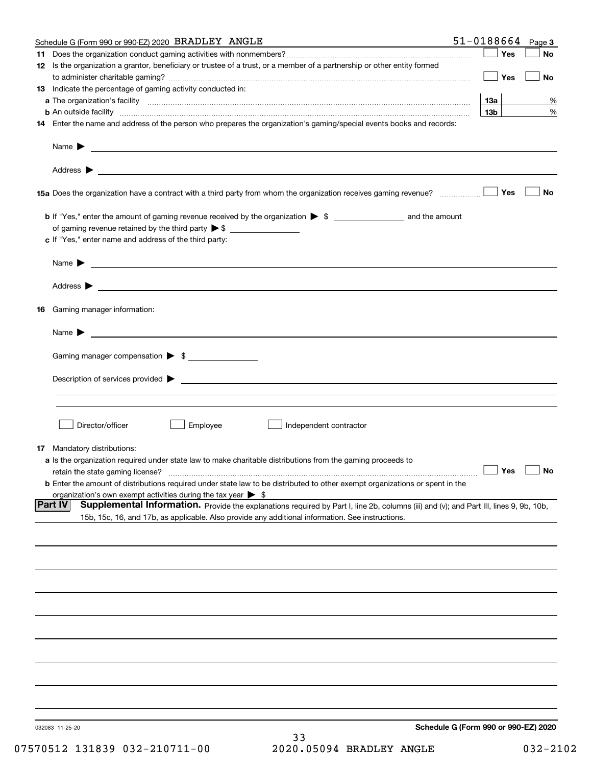Schedule G (Form 990 or 990-EZ) 2020 BRADLEY ANGLE 51-0188664 Page 3

**11** Does the organization conduct gaming activities with nonmembers? ☐ Yes ☐ No

**12** Is the organization a grantor, beneficiary or trustee of a trust, or a member of a partnership or other entity formed to administer charitable gaming? ☐ Yes ☐ No

**13** Indicate the percentage of gaming activity conducted in:

**a** The organization's facility **13a** %

**b** An outside facility **13b** %

**14** Enter the name and address of the person who prepares the organization's gaming/special events books and records:

Name ▶

Address ▶

**15a** Does the organization have a contract with a third party from whom the organization receives gaming revenue? ☐ Yes ☐ No

**b** If "Yes," enter the amount of gaming revenue received by the organization ▶ $ and the amount of gaming revenue retained by the third party ▶ $

**c** If "Yes," enter name and address of the third party:

Name ▶

Address ▶

**16** Gaming manager information:

Name ▶

Gaming manager compensation ▶ $

Description of services provided ▶

☐ Director/officer ☐ Employee ☐ Independent contractor

**17** Mandatory distributions:

**a** Is the organization required under state law to make charitable distributions from the gaming proceeds to retain the state gaming license? ☐ Yes ☐ No

**b** Enter the amount of distributions required under state law to be distributed to other exempt organizations or spent in the organization's own exempt activities during the tax year ▶ $

**Part IV** **Supplemental Information.** Provide the explanations required by Part I, line 2b, columns (iii) and (v); and Part III, lines 9, 9b, 10b, 15b, 15c, 16, and 17b, as applicable. Also provide any additional information. See instructions.

032083 11-25-20 **Schedule G (Form 990 or 990-EZ) 2020**

07570512 131839 032-210711-00 2020.05094 BRADLEY ANGLE 032-2102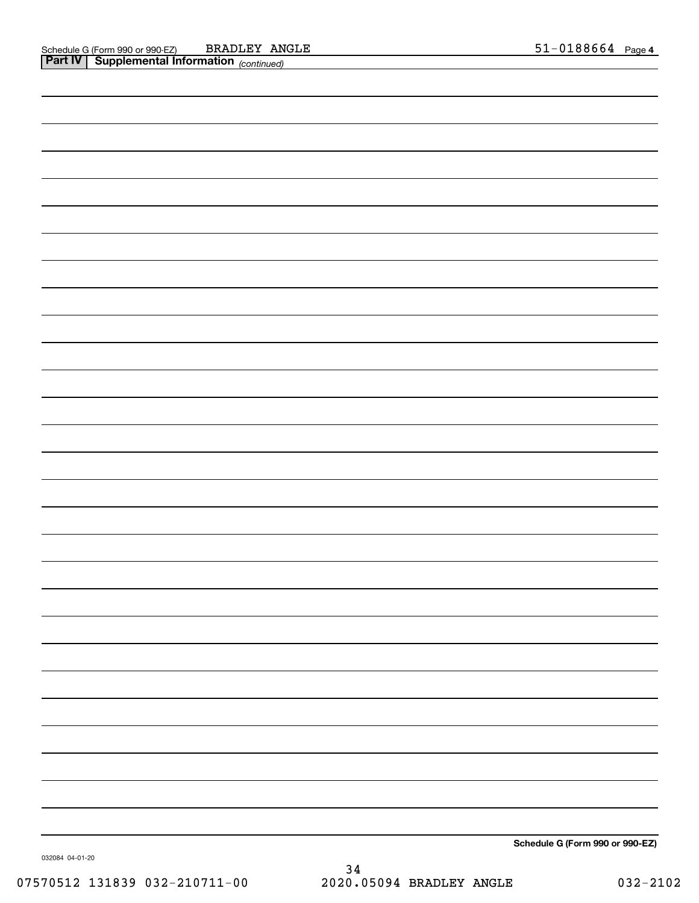Schedule G (Form 990 or 990-EZ) BRADLEY ANGLE 51-0188664 Page **4**

**Part IV | Supplemental Information** *(continued)*

**Schedule G (Form 990 or 990-EZ)**

032084 04-01-20

07570512 131839 032-210711-00 2020.05094 BRADLEY ANGLE 032-2102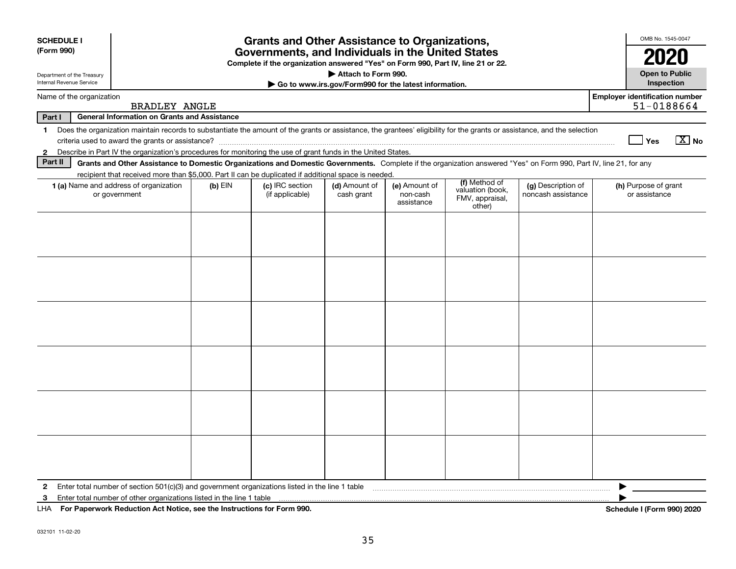**SCHEDULE I (Form 990)**

Department of the Treasury
Internal Revenue Service

# Grants and Other Assistance to Organizations, Governments, and Individuals in the United States

**Complete if the organization answered "Yes" on Form 990, Part IV, line 21 or 22.**

**▶ Attach to Form 990.**

**▶ Go to www.irs.gov/Form990 for the latest information.**

OMB No. 1545-0047

**2020**

**Open to Public Inspection**

Name of the organization: BRADLEY ANGLE

Employer identification number: 51-0188664

**Part I — General Information on Grants and Assistance**

1 Does the organization maintain records to substantiate the amount of the grants or assistance, the grantees' eligibility for the grants or assistance, and the selection criteria used to award the grants or assistance? ☐ Yes ☒ No

2 Describe in Part IV the organization's procedures for monitoring the use of grant funds in the United States.

**Part II — Grants and Other Assistance to Domestic Organizations and Domestic Governments.** Complete if the organization answered "Yes" on Form 990, Part IV, line 21, for any recipient that received more than $5,000. Part II can be duplicated if additional space is needed.

| 1 (a) Name and address of organization or government | (b) EIN | (c) IRC section (if applicable) | (d) Amount of cash grant | (e) Amount of non-cash assistance | (f) Method of valuation (book, FMV, appraisal, other) | (g) Description of noncash assistance | (h) Purpose of grant or assistance |
|---|---|---|---|---|---|---|---|
| | | | | | | | |
| | | | | | | | |
| | | | | | | | |
| | | | | | | | |
| | | | | | | | |
| | | | | | | | |

2 Enter total number of section 501(c)(3) and government organizations listed in the line 1 table ▶

3 Enter total number of other organizations listed in the line 1 table ▶

LHA **For Paperwork Reduction Act Notice, see the Instructions for Form 990.** **Schedule I (Form 990) 2020**

032101 11-02-20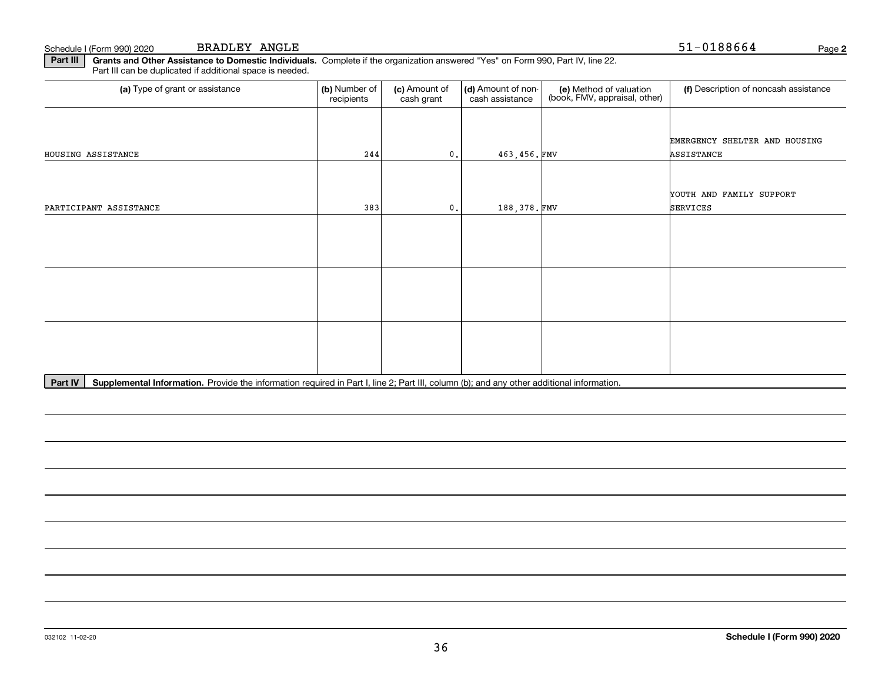Schedule I (Form 990) 2020 BRADLEY ANGLE 51-0188664

**Part III** **Grants and Other Assistance to Domestic Individuals.** Complete if the organization answered "Yes" on Form 990, Part IV, line 22. Part III can be duplicated if additional space is needed.

| (a) Type of grant or assistance | (b) Number of recipients | (c) Amount of cash grant | (d) Amount of non-cash assistance | (e) Method of valuation (book, FMV, appraisal, other) | (f) Description of noncash assistance |
|---|---|---|---|---|---|
| HOUSING ASSISTANCE | 244 | 0. | 463,456. | FMV | EMERGENCY SHELTER AND HOUSING ASSISTANCE |
| PARTICIPANT ASSISTANCE | 383 | 0. | 188,378. | FMV | YOUTH AND FAMILY SUPPORT SERVICES |
| | | | | | |
| | | | | | |
| | | | | | |

**Part IV** **Supplemental Information.** Provide the information required in Part I, line 2; Part III, column (b); and any other additional information.

032102 11-02-20

**Schedule I (Form 990) 2020**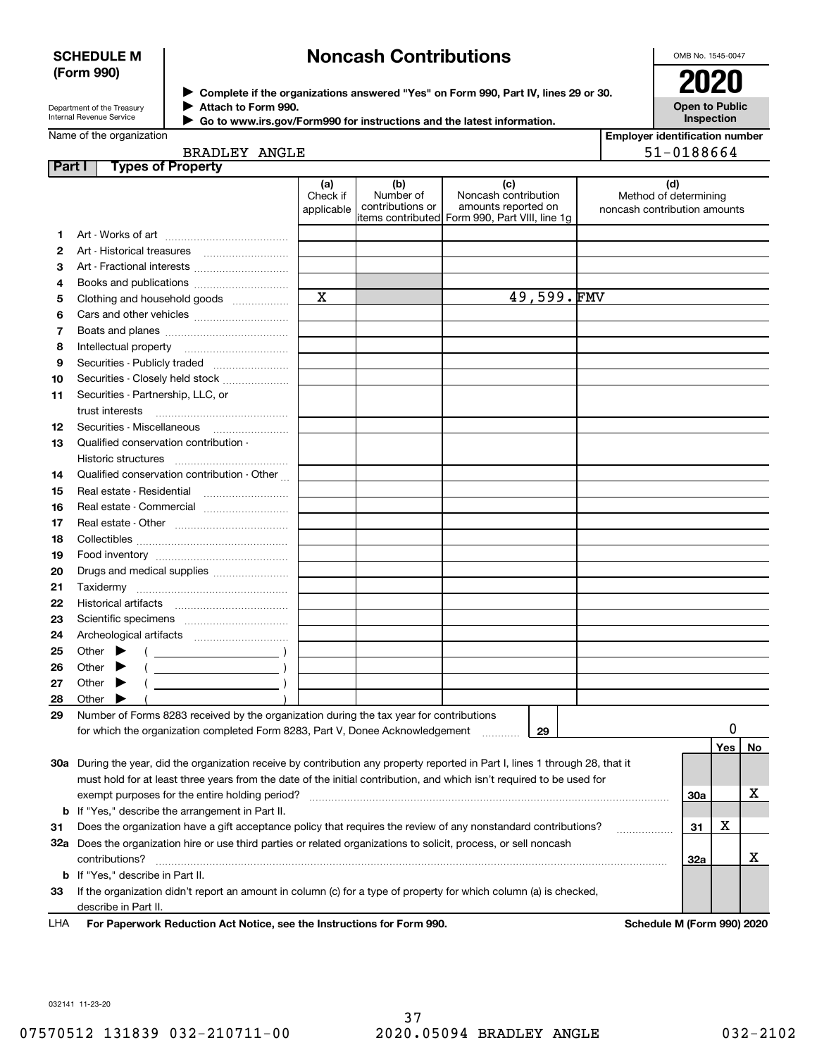**SCHEDULE M (Form 990)**

# Noncash Contributions

▶ Complete if the organizations answered "Yes" on Form 990, Part IV, lines 29 or 30.
▶ Attach to Form 990.
▶ Go to www.irs.gov/Form990 for instructions and the latest information.

Department of the Treasury
Internal Revenue Service

OMB No. 1545-0047
**2020**
**Open to Public Inspection**

Name of the organization: BRADLEY ANGLE
Employer identification number: 51-0188664

## Part I Types of Property

| | | (a) Check if applicable | (b) Number of contributions or items contributed | (c) Noncash contribution amounts reported on Form 990, Part VIII, line 1g | (d) Method of determining noncash contribution amounts |
|---|---|---|---|---|---|
| 1 | Art - Works of art | | | | |
| 2 | Art - Historical treasures | | | | |
| 3 | Art - Fractional interests | | | | |
| 4 | Books and publications | | | | |
| 5 | Clothing and household goods | X | | 49,599. | FMV |
| 6 | Cars and other vehicles | | | | |
| 7 | Boats and planes | | | | |
| 8 | Intellectual property | | | | |
| 9 | Securities - Publicly traded | | | | |
| 10 | Securities - Closely held stock | | | | |
| 11 | Securities - Partnership, LLC, or trust interests | | | | |
| 12 | Securities - Miscellaneous | | | | |
| 13 | Qualified conservation contribution - Historic structures | | | | |
| 14 | Qualified conservation contribution - Other | | | | |
| 15 | Real estate - Residential | | | | |
| 16 | Real estate - Commercial | | | | |
| 17 | Real estate - Other | | | | |
| 18 | Collectibles | | | | |
| 19 | Food inventory | | | | |
| 20 | Drugs and medical supplies | | | | |
| 21 | Taxidermy | | | | |
| 22 | Historical artifacts | | | | |
| 23 | Scientific specimens | | | | |
| 24 | Archeological artifacts | | | | |
| 25 | Other ▶ ( ) | | | | |
| 26 | Other ▶ ( ) | | | | |
| 27 | Other ▶ ( ) | | | | |
| 28 | Other ▶ ( ) | | | | |

**29** Number of Forms 8283 received by the organization during the tax year for contributions for which the organization completed Form 8283, Part V, Donee Acknowledgement ..... **29** 0

| | | | Yes | No |
|---|---|---|---|---|
| **30a** | During the year, did the organization receive by contribution any property reported in Part I, lines 1 through 28, that it must hold for at least three years from the date of the initial contribution, and which isn't required to be used for exempt purposes for the entire holding period? | 30a | | X |
| **b** | If "Yes," describe the arrangement in Part II. | | | |
| **31** | Does the organization have a gift acceptance policy that requires the review of any nonstandard contributions? | 31 | X | |
| **32a** | Does the organization hire or use third parties or related organizations to solicit, process, or sell noncash contributions? | 32a | | X |
| **b** | If "Yes," describe in Part II. | | | |
| **33** | If the organization didn't report an amount in column (c) for a type of property for which column (a) is checked, describe in Part II. | | | |

LHA **For Paperwork Reduction Act Notice, see the Instructions for Form 990.** **Schedule M (Form 990) 2020**

032141 11-23-20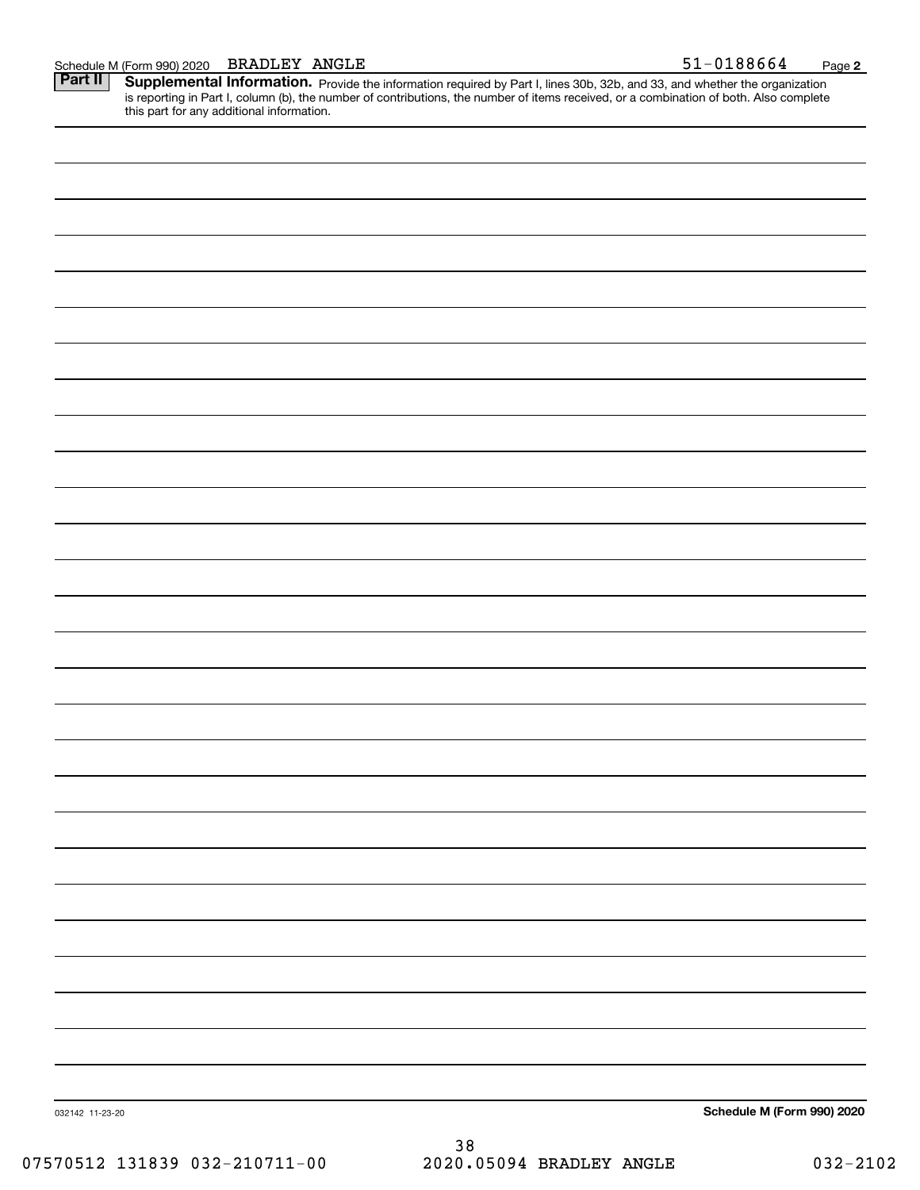Schedule M (Form 990) 2020 BRADLEY ANGLE 51-0188664 Page 2

**Part II** **Supplemental Information.** Provide the information required by Part I, lines 30b, 32b, and 33, and whether the organization is reporting in Part I, column (b), the number of contributions, the number of items received, or a combination of both. Also complete this part for any additional information.

032142 11-23-20

**Schedule M (Form 990) 2020**

07570512 131839 032-210711-00 2020.05094 BRADLEY ANGLE 032-2102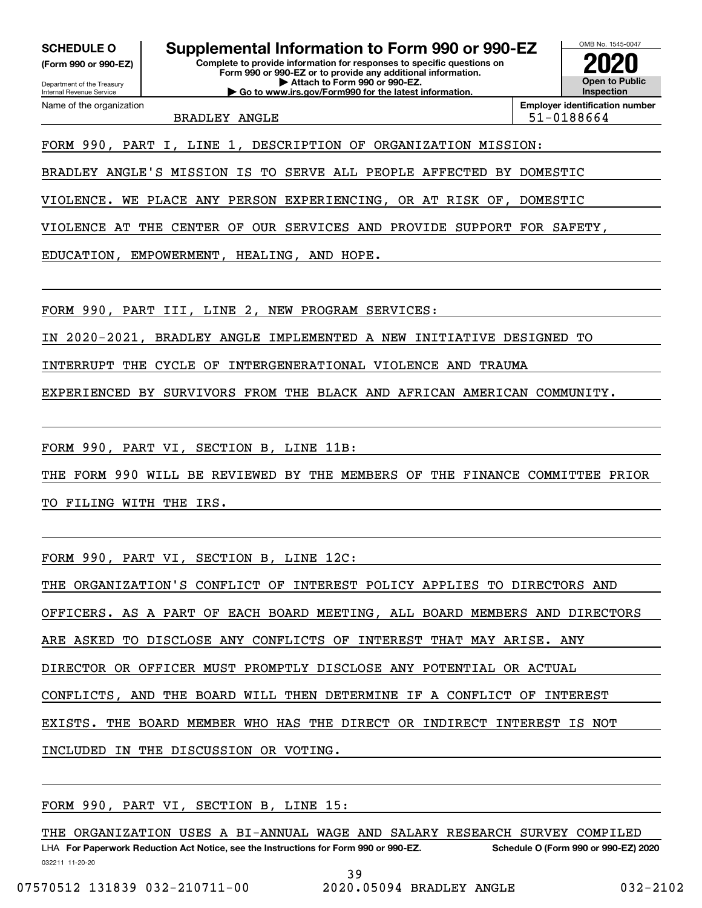**SCHEDULE O**
**(Form 990 or 990-EZ)**

Department of the Treasury
Internal Revenue Service

# Supplemental Information to Form 990 or 990-EZ

**Complete to provide information for responses to specific questions on Form 990 or 990-EZ or to provide any additional information.**
**▶ Attach to Form 990 or 990-EZ.**
**▶ Go to www.irs.gov/Form990 for the latest information.**

OMB No. 1545-0047

**2020**

**Open to Public Inspection**

Name of the organization: BRADLEY ANGLE

**Employer identification number:** 51-0188664

FORM 990, PART I, LINE 1, DESCRIPTION OF ORGANIZATION MISSION:

BRADLEY ANGLE'S MISSION IS TO SERVE ALL PEOPLE AFFECTED BY DOMESTIC VIOLENCE. WE PLACE ANY PERSON EXPERIENCING, OR AT RISK OF, DOMESTIC VIOLENCE AT THE CENTER OF OUR SERVICES AND PROVIDE SUPPORT FOR SAFETY, EDUCATION, EMPOWERMENT, HEALING, AND HOPE.

FORM 990, PART III, LINE 2, NEW PROGRAM SERVICES:

IN 2020-2021, BRADLEY ANGLE IMPLEMENTED A NEW INITIATIVE DESIGNED TO INTERRUPT THE CYCLE OF INTERGENERATIONAL VIOLENCE AND TRAUMA EXPERIENCED BY SURVIVORS FROM THE BLACK AND AFRICAN AMERICAN COMMUNITY.

FORM 990, PART VI, SECTION B, LINE 11B:

THE FORM 990 WILL BE REVIEWED BY THE MEMBERS OF THE FINANCE COMMITTEE PRIOR TO FILING WITH THE IRS.

FORM 990, PART VI, SECTION B, LINE 12C:

THE ORGANIZATION'S CONFLICT OF INTEREST POLICY APPLIES TO DIRECTORS AND OFFICERS. AS A PART OF EACH BOARD MEETING, ALL BOARD MEMBERS AND DIRECTORS ARE ASKED TO DISCLOSE ANY CONFLICTS OF INTEREST THAT MAY ARISE. ANY DIRECTOR OR OFFICER MUST PROMPTLY DISCLOSE ANY POTENTIAL OR ACTUAL CONFLICTS, AND THE BOARD WILL THEN DETERMINE IF A CONFLICT OF INTEREST EXISTS. THE BOARD MEMBER WHO HAS THE DIRECT OR INDIRECT INTEREST IS NOT INCLUDED IN THE DISCUSSION OR VOTING.

FORM 990, PART VI, SECTION B, LINE 15:

THE ORGANIZATION USES A BI-ANNUAL WAGE AND SALARY RESEARCH SURVEY COMPILED

LHA **For Paperwork Reduction Act Notice, see the Instructions for Form 990 or 990-EZ.** **Schedule O (Form 990 or 990-EZ) 2020**

032211 11-20-20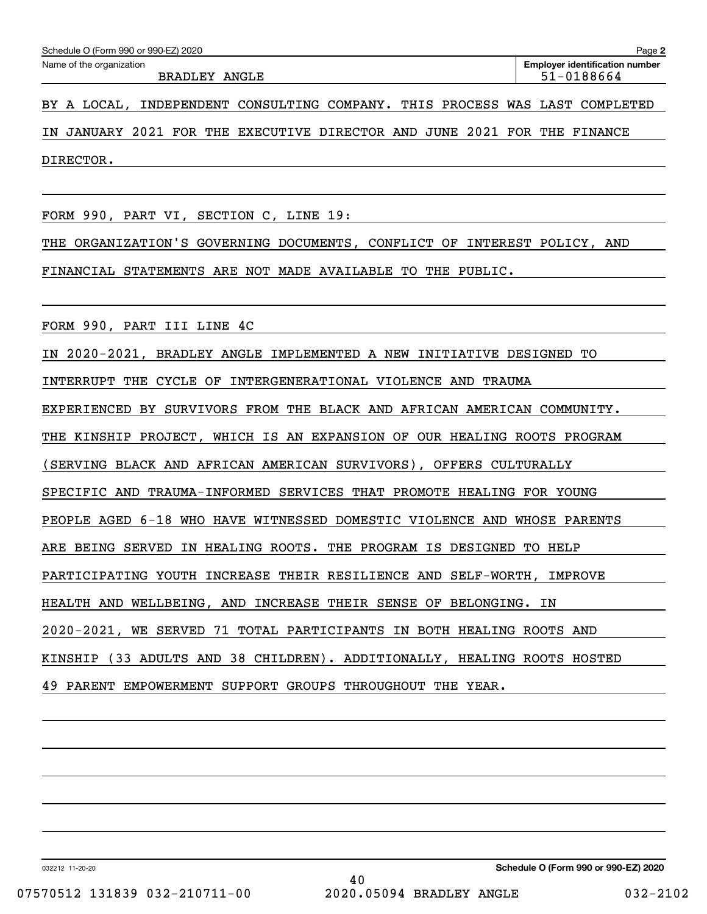Schedule O (Form 990 or 990-EZ) 2020

Name of the organization: BRADLEY ANGLE

Employer identification number: 51-0188664

BY A LOCAL, INDEPENDENT CONSULTING COMPANY. THIS PROCESS WAS LAST COMPLETED IN JANUARY 2021 FOR THE EXECUTIVE DIRECTOR AND JUNE 2021 FOR THE FINANCE DIRECTOR.

FORM 990, PART VI, SECTION C, LINE 19:

THE ORGANIZATION'S GOVERNING DOCUMENTS, CONFLICT OF INTEREST POLICY, AND FINANCIAL STATEMENTS ARE NOT MADE AVAILABLE TO THE PUBLIC.

FORM 990, PART III LINE 4C

IN 2020-2021, BRADLEY ANGLE IMPLEMENTED A NEW INITIATIVE DESIGNED TO INTERRUPT THE CYCLE OF INTERGENERATIONAL VIOLENCE AND TRAUMA EXPERIENCED BY SURVIVORS FROM THE BLACK AND AFRICAN AMERICAN COMMUNITY. THE KINSHIP PROJECT, WHICH IS AN EXPANSION OF OUR HEALING ROOTS PROGRAM (SERVING BLACK AND AFRICAN AMERICAN SURVIVORS), OFFERS CULTURALLY SPECIFIC AND TRAUMA-INFORMED SERVICES THAT PROMOTE HEALING FOR YOUNG PEOPLE AGED 6-18 WHO HAVE WITNESSED DOMESTIC VIOLENCE AND WHOSE PARENTS ARE BEING SERVED IN HEALING ROOTS. THE PROGRAM IS DESIGNED TO HELP PARTICIPATING YOUTH INCREASE THEIR RESILIENCE AND SELF-WORTH, IMPROVE HEALTH AND WELLBEING, AND INCREASE THEIR SENSE OF BELONGING. IN 2020-2021, WE SERVED 71 TOTAL PARTICIPANTS IN BOTH HEALING ROOTS AND KINSHIP (33 ADULTS AND 38 CHILDREN). ADDITIONALLY, HEALING ROOTS HOSTED 49 PARENT EMPOWERMENT SUPPORT GROUPS THROUGHOUT THE YEAR.